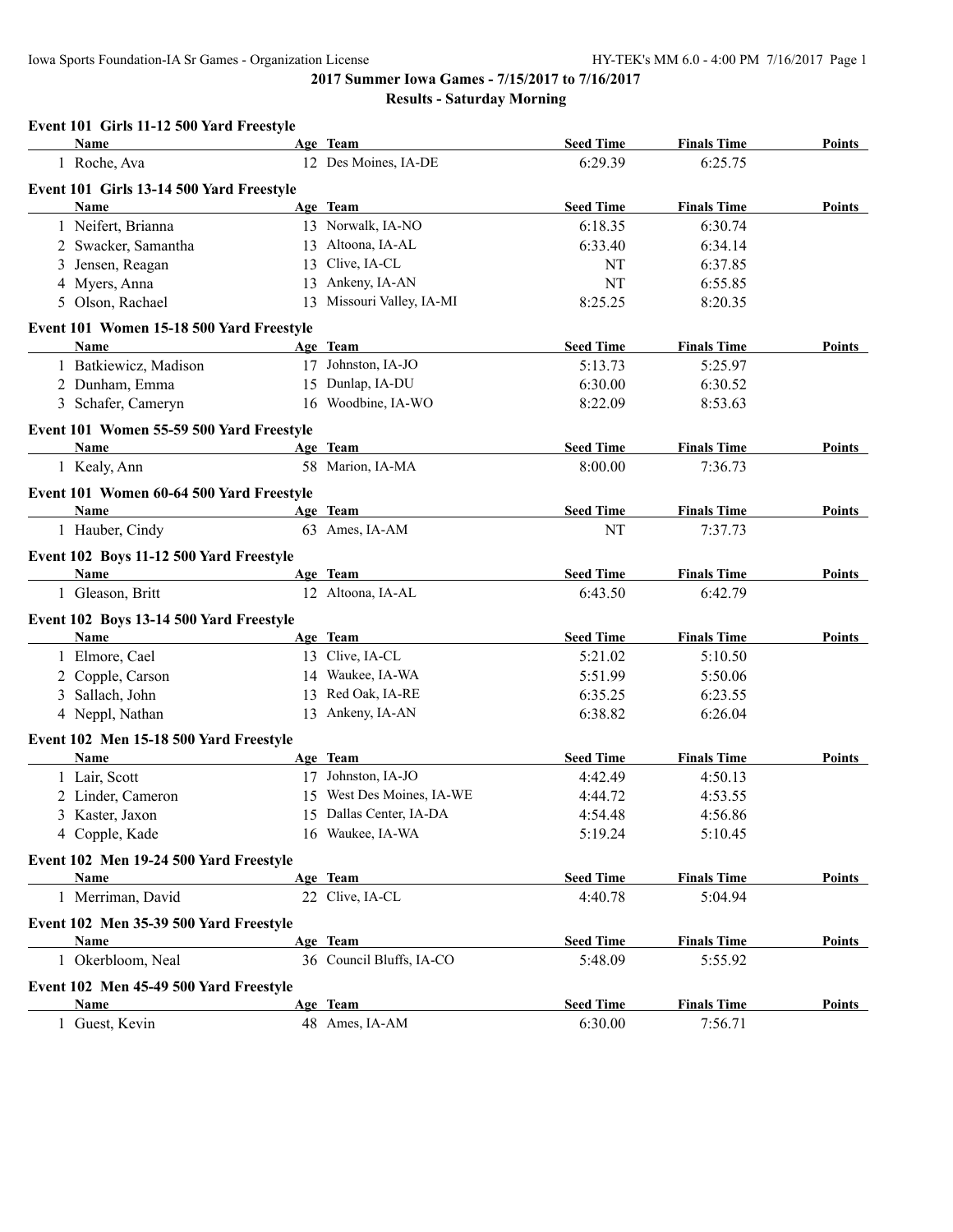# 2017 Summer Iowa Games - 7/15/2017 to 7/16/2017

## Results - Saturday Morning

### Event 101 Girls 11-12 500 Yard Freestyle

| Name | Age | Team | Seed Time | Finals Time | Points |
|---|---|---|---|---|---|
| 1 Roche, Ava | 12 | Des Moines, IA-DE | 6:29.39 | 6:25.75 | |

### Event 101 Girls 13-14 500 Yard Freestyle

| Name | Age | Team | Seed Time | Finals Time | Points |
|---|---|---|---|---|---|
| 1 Neifert, Brianna | 13 | Norwalk, IA-NO | 6:18.35 | 6:30.74 | |
| 2 Swacker, Samantha | 13 | Altoona, IA-AL | 6:33.40 | 6:34.14 | |
| 3 Jensen, Reagan | 13 | Clive, IA-CL | NT | 6:37.85 | |
| 4 Myers, Anna | 13 | Ankeny, IA-AN | NT | 6:55.85 | |
| 5 Olson, Rachael | 13 | Missouri Valley, IA-MI | 8:25.25 | 8:20.35 | |

### Event 101 Women 15-18 500 Yard Freestyle

| Name | Age | Team | Seed Time | Finals Time | Points |
|---|---|---|---|---|---|
| 1 Batkiewicz, Madison | 17 | Johnston, IA-JO | 5:13.73 | 5:25.97 | |
| 2 Dunham, Emma | 15 | Dunlap, IA-DU | 6:30.00 | 6:30.52 | |
| 3 Schafer, Cameryn | 16 | Woodbine, IA-WO | 8:22.09 | 8:53.63 | |

### Event 101 Women 55-59 500 Yard Freestyle

| Name | Age | Team | Seed Time | Finals Time | Points |
|---|---|---|---|---|---|
| 1 Kealy, Ann | 58 | Marion, IA-MA | 8:00.00 | 7:36.73 | |

### Event 101 Women 60-64 500 Yard Freestyle

| Name | Age | Team | Seed Time | Finals Time | Points |
|---|---|---|---|---|---|
| 1 Hauber, Cindy | 63 | Ames, IA-AM | NT | 7:37.73 | |

### Event 102 Boys 11-12 500 Yard Freestyle

| Name | Age | Team | Seed Time | Finals Time | Points |
|---|---|---|---|---|---|
| 1 Gleason, Britt | 12 | Altoona, IA-AL | 6:43.50 | 6:42.79 | |

### Event 102 Boys 13-14 500 Yard Freestyle

| Name | Age | Team | Seed Time | Finals Time | Points |
|---|---|---|---|---|---|
| 1 Elmore, Cael | 13 | Clive, IA-CL | 5:21.02 | 5:10.50 | |
| 2 Copple, Carson | 14 | Waukee, IA-WA | 5:51.99 | 5:50.06 | |
| 3 Sallach, John | 13 | Red Oak, IA-RE | 6:35.25 | 6:23.55 | |
| 4 Neppl, Nathan | 13 | Ankeny, IA-AN | 6:38.82 | 6:26.04 | |

### Event 102 Men 15-18 500 Yard Freestyle

| Name | Age | Team | Seed Time | Finals Time | Points |
|---|---|---|---|---|---|
| 1 Lair, Scott | 17 | Johnston, IA-JO | 4:42.49 | 4:50.13 | |
| 2 Linder, Cameron | 15 | West Des Moines, IA-WE | 4:44.72 | 4:53.55 | |
| 3 Kaster, Jaxon | 15 | Dallas Center, IA-DA | 4:54.48 | 4:56.86 | |
| 4 Copple, Kade | 16 | Waukee, IA-WA | 5:19.24 | 5:10.45 | |

### Event 102 Men 19-24 500 Yard Freestyle

| Name | Age | Team | Seed Time | Finals Time | Points |
|---|---|---|---|---|---|
| 1 Merriman, David | 22 | Clive, IA-CL | 4:40.78 | 5:04.94 | |

### Event 102 Men 35-39 500 Yard Freestyle

| Name | Age | Team | Seed Time | Finals Time | Points |
|---|---|---|---|---|---|
| 1 Okerbloom, Neal | 36 | Council Bluffs, IA-CO | 5:48.09 | 5:55.92 | |

### Event 102 Men 45-49 500 Yard Freestyle

| Name | Age | Team | Seed Time | Finals Time | Points |
|---|---|---|---|---|---|
| 1 Guest, Kevin | 48 | Ames, IA-AM | 6:30.00 | 7:56.71 | |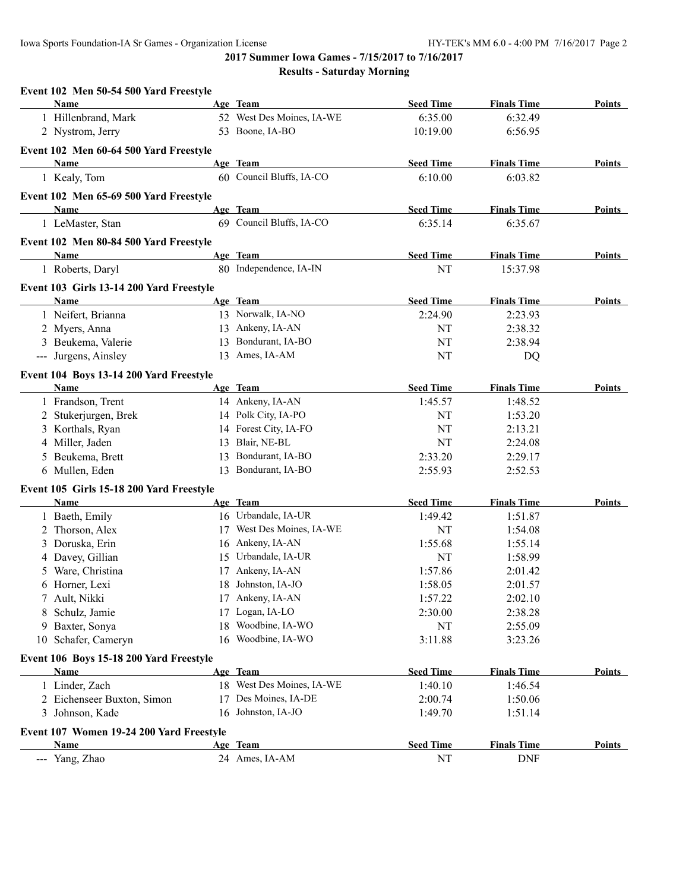## 2017 Summer Iowa Games - 7/15/2017 to 7/16/2017

### Results - Saturday Morning

**Event 102 Men 50-54 500 Yard Freestyle**

| | Name | Age | Team | Seed Time | Finals Time | Points |
|---|---|---|---|---|---|---|
| 1 | Hillenbrand, Mark | 52 | West Des Moines, IA-WE | 6:35.00 | 6:32.49 | |
| 2 | Nystrom, Jerry | 53 | Boone, IA-BO | 10:19.00 | 6:56.95 | |

**Event 102 Men 60-64 500 Yard Freestyle**

| | Name | Age | Team | Seed Time | Finals Time | Points |
|---|---|---|---|---|---|---|
| 1 | Kealy, Tom | 60 | Council Bluffs, IA-CO | 6:10.00 | 6:03.82 | |

**Event 102 Men 65-69 500 Yard Freestyle**

| | Name | Age | Team | Seed Time | Finals Time | Points |
|---|---|---|---|---|---|---|
| 1 | LeMaster, Stan | 69 | Council Bluffs, IA-CO | 6:35.14 | 6:35.67 | |

**Event 102 Men 80-84 500 Yard Freestyle**

| | Name | Age | Team | Seed Time | Finals Time | Points |
|---|---|---|---|---|---|---|
| 1 | Roberts, Daryl | 80 | Independence, IA-IN | NT | 15:37.98 | |

**Event 103 Girls 13-14 200 Yard Freestyle**

| | Name | Age | Team | Seed Time | Finals Time | Points |
|---|---|---|---|---|---|---|
| 1 | Neifert, Brianna | 13 | Norwalk, IA-NO | 2:24.90 | 2:23.93 | |
| 2 | Myers, Anna | 13 | Ankeny, IA-AN | NT | 2:38.32 | |
| 3 | Beukema, Valerie | 13 | Bondurant, IA-BO | NT | 2:38.94 | |
| --- | Jurgens, Ainsley | 13 | Ames, IA-AM | NT | DQ | |

**Event 104 Boys 13-14 200 Yard Freestyle**

| | Name | Age | Team | Seed Time | Finals Time | Points |
|---|---|---|---|---|---|---|
| 1 | Frandson, Trent | 14 | Ankeny, IA-AN | 1:45.57 | 1:48.52 | |
| 2 | Stukerjurgen, Brek | 14 | Polk City, IA-PO | NT | 1:53.20 | |
| 3 | Korthals, Ryan | 14 | Forest City, IA-FO | NT | 2:13.21 | |
| 4 | Miller, Jaden | 13 | Blair, NE-BL | NT | 2:24.08 | |
| 5 | Beukema, Brett | 13 | Bondurant, IA-BO | 2:33.20 | 2:29.17 | |
| 6 | Mullen, Eden | 13 | Bondurant, IA-BO | 2:55.93 | 2:52.53 | |

**Event 105 Girls 15-18 200 Yard Freestyle**

| | Name | Age | Team | Seed Time | Finals Time | Points |
|---|---|---|---|---|---|---|
| 1 | Baeth, Emily | 16 | Urbandale, IA-UR | 1:49.42 | 1:51.87 | |
| 2 | Thorson, Alex | 17 | West Des Moines, IA-WE | NT | 1:54.08 | |
| 3 | Doruska, Erin | 16 | Ankeny, IA-AN | 1:55.68 | 1:55.14 | |
| 4 | Davey, Gillian | 15 | Urbandale, IA-UR | NT | 1:58.99 | |
| 5 | Ware, Christina | 17 | Ankeny, IA-AN | 1:57.86 | 2:01.42 | |
| 6 | Horner, Lexi | 18 | Johnston, IA-JO | 1:58.05 | 2:01.57 | |
| 7 | Ault, Nikki | 17 | Ankeny, IA-AN | 1:57.22 | 2:02.10 | |
| 8 | Schulz, Jamie | 17 | Logan, IA-LO | 2:30.00 | 2:38.28 | |
| 9 | Baxter, Sonya | 18 | Woodbine, IA-WO | NT | 2:55.09 | |
| 10 | Schafer, Cameryn | 16 | Woodbine, IA-WO | 3:11.88 | 3:23.26 | |

**Event 106 Boys 15-18 200 Yard Freestyle**

| | Name | Age | Team | Seed Time | Finals Time | Points |
|---|---|---|---|---|---|---|
| 1 | Linder, Zach | 18 | West Des Moines, IA-WE | 1:40.10 | 1:46.54 | |
| 2 | Eichenseer Buxton, Simon | 17 | Des Moines, IA-DE | 2:00.74 | 1:50.06 | |
| 3 | Johnson, Kade | 16 | Johnston, IA-JO | 1:49.70 | 1:51.14 | |

**Event 107 Women 19-24 200 Yard Freestyle**

| | Name | Age | Team | Seed Time | Finals Time | Points |
|---|---|---|---|---|---|---|
| --- | Yang, Zhao | 24 | Ames, IA-AM | NT | DNF | |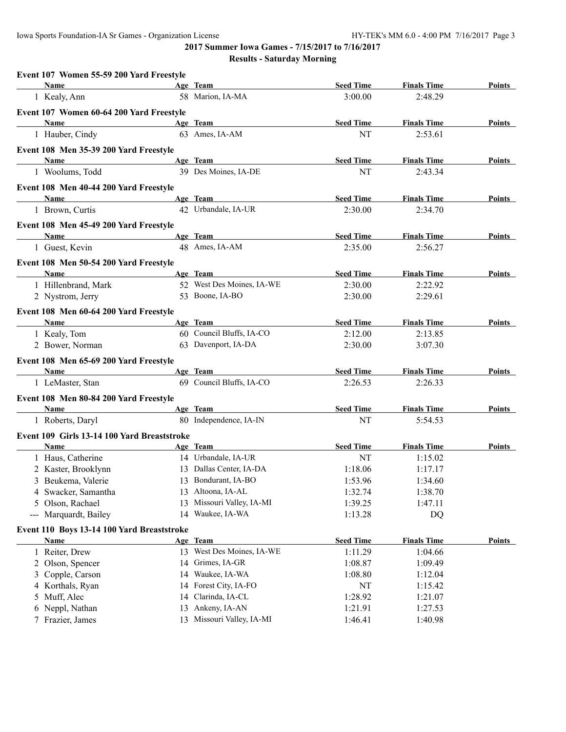**2017 Summer Iowa Games - 7/15/2017 to 7/16/2017**

**Results - Saturday Morning**

### Event 107 Women 55-59 200 Yard Freestyle

| Name | Age | Team | Seed Time | Finals Time | Points |
|---|---|---|---|---|---|
| 1 Kealy, Ann | 58 | Marion, IA-MA | 3:00.00 | 2:48.29 | |

### Event 107 Women 60-64 200 Yard Freestyle

| Name | Age | Team | Seed Time | Finals Time | Points |
|---|---|---|---|---|---|
| 1 Hauber, Cindy | 63 | Ames, IA-AM | NT | 2:53.61 | |

### Event 108 Men 35-39 200 Yard Freestyle

| Name | Age | Team | Seed Time | Finals Time | Points |
|---|---|---|---|---|---|
| 1 Woolums, Todd | 39 | Des Moines, IA-DE | NT | 2:43.34 | |

### Event 108 Men 40-44 200 Yard Freestyle

| Name | Age | Team | Seed Time | Finals Time | Points |
|---|---|---|---|---|---|
| 1 Brown, Curtis | 42 | Urbandale, IA-UR | 2:30.00 | 2:34.70 | |

### Event 108 Men 45-49 200 Yard Freestyle

| Name | Age | Team | Seed Time | Finals Time | Points |
|---|---|---|---|---|---|
| 1 Guest, Kevin | 48 | Ames, IA-AM | 2:35.00 | 2:56.27 | |

### Event 108 Men 50-54 200 Yard Freestyle

| Name | Age | Team | Seed Time | Finals Time | Points |
|---|---|---|---|---|---|
| 1 Hillenbrand, Mark | 52 | West Des Moines, IA-WE | 2:30.00 | 2:22.92 | |
| 2 Nystrom, Jerry | 53 | Boone, IA-BO | 2:30.00 | 2:29.61 | |

### Event 108 Men 60-64 200 Yard Freestyle

| Name | Age | Team | Seed Time | Finals Time | Points |
|---|---|---|---|---|---|
| 1 Kealy, Tom | 60 | Council Bluffs, IA-CO | 2:12.00 | 2:13.85 | |
| 2 Bower, Norman | 63 | Davenport, IA-DA | 2:30.00 | 3:07.30 | |

### Event 108 Men 65-69 200 Yard Freestyle

| Name | Age | Team | Seed Time | Finals Time | Points |
|---|---|---|---|---|---|
| 1 LeMaster, Stan | 69 | Council Bluffs, IA-CO | 2:26.53 | 2:26.33 | |

### Event 108 Men 80-84 200 Yard Freestyle

| Name | Age | Team | Seed Time | Finals Time | Points |
|---|---|---|---|---|---|
| 1 Roberts, Daryl | 80 | Independence, IA-IN | NT | 5:54.53 | |

### Event 109 Girls 13-14 100 Yard Breaststroke

| Name | Age | Team | Seed Time | Finals Time | Points |
|---|---|---|---|---|---|
| 1 Haus, Catherine | 14 | Urbandale, IA-UR | NT | 1:15.02 | |
| 2 Kaster, Brooklynn | 13 | Dallas Center, IA-DA | 1:18.06 | 1:17.17 | |
| 3 Beukema, Valerie | 13 | Bondurant, IA-BO | 1:53.96 | 1:34.60 | |
| 4 Swacker, Samantha | 13 | Altoona, IA-AL | 1:32.74 | 1:38.70 | |
| 5 Olson, Rachael | 13 | Missouri Valley, IA-MI | 1:39.25 | 1:47.11 | |
| --- Marquardt, Bailey | 14 | Waukee, IA-WA | 1:13.28 | DQ | |

### Event 110 Boys 13-14 100 Yard Breaststroke

| Name | Age | Team | Seed Time | Finals Time | Points |
|---|---|---|---|---|---|
| 1 Reiter, Drew | 13 | West Des Moines, IA-WE | 1:11.29 | 1:04.66 | |
| 2 Olson, Spencer | 14 | Grimes, IA-GR | 1:08.87 | 1:09.49 | |
| 3 Copple, Carson | 14 | Waukee, IA-WA | 1:08.80 | 1:12.04 | |
| 4 Korthals, Ryan | 14 | Forest City, IA-FO | NT | 1:15.42 | |
| 5 Muff, Alec | 14 | Clarinda, IA-CL | 1:28.92 | 1:21.07 | |
| 6 Neppl, Nathan | 13 | Ankeny, IA-AN | 1:21.91 | 1:27.53 | |
| 7 Frazier, James | 13 | Missouri Valley, IA-MI | 1:46.41 | 1:40.98 | |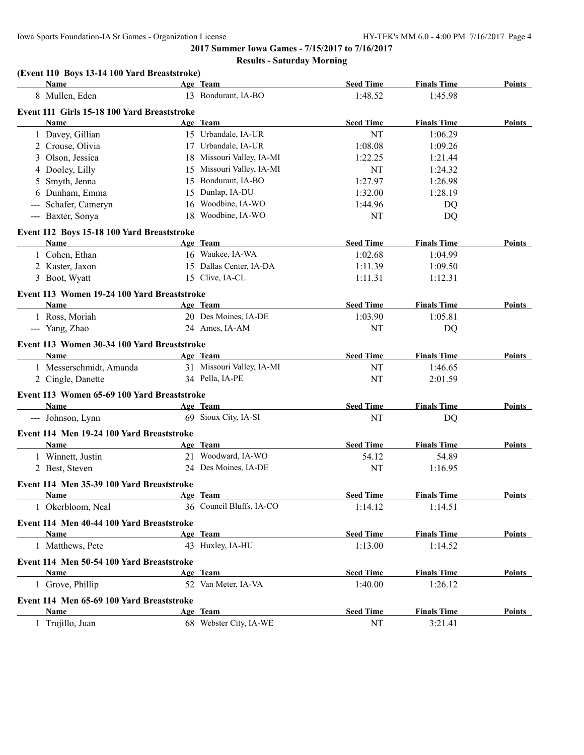## 2017 Summer Iowa Games - 7/15/2017 to 7/16/2017

### Results - Saturday Morning

**(Event 110 Boys 13-14 100 Yard Breaststroke)**

| | Name | Age | Team | Seed Time | Finals Time | Points |
|---|---|---|---|---|---|---|
| 8 | Mullen, Eden | 13 | Bondurant, IA-BO | 1:48.52 | 1:45.98 | |

**Event 111 Girls 15-18 100 Yard Breaststroke**

| | Name | Age | Team | Seed Time | Finals Time | Points |
|---|---|---|---|---|---|---|
| 1 | Davey, Gillian | 15 | Urbandale, IA-UR | NT | 1:06.29 | |
| 2 | Crouse, Olivia | 17 | Urbandale, IA-UR | 1:08.08 | 1:09.26 | |
| 3 | Olson, Jessica | 18 | Missouri Valley, IA-MI | 1:22.25 | 1:21.44 | |
| 4 | Dooley, Lilly | 15 | Missouri Valley, IA-MI | NT | 1:24.32 | |
| 5 | Smyth, Jenna | 15 | Bondurant, IA-BO | 1:27.97 | 1:26.98 | |
| 6 | Dunham, Emma | 15 | Dunlap, IA-DU | 1:32.00 | 1:28.19 | |
| --- | Schafer, Cameryn | 16 | Woodbine, IA-WO | 1:44.96 | DQ | |
| --- | Baxter, Sonya | 18 | Woodbine, IA-WO | NT | DQ | |

**Event 112 Boys 15-18 100 Yard Breaststroke**

| | Name | Age | Team | Seed Time | Finals Time | Points |
|---|---|---|---|---|---|---|
| 1 | Cohen, Ethan | 16 | Waukee, IA-WA | 1:02.68 | 1:04.99 | |
| 2 | Kaster, Jaxon | 15 | Dallas Center, IA-DA | 1:11.39 | 1:09.50 | |
| 3 | Boot, Wyatt | 15 | Clive, IA-CL | 1:11.31 | 1:12.31 | |

**Event 113 Women 19-24 100 Yard Breaststroke**

| | Name | Age | Team | Seed Time | Finals Time | Points |
|---|---|---|---|---|---|---|
| 1 | Ross, Moriah | 20 | Des Moines, IA-DE | 1:03.90 | 1:05.81 | |
| --- | Yang, Zhao | 24 | Ames, IA-AM | NT | DQ | |

**Event 113 Women 30-34 100 Yard Breaststroke**

| | Name | Age | Team | Seed Time | Finals Time | Points |
|---|---|---|---|---|---|---|
| 1 | Messerschmidt, Amanda | 31 | Missouri Valley, IA-MI | NT | 1:46.65 | |
| 2 | Cingle, Danette | 34 | Pella, IA-PE | NT | 2:01.59 | |

**Event 113 Women 65-69 100 Yard Breaststroke**

| | Name | Age | Team | Seed Time | Finals Time | Points |
|---|---|---|---|---|---|---|
| --- | Johnson, Lynn | 69 | Sioux City, IA-SI | NT | DQ | |

**Event 114 Men 19-24 100 Yard Breaststroke**

| | Name | Age | Team | Seed Time | Finals Time | Points |
|---|---|---|---|---|---|---|
| 1 | Winnett, Justin | 21 | Woodward, IA-WO | 54.12 | 54.89 | |
| 2 | Best, Steven | 24 | Des Moines, IA-DE | NT | 1:16.95 | |

**Event 114 Men 35-39 100 Yard Breaststroke**

| | Name | Age | Team | Seed Time | Finals Time | Points |
|---|---|---|---|---|---|---|
| 1 | Okerbloom, Neal | 36 | Council Bluffs, IA-CO | 1:14.12 | 1:14.51 | |

**Event 114 Men 40-44 100 Yard Breaststroke**

| | Name | Age | Team | Seed Time | Finals Time | Points |
|---|---|---|---|---|---|---|
| 1 | Matthews, Pete | 43 | Huxley, IA-HU | 1:13.00 | 1:14.52 | |

**Event 114 Men 50-54 100 Yard Breaststroke**

| | Name | Age | Team | Seed Time | Finals Time | Points |
|---|---|---|---|---|---|---|
| 1 | Grove, Phillip | 52 | Van Meter, IA-VA | 1:40.00 | 1:26.12 | |

**Event 114 Men 65-69 100 Yard Breaststroke**

| | Name | Age | Team | Seed Time | Finals Time | Points |
|---|---|---|---|---|---|---|
| 1 | Trujillo, Juan | 68 | Webster City, IA-WE | NT | 3:21.41 | |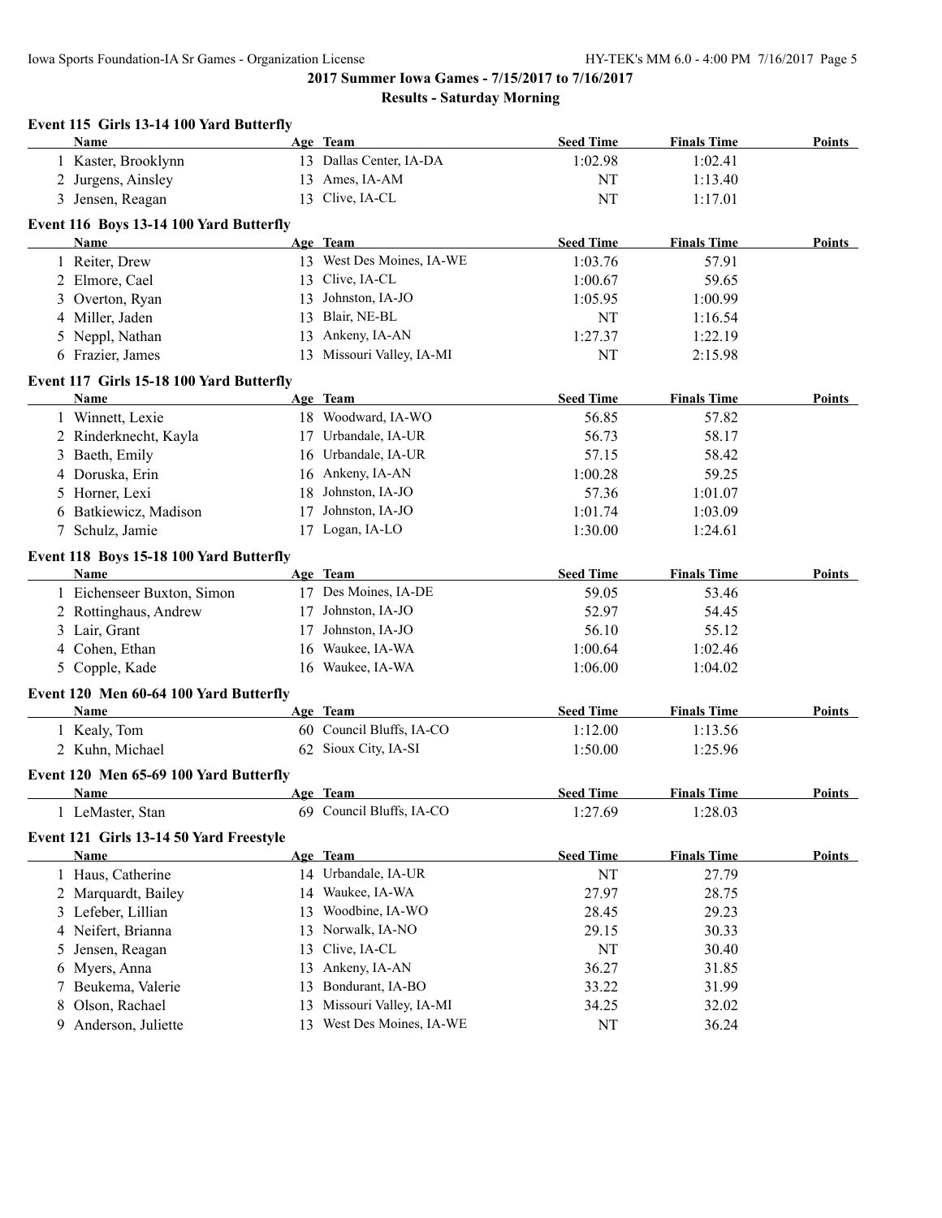## 2017 Summer Iowa Games - 7/15/2017 to 7/16/2017

### Results - Saturday Morning

**Event 115 Girls 13-14 100 Yard Butterfly**

| | Name | Age | Team | Seed Time | Finals Time | Points |
|---|---|---|---|---|---|---|
| 1 | Kaster, Brooklynn | 13 | Dallas Center, IA-DA | 1:02.98 | 1:02.41 | |
| 2 | Jurgens, Ainsley | 13 | Ames, IA-AM | NT | 1:13.40 | |
| 3 | Jensen, Reagan | 13 | Clive, IA-CL | NT | 1:17.01 | |

**Event 116 Boys 13-14 100 Yard Butterfly**

| | Name | Age | Team | Seed Time | Finals Time | Points |
|---|---|---|---|---|---|---|
| 1 | Reiter, Drew | 13 | West Des Moines, IA-WE | 1:03.76 | 57.91 | |
| 2 | Elmore, Cael | 13 | Clive, IA-CL | 1:00.67 | 59.65 | |
| 3 | Overton, Ryan | 13 | Johnston, IA-JO | 1:05.95 | 1:00.99 | |
| 4 | Miller, Jaden | 13 | Blair, NE-BL | NT | 1:16.54 | |
| 5 | Neppl, Nathan | 13 | Ankeny, IA-AN | 1:27.37 | 1:22.19 | |
| 6 | Frazier, James | 13 | Missouri Valley, IA-MI | NT | 2:15.98 | |

**Event 117 Girls 15-18 100 Yard Butterfly**

| | Name | Age | Team | Seed Time | Finals Time | Points |
|---|---|---|---|---|---|---|
| 1 | Winnett, Lexie | 18 | Woodward, IA-WO | 56.85 | 57.82 | |
| 2 | Rinderknecht, Kayla | 17 | Urbandale, IA-UR | 56.73 | 58.17 | |
| 3 | Baeth, Emily | 16 | Urbandale, IA-UR | 57.15 | 58.42 | |
| 4 | Doruska, Erin | 16 | Ankeny, IA-AN | 1:00.28 | 59.25 | |
| 5 | Horner, Lexi | 18 | Johnston, IA-JO | 57.36 | 1:01.07 | |
| 6 | Batkiewicz, Madison | 17 | Johnston, IA-JO | 1:01.74 | 1:03.09 | |
| 7 | Schulz, Jamie | 17 | Logan, IA-LO | 1:30.00 | 1:24.61 | |

**Event 118 Boys 15-18 100 Yard Butterfly**

| | Name | Age | Team | Seed Time | Finals Time | Points |
|---|---|---|---|---|---|---|
| 1 | Eichenseer Buxton, Simon | 17 | Des Moines, IA-DE | 59.05 | 53.46 | |
| 2 | Rottinghaus, Andrew | 17 | Johnston, IA-JO | 52.97 | 54.45 | |
| 3 | Lair, Grant | 17 | Johnston, IA-JO | 56.10 | 55.12 | |
| 4 | Cohen, Ethan | 16 | Waukee, IA-WA | 1:00.64 | 1:02.46 | |
| 5 | Copple, Kade | 16 | Waukee, IA-WA | 1:06.00 | 1:04.02 | |

**Event 120 Men 60-64 100 Yard Butterfly**

| | Name | Age | Team | Seed Time | Finals Time | Points |
|---|---|---|---|---|---|---|
| 1 | Kealy, Tom | 60 | Council Bluffs, IA-CO | 1:12.00 | 1:13.56 | |
| 2 | Kuhn, Michael | 62 | Sioux City, IA-SI | 1:50.00 | 1:25.96 | |

**Event 120 Men 65-69 100 Yard Butterfly**

| | Name | Age | Team | Seed Time | Finals Time | Points |
|---|---|---|---|---|---|---|
| 1 | LeMaster, Stan | 69 | Council Bluffs, IA-CO | 1:27.69 | 1:28.03 | |

**Event 121 Girls 13-14 50 Yard Freestyle**

| | Name | Age | Team | Seed Time | Finals Time | Points |
|---|---|---|---|---|---|---|
| 1 | Haus, Catherine | 14 | Urbandale, IA-UR | NT | 27.79 | |
| 2 | Marquardt, Bailey | 14 | Waukee, IA-WA | 27.97 | 28.75 | |
| 3 | Lefeber, Lillian | 13 | Woodbine, IA-WO | 28.45 | 29.23 | |
| 4 | Neifert, Brianna | 13 | Norwalk, IA-NO | 29.15 | 30.33 | |
| 5 | Jensen, Reagan | 13 | Clive, IA-CL | NT | 30.40 | |
| 6 | Myers, Anna | 13 | Ankeny, IA-AN | 36.27 | 31.85 | |
| 7 | Beukema, Valerie | 13 | Bondurant, IA-BO | 33.22 | 31.99 | |
| 8 | Olson, Rachael | 13 | Missouri Valley, IA-MI | 34.25 | 32.02 | |
| 9 | Anderson, Juliette | 13 | West Des Moines, IA-WE | NT | 36.24 | |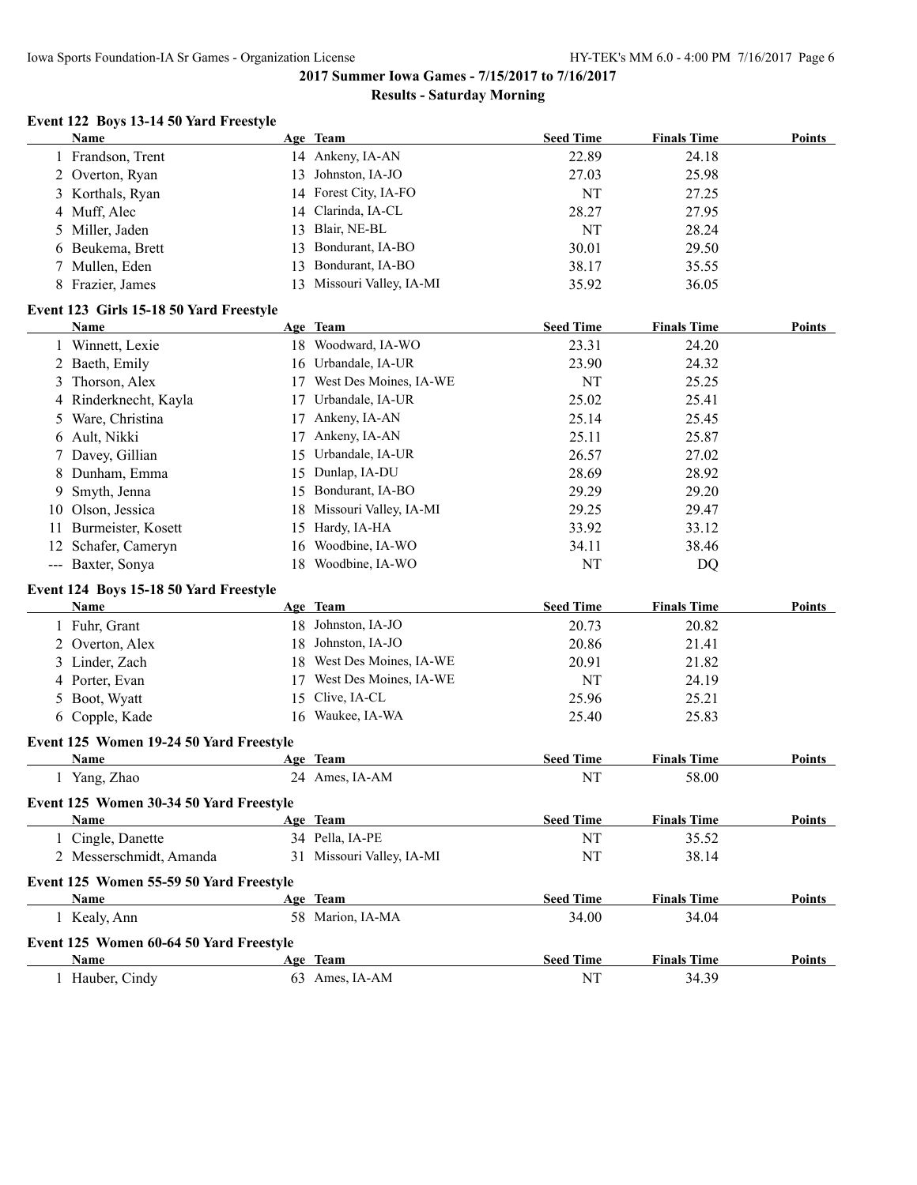## 2017 Summer Iowa Games - 7/15/2017 to 7/16/2017

### Results - Saturday Morning

#### Event 122 Boys 13-14 50 Yard Freestyle

| | Name | Age | Team | Seed Time | Finals Time | Points |
|---|---|---|---|---|---|---|
| 1 | Frandson, Trent | 14 | Ankeny, IA-AN | 22.89 | 24.18 | |
| 2 | Overton, Ryan | 13 | Johnston, IA-JO | 27.03 | 25.98 | |
| 3 | Korthals, Ryan | 14 | Forest City, IA-FO | NT | 27.25 | |
| 4 | Muff, Alec | 14 | Clarinda, IA-CL | 28.27 | 27.95 | |
| 5 | Miller, Jaden | 13 | Blair, NE-BL | NT | 28.24 | |
| 6 | Beukema, Brett | 13 | Bondurant, IA-BO | 30.01 | 29.50 | |
| 7 | Mullen, Eden | 13 | Bondurant, IA-BO | 38.17 | 35.55 | |
| 8 | Frazier, James | 13 | Missouri Valley, IA-MI | 35.92 | 36.05 | |

#### Event 123 Girls 15-18 50 Yard Freestyle

| | Name | Age | Team | Seed Time | Finals Time | Points |
|---|---|---|---|---|---|---|
| 1 | Winnett, Lexie | 18 | Woodward, IA-WO | 23.31 | 24.20 | |
| 2 | Baeth, Emily | 16 | Urbandale, IA-UR | 23.90 | 24.32 | |
| 3 | Thorson, Alex | 17 | West Des Moines, IA-WE | NT | 25.25 | |
| 4 | Rinderknecht, Kayla | 17 | Urbandale, IA-UR | 25.02 | 25.41 | |
| 5 | Ware, Christina | 17 | Ankeny, IA-AN | 25.14 | 25.45 | |
| 6 | Ault, Nikki | 17 | Ankeny, IA-AN | 25.11 | 25.87 | |
| 7 | Davey, Gillian | 15 | Urbandale, IA-UR | 26.57 | 27.02 | |
| 8 | Dunham, Emma | 15 | Dunlap, IA-DU | 28.69 | 28.92 | |
| 9 | Smyth, Jenna | 15 | Bondurant, IA-BO | 29.29 | 29.20 | |
| 10 | Olson, Jessica | 18 | Missouri Valley, IA-MI | 29.25 | 29.47 | |
| 11 | Burmeister, Kosett | 15 | Hardy, IA-HA | 33.92 | 33.12 | |
| 12 | Schafer, Cameryn | 16 | Woodbine, IA-WO | 34.11 | 38.46 | |
| --- | Baxter, Sonya | 18 | Woodbine, IA-WO | NT | DQ | |

#### Event 124 Boys 15-18 50 Yard Freestyle

| | Name | Age | Team | Seed Time | Finals Time | Points |
|---|---|---|---|---|---|---|
| 1 | Fuhr, Grant | 18 | Johnston, IA-JO | 20.73 | 20.82 | |
| 2 | Overton, Alex | 18 | Johnston, IA-JO | 20.86 | 21.41 | |
| 3 | Linder, Zach | 18 | West Des Moines, IA-WE | 20.91 | 21.82 | |
| 4 | Porter, Evan | 17 | West Des Moines, IA-WE | NT | 24.19 | |
| 5 | Boot, Wyatt | 15 | Clive, IA-CL | 25.96 | 25.21 | |
| 6 | Copple, Kade | 16 | Waukee, IA-WA | 25.40 | 25.83 | |

#### Event 125 Women 19-24 50 Yard Freestyle

| | Name | Age | Team | Seed Time | Finals Time | Points |
|---|---|---|---|---|---|---|
| 1 | Yang, Zhao | 24 | Ames, IA-AM | NT | 58.00 | |

#### Event 125 Women 30-34 50 Yard Freestyle

| | Name | Age | Team | Seed Time | Finals Time | Points |
|---|---|---|---|---|---|---|
| 1 | Cingle, Danette | 34 | Pella, IA-PE | NT | 35.52 | |
| 2 | Messerschmidt, Amanda | 31 | Missouri Valley, IA-MI | NT | 38.14 | |

#### Event 125 Women 55-59 50 Yard Freestyle

| | Name | Age | Team | Seed Time | Finals Time | Points |
|---|---|---|---|---|---|---|
| 1 | Kealy, Ann | 58 | Marion, IA-MA | 34.00 | 34.04 | |

#### Event 125 Women 60-64 50 Yard Freestyle

| | Name | Age | Team | Seed Time | Finals Time | Points |
|---|---|---|---|---|---|---|
| 1 | Hauber, Cindy | 63 | Ames, IA-AM | NT | 34.39 | |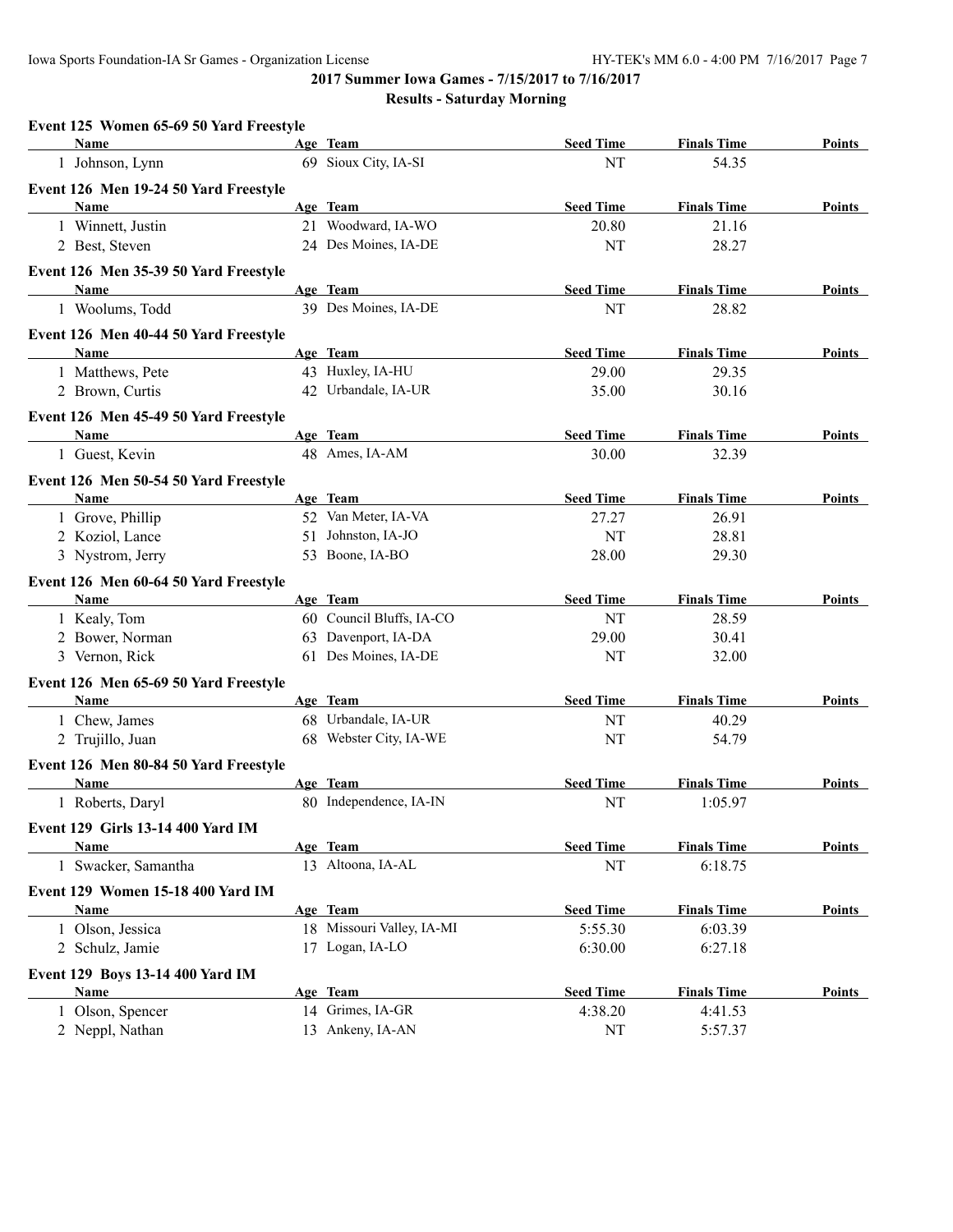**2017 Summer Iowa Games - 7/15/2017 to 7/16/2017**

**Results - Saturday Morning**

### Event 125 Women 65-69 50 Yard Freestyle

| Name | Age | Team | Seed Time | Finals Time | Points |
|---|---|---|---|---|---|
| 1 Johnson, Lynn | 69 | Sioux City, IA-SI | NT | 54.35 | |

### Event 126 Men 19-24 50 Yard Freestyle

| Name | Age | Team | Seed Time | Finals Time | Points |
|---|---|---|---|---|---|
| 1 Winnett, Justin | 21 | Woodward, IA-WO | 20.80 | 21.16 | |
| 2 Best, Steven | 24 | Des Moines, IA-DE | NT | 28.27 | |

### Event 126 Men 35-39 50 Yard Freestyle

| Name | Age | Team | Seed Time | Finals Time | Points |
|---|---|---|---|---|---|
| 1 Woolums, Todd | 39 | Des Moines, IA-DE | NT | 28.82 | |

### Event 126 Men 40-44 50 Yard Freestyle

| Name | Age | Team | Seed Time | Finals Time | Points |
|---|---|---|---|---|---|
| 1 Matthews, Pete | 43 | Huxley, IA-HU | 29.00 | 29.35 | |
| 2 Brown, Curtis | 42 | Urbandale, IA-UR | 35.00 | 30.16 | |

### Event 126 Men 45-49 50 Yard Freestyle

| Name | Age | Team | Seed Time | Finals Time | Points |
|---|---|---|---|---|---|
| 1 Guest, Kevin | 48 | Ames, IA-AM | 30.00 | 32.39 | |

### Event 126 Men 50-54 50 Yard Freestyle

| Name | Age | Team | Seed Time | Finals Time | Points |
|---|---|---|---|---|---|
| 1 Grove, Phillip | 52 | Van Meter, IA-VA | 27.27 | 26.91 | |
| 2 Koziol, Lance | 51 | Johnston, IA-JO | NT | 28.81 | |
| 3 Nystrom, Jerry | 53 | Boone, IA-BO | 28.00 | 29.30 | |

### Event 126 Men 60-64 50 Yard Freestyle

| Name | Age | Team | Seed Time | Finals Time | Points |
|---|---|---|---|---|---|
| 1 Kealy, Tom | 60 | Council Bluffs, IA-CO | NT | 28.59 | |
| 2 Bower, Norman | 63 | Davenport, IA-DA | 29.00 | 30.41 | |
| 3 Vernon, Rick | 61 | Des Moines, IA-DE | NT | 32.00 | |

### Event 126 Men 65-69 50 Yard Freestyle

| Name | Age | Team | Seed Time | Finals Time | Points |
|---|---|---|---|---|---|
| 1 Chew, James | 68 | Urbandale, IA-UR | NT | 40.29 | |
| 2 Trujillo, Juan | 68 | Webster City, IA-WE | NT | 54.79 | |

### Event 126 Men 80-84 50 Yard Freestyle

| Name | Age | Team | Seed Time | Finals Time | Points |
|---|---|---|---|---|---|
| 1 Roberts, Daryl | 80 | Independence, IA-IN | NT | 1:05.97 | |

### Event 129 Girls 13-14 400 Yard IM

| Name | Age | Team | Seed Time | Finals Time | Points |
|---|---|---|---|---|---|
| 1 Swacker, Samantha | 13 | Altoona, IA-AL | NT | 6:18.75 | |

### Event 129 Women 15-18 400 Yard IM

| Name | Age | Team | Seed Time | Finals Time | Points |
|---|---|---|---|---|---|
| 1 Olson, Jessica | 18 | Missouri Valley, IA-MI | 5:55.30 | 6:03.39 | |
| 2 Schulz, Jamie | 17 | Logan, IA-LO | 6:30.00 | 6:27.18 | |

### Event 129 Boys 13-14 400 Yard IM

| Name | Age | Team | Seed Time | Finals Time | Points |
|---|---|---|---|---|---|
| 1 Olson, Spencer | 14 | Grimes, IA-GR | 4:38.20 | 4:41.53 | |
| 2 Neppl, Nathan | 13 | Ankeny, IA-AN | NT | 5:57.37 | |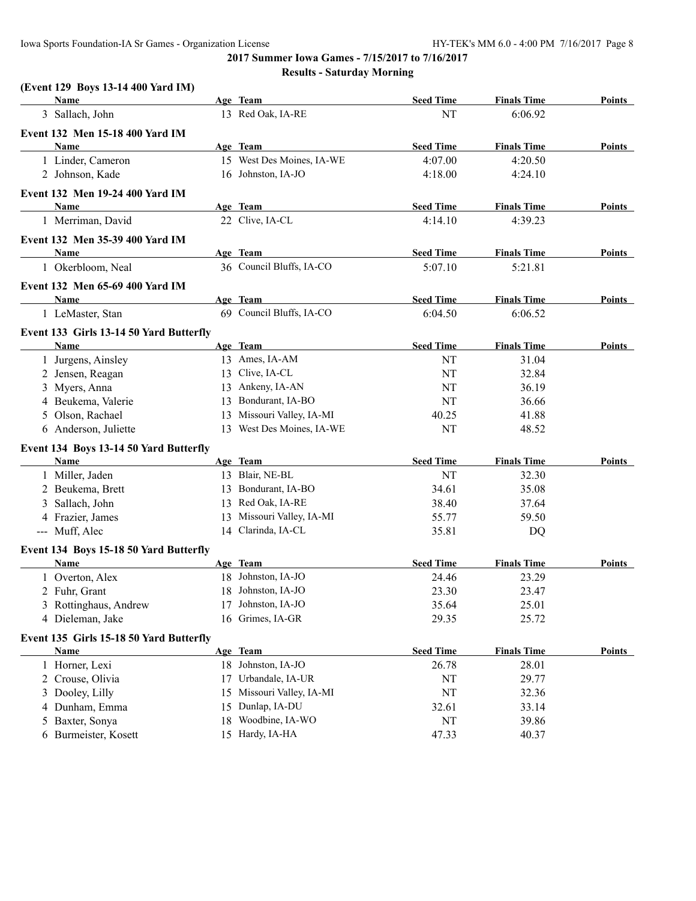## 2017 Summer Iowa Games - 7/15/2017 to 7/16/2017

### Results - Saturday Morning

**(Event 129 Boys 13-14 400 Yard IM)**

| | Name | Age | Team | Seed Time | Finals Time | Points |
|---|---|---|---|---|---|---|
| 3 | Sallach, John | 13 | Red Oak, IA-RE | NT | 6:06.92 | |

**Event 132 Men 15-18 400 Yard IM**

| | Name | Age | Team | Seed Time | Finals Time | Points |
|---|---|---|---|---|---|---|
| 1 | Linder, Cameron | 15 | West Des Moines, IA-WE | 4:07.00 | 4:20.50 | |
| 2 | Johnson, Kade | 16 | Johnston, IA-JO | 4:18.00 | 4:24.10 | |

**Event 132 Men 19-24 400 Yard IM**

| | Name | Age | Team | Seed Time | Finals Time | Points |
|---|---|---|---|---|---|---|
| 1 | Merriman, David | 22 | Clive, IA-CL | 4:14.10 | 4:39.23 | |

**Event 132 Men 35-39 400 Yard IM**

| | Name | Age | Team | Seed Time | Finals Time | Points |
|---|---|---|---|---|---|---|
| 1 | Okerbloom, Neal | 36 | Council Bluffs, IA-CO | 5:07.10 | 5:21.81 | |

**Event 132 Men 65-69 400 Yard IM**

| | Name | Age | Team | Seed Time | Finals Time | Points |
|---|---|---|---|---|---|---|
| 1 | LeMaster, Stan | 69 | Council Bluffs, IA-CO | 6:04.50 | 6:06.52 | |

**Event 133 Girls 13-14 50 Yard Butterfly**

| | Name | Age | Team | Seed Time | Finals Time | Points |
|---|---|---|---|---|---|---|
| 1 | Jurgens, Ainsley | 13 | Ames, IA-AM | NT | 31.04 | |
| 2 | Jensen, Reagan | 13 | Clive, IA-CL | NT | 32.84 | |
| 3 | Myers, Anna | 13 | Ankeny, IA-AN | NT | 36.19 | |
| 4 | Beukema, Valerie | 13 | Bondurant, IA-BO | NT | 36.66 | |
| 5 | Olson, Rachael | 13 | Missouri Valley, IA-MI | 40.25 | 41.88 | |
| 6 | Anderson, Juliette | 13 | West Des Moines, IA-WE | NT | 48.52 | |

**Event 134 Boys 13-14 50 Yard Butterfly**

| | Name | Age | Team | Seed Time | Finals Time | Points |
|---|---|---|---|---|---|---|
| 1 | Miller, Jaden | 13 | Blair, NE-BL | NT | 32.30 | |
| 2 | Beukema, Brett | 13 | Bondurant, IA-BO | 34.61 | 35.08 | |
| 3 | Sallach, John | 13 | Red Oak, IA-RE | 38.40 | 37.64 | |
| 4 | Frazier, James | 13 | Missouri Valley, IA-MI | 55.77 | 59.50 | |
| --- | Muff, Alec | 14 | Clarinda, IA-CL | 35.81 | DQ | |

**Event 134 Boys 15-18 50 Yard Butterfly**

| | Name | Age | Team | Seed Time | Finals Time | Points |
|---|---|---|---|---|---|---|
| 1 | Overton, Alex | 18 | Johnston, IA-JO | 24.46 | 23.29 | |
| 2 | Fuhr, Grant | 18 | Johnston, IA-JO | 23.30 | 23.47 | |
| 3 | Rottinghaus, Andrew | 17 | Johnston, IA-JO | 35.64 | 25.01 | |
| 4 | Dieleman, Jake | 16 | Grimes, IA-GR | 29.35 | 25.72 | |

**Event 135 Girls 15-18 50 Yard Butterfly**

| | Name | Age | Team | Seed Time | Finals Time | Points |
|---|---|---|---|---|---|---|
| 1 | Horner, Lexi | 18 | Johnston, IA-JO | 26.78 | 28.01 | |
| 2 | Crouse, Olivia | 17 | Urbandale, IA-UR | NT | 29.77 | |
| 3 | Dooley, Lilly | 15 | Missouri Valley, IA-MI | NT | 32.36 | |
| 4 | Dunham, Emma | 15 | Dunlap, IA-DU | 32.61 | 33.14 | |
| 5 | Baxter, Sonya | 18 | Woodbine, IA-WO | NT | 39.86 | |
| 6 | Burmeister, Kosett | 15 | Hardy, IA-HA | 47.33 | 40.37 | |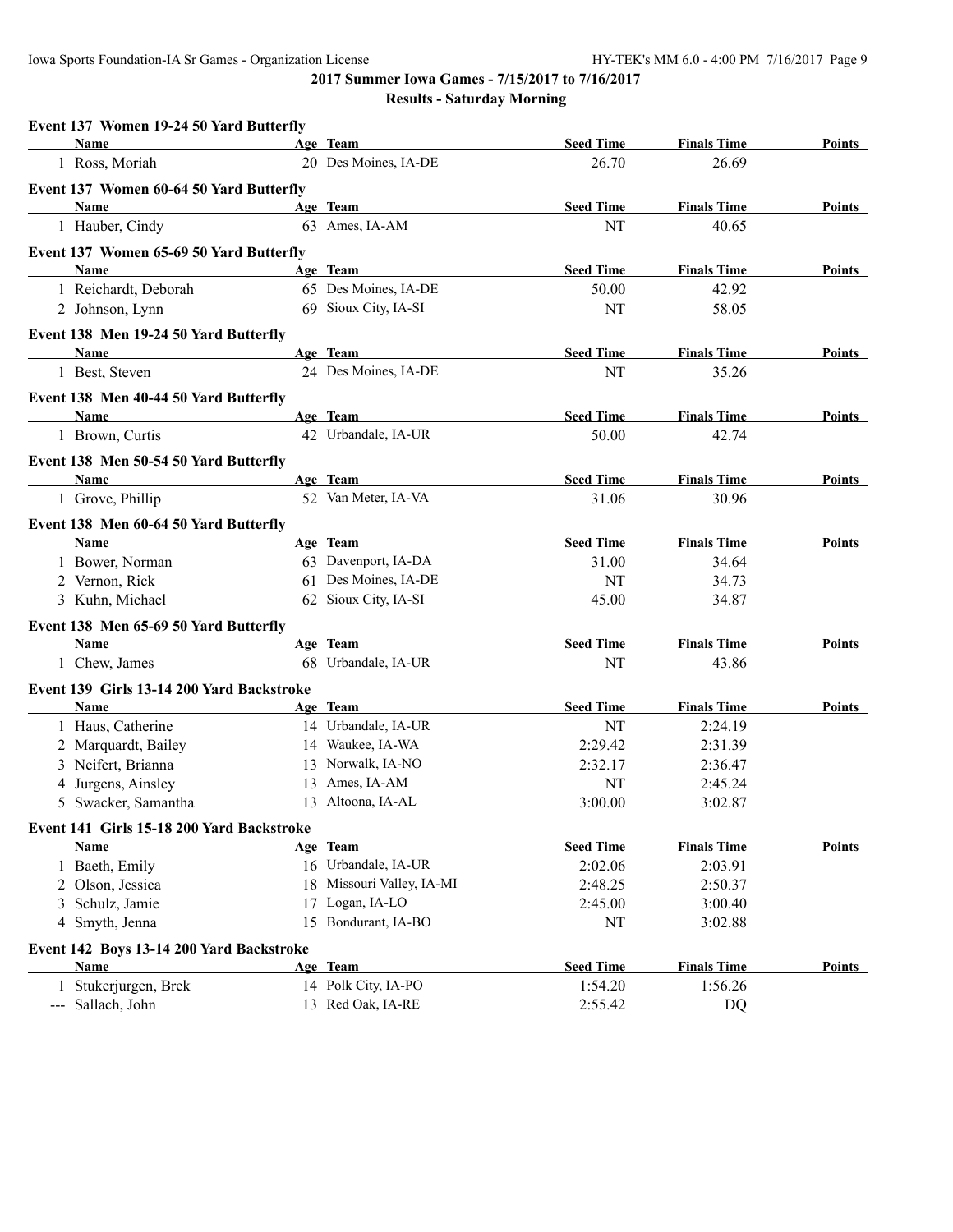# 2017 Summer Iowa Games - 7/15/2017 to 7/16/2017

## Results - Saturday Morning

### Event 137 Women 19-24 50 Yard Butterfly

| | Name | Age | Team | Seed Time | Finals Time | Points |
|---|---|---|---|---|---|---|
| 1 | Ross, Moriah | 20 | Des Moines, IA-DE | 26.70 | 26.69 | |

### Event 137 Women 60-64 50 Yard Butterfly

| | Name | Age | Team | Seed Time | Finals Time | Points |
|---|---|---|---|---|---|---|
| 1 | Hauber, Cindy | 63 | Ames, IA-AM | NT | 40.65 | |

### Event 137 Women 65-69 50 Yard Butterfly

| | Name | Age | Team | Seed Time | Finals Time | Points |
|---|---|---|---|---|---|---|
| 1 | Reichardt, Deborah | 65 | Des Moines, IA-DE | 50.00 | 42.92 | |
| 2 | Johnson, Lynn | 69 | Sioux City, IA-SI | NT | 58.05 | |

### Event 138 Men 19-24 50 Yard Butterfly

| | Name | Age | Team | Seed Time | Finals Time | Points |
|---|---|---|---|---|---|---|
| 1 | Best, Steven | 24 | Des Moines, IA-DE | NT | 35.26 | |

### Event 138 Men 40-44 50 Yard Butterfly

| | Name | Age | Team | Seed Time | Finals Time | Points |
|---|---|---|---|---|---|---|
| 1 | Brown, Curtis | 42 | Urbandale, IA-UR | 50.00 | 42.74 | |

### Event 138 Men 50-54 50 Yard Butterfly

| | Name | Age | Team | Seed Time | Finals Time | Points |
|---|---|---|---|---|---|---|
| 1 | Grove, Phillip | 52 | Van Meter, IA-VA | 31.06 | 30.96 | |

### Event 138 Men 60-64 50 Yard Butterfly

| | Name | Age | Team | Seed Time | Finals Time | Points |
|---|---|---|---|---|---|---|
| 1 | Bower, Norman | 63 | Davenport, IA-DA | 31.00 | 34.64 | |
| 2 | Vernon, Rick | 61 | Des Moines, IA-DE | NT | 34.73 | |
| 3 | Kuhn, Michael | 62 | Sioux City, IA-SI | 45.00 | 34.87 | |

### Event 138 Men 65-69 50 Yard Butterfly

| | Name | Age | Team | Seed Time | Finals Time | Points |
|---|---|---|---|---|---|---|
| 1 | Chew, James | 68 | Urbandale, IA-UR | NT | 43.86 | |

### Event 139 Girls 13-14 200 Yard Backstroke

| | Name | Age | Team | Seed Time | Finals Time | Points |
|---|---|---|---|---|---|---|
| 1 | Haus, Catherine | 14 | Urbandale, IA-UR | NT | 2:24.19 | |
| 2 | Marquardt, Bailey | 14 | Waukee, IA-WA | 2:29.42 | 2:31.39 | |
| 3 | Neifert, Brianna | 13 | Norwalk, IA-NO | 2:32.17 | 2:36.47 | |
| 4 | Jurgens, Ainsley | 13 | Ames, IA-AM | NT | 2:45.24 | |
| 5 | Swacker, Samantha | 13 | Altoona, IA-AL | 3:00.00 | 3:02.87 | |

### Event 141 Girls 15-18 200 Yard Backstroke

| | Name | Age | Team | Seed Time | Finals Time | Points |
|---|---|---|---|---|---|---|
| 1 | Baeth, Emily | 16 | Urbandale, IA-UR | 2:02.06 | 2:03.91 | |
| 2 | Olson, Jessica | 18 | Missouri Valley, IA-MI | 2:48.25 | 2:50.37 | |
| 3 | Schulz, Jamie | 17 | Logan, IA-LO | 2:45.00 | 3:00.40 | |
| 4 | Smyth, Jenna | 15 | Bondurant, IA-BO | NT | 3:02.88 | |

### Event 142 Boys 13-14 200 Yard Backstroke

| | Name | Age | Team | Seed Time | Finals Time | Points |
|---|---|---|---|---|---|---|
| 1 | Stukerjurgen, Brek | 14 | Polk City, IA-PO | 1:54.20 | 1:56.26 | |
| --- | Sallach, John | 13 | Red Oak, IA-RE | 2:55.42 | DQ | |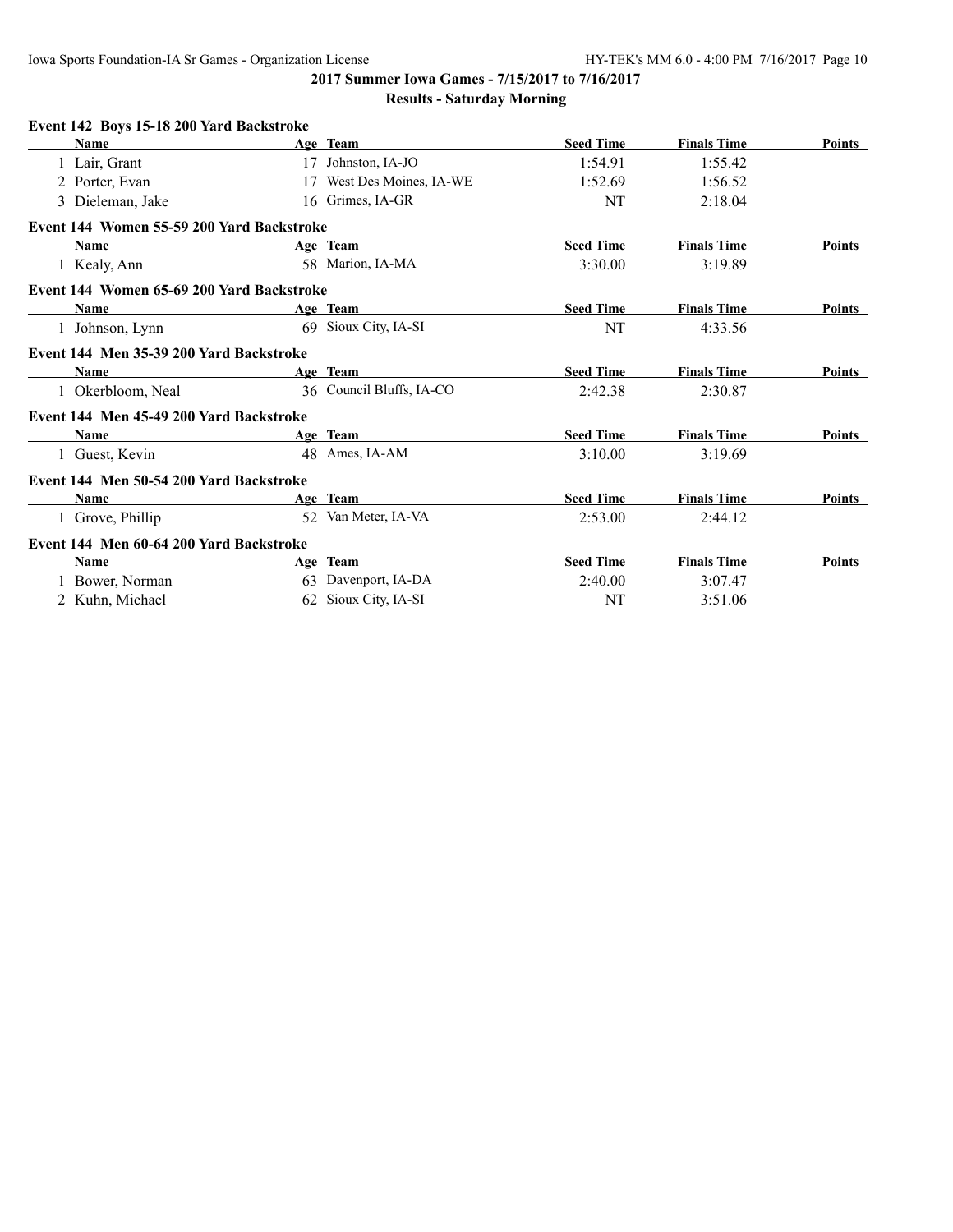## 2017 Summer Iowa Games - 7/15/2017 to 7/16/2017

### Results - Saturday Morning

**Event 142 Boys 15-18 200 Yard Backstroke**

| | Name | Age | Team | Seed Time | Finals Time | Points |
|---|---|---|---|---|---|---|
| 1 | Lair, Grant | 17 | Johnston, IA-JO | 1:54.91 | 1:55.42 | |
| 2 | Porter, Evan | 17 | West Des Moines, IA-WE | 1:52.69 | 1:56.52 | |
| 3 | Dieleman, Jake | 16 | Grimes, IA-GR | NT | 2:18.04 | |

**Event 144 Women 55-59 200 Yard Backstroke**

| | Name | Age | Team | Seed Time | Finals Time | Points |
|---|---|---|---|---|---|---|
| 1 | Kealy, Ann | 58 | Marion, IA-MA | 3:30.00 | 3:19.89 | |

**Event 144 Women 65-69 200 Yard Backstroke**

| | Name | Age | Team | Seed Time | Finals Time | Points |
|---|---|---|---|---|---|---|
| 1 | Johnson, Lynn | 69 | Sioux City, IA-SI | NT | 4:33.56 | |

**Event 144 Men 35-39 200 Yard Backstroke**

| | Name | Age | Team | Seed Time | Finals Time | Points |
|---|---|---|---|---|---|---|
| 1 | Okerbloom, Neal | 36 | Council Bluffs, IA-CO | 2:42.38 | 2:30.87 | |

**Event 144 Men 45-49 200 Yard Backstroke**

| | Name | Age | Team | Seed Time | Finals Time | Points |
|---|---|---|---|---|---|---|
| 1 | Guest, Kevin | 48 | Ames, IA-AM | 3:10.00 | 3:19.69 | |

**Event 144 Men 50-54 200 Yard Backstroke**

| | Name | Age | Team | Seed Time | Finals Time | Points |
|---|---|---|---|---|---|---|
| 1 | Grove, Phillip | 52 | Van Meter, IA-VA | 2:53.00 | 2:44.12 | |

**Event 144 Men 60-64 200 Yard Backstroke**

| | Name | Age | Team | Seed Time | Finals Time | Points |
|---|---|---|---|---|---|---|
| 1 | Bower, Norman | 63 | Davenport, IA-DA | 2:40.00 | 3:07.47 | |
| 2 | Kuhn, Michael | 62 | Sioux City, IA-SI | NT | 3:51.06 | |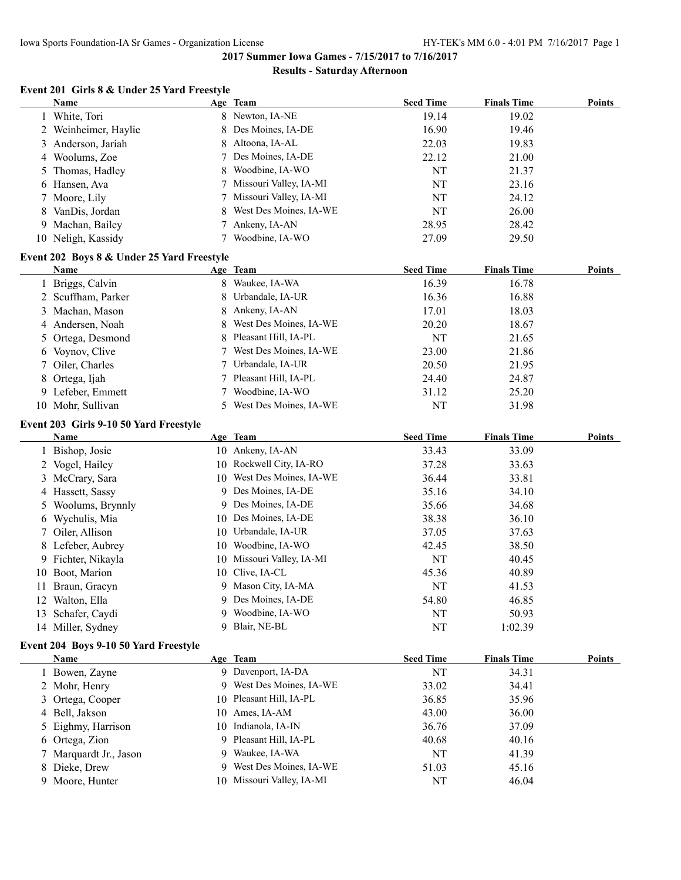## 2017 Summer Iowa Games - 7/15/2017 to 7/16/2017

### Results - Saturday Afternoon

#### Event 201 Girls 8 & Under 25 Yard Freestyle

| | Name | Age | Team | Seed Time | Finals Time | Points |
|---|---|---|---|---|---|---|
| 1 | White, Tori | 8 | Newton, IA-NE | 19.14 | 19.02 | |
| 2 | Weinheimer, Haylie | 8 | Des Moines, IA-DE | 16.90 | 19.46 | |
| 3 | Anderson, Jariah | 8 | Altoona, IA-AL | 22.03 | 19.83 | |
| 4 | Woolums, Zoe | 7 | Des Moines, IA-DE | 22.12 | 21.00 | |
| 5 | Thomas, Hadley | 8 | Woodbine, IA-WO | NT | 21.37 | |
| 6 | Hansen, Ava | 7 | Missouri Valley, IA-MI | NT | 23.16 | |
| 7 | Moore, Lily | 7 | Missouri Valley, IA-MI | NT | 24.12 | |
| 8 | VanDis, Jordan | 8 | West Des Moines, IA-WE | NT | 26.00 | |
| 9 | Machan, Bailey | 7 | Ankeny, IA-AN | 28.95 | 28.42 | |
| 10 | Neligh, Kassidy | 7 | Woodbine, IA-WO | 27.09 | 29.50 | |

#### Event 202 Boys 8 & Under 25 Yard Freestyle

| | Name | Age | Team | Seed Time | Finals Time | Points |
|---|---|---|---|---|---|---|
| 1 | Briggs, Calvin | 8 | Waukee, IA-WA | 16.39 | 16.78 | |
| 2 | Scuffham, Parker | 8 | Urbandale, IA-UR | 16.36 | 16.88 | |
| 3 | Machan, Mason | 8 | Ankeny, IA-AN | 17.01 | 18.03 | |
| 4 | Andersen, Noah | 8 | West Des Moines, IA-WE | 20.20 | 18.67 | |
| 5 | Ortega, Desmond | 8 | Pleasant Hill, IA-PL | NT | 21.65 | |
| 6 | Voynov, Clive | 7 | West Des Moines, IA-WE | 23.00 | 21.86 | |
| 7 | Oiler, Charles | 7 | Urbandale, IA-UR | 20.50 | 21.95 | |
| 8 | Ortega, Ijah | 7 | Pleasant Hill, IA-PL | 24.40 | 24.87 | |
| 9 | Lefeber, Emmett | 7 | Woodbine, IA-WO | 31.12 | 25.20 | |
| 10 | Mohr, Sullivan | 5 | West Des Moines, IA-WE | NT | 31.98 | |

#### Event 203 Girls 9-10 50 Yard Freestyle

| | Name | Age | Team | Seed Time | Finals Time | Points |
|---|---|---|---|---|---|---|
| 1 | Bishop, Josie | 10 | Ankeny, IA-AN | 33.43 | 33.09 | |
| 2 | Vogel, Hailey | 10 | Rockwell City, IA-RO | 37.28 | 33.63 | |
| 3 | McCrary, Sara | 10 | West Des Moines, IA-WE | 36.44 | 33.81 | |
| 4 | Hassett, Sassy | 9 | Des Moines, IA-DE | 35.16 | 34.10 | |
| 5 | Woolums, Brynnly | 9 | Des Moines, IA-DE | 35.66 | 34.68 | |
| 6 | Wychulis, Mia | 10 | Des Moines, IA-DE | 38.38 | 36.10 | |
| 7 | Oiler, Allison | 10 | Urbandale, IA-UR | 37.05 | 37.63 | |
| 8 | Lefeber, Aubrey | 10 | Woodbine, IA-WO | 42.45 | 38.50 | |
| 9 | Fichter, Nikayla | 10 | Missouri Valley, IA-MI | NT | 40.45 | |
| 10 | Boot, Marion | 10 | Clive, IA-CL | 45.36 | 40.89 | |
| 11 | Braun, Gracyn | 9 | Mason City, IA-MA | NT | 41.53 | |
| 12 | Walton, Ella | 9 | Des Moines, IA-DE | 54.80 | 46.85 | |
| 13 | Schafer, Caydi | 9 | Woodbine, IA-WO | NT | 50.93 | |
| 14 | Miller, Sydney | 9 | Blair, NE-BL | NT | 1:02.39 | |

#### Event 204 Boys 9-10 50 Yard Freestyle

| | Name | Age | Team | Seed Time | Finals Time | Points |
|---|---|---|---|---|---|---|
| 1 | Bowen, Zayne | 9 | Davenport, IA-DA | NT | 34.31 | |
| 2 | Mohr, Henry | 9 | West Des Moines, IA-WE | 33.02 | 34.41 | |
| 3 | Ortega, Cooper | 10 | Pleasant Hill, IA-PL | 36.85 | 35.96 | |
| 4 | Bell, Jakson | 10 | Ames, IA-AM | 43.00 | 36.00 | |
| 5 | Eighmy, Harrison | 10 | Indianola, IA-IN | 36.76 | 37.09 | |
| 6 | Ortega, Zion | 9 | Pleasant Hill, IA-PL | 40.68 | 40.16 | |
| 7 | Marquardt Jr., Jason | 9 | Waukee, IA-WA | NT | 41.39 | |
| 8 | Dieke, Drew | 9 | West Des Moines, IA-WE | 51.03 | 45.16 | |
| 9 | Moore, Hunter | 10 | Missouri Valley, IA-MI | NT | 46.04 | |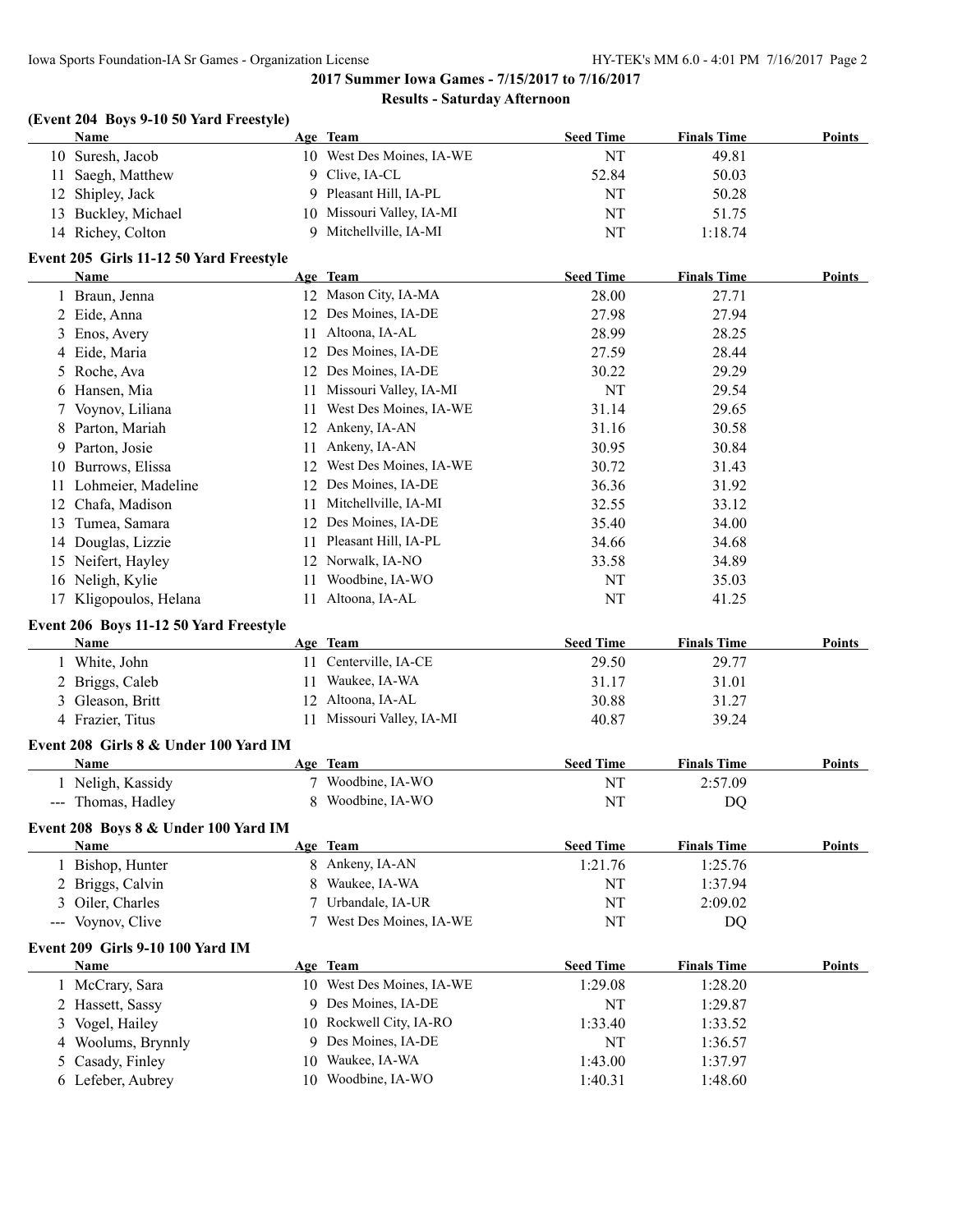## 2017 Summer Iowa Games - 7/15/2017 to 7/16/2017

### Results - Saturday Afternoon

#### (Event 204 Boys 9-10 50 Yard Freestyle)

| | Name | Age | Team | Seed Time | Finals Time | Points |
|---|---|---|---|---|---|---|
| 10 | Suresh, Jacob | 10 | West Des Moines, IA-WE | NT | 49.81 | |
| 11 | Saegh, Matthew | 9 | Clive, IA-CL | 52.84 | 50.03 | |
| 12 | Shipley, Jack | 9 | Pleasant Hill, IA-PL | NT | 50.28 | |
| 13 | Buckley, Michael | 10 | Missouri Valley, IA-MI | NT | 51.75 | |
| 14 | Richey, Colton | 9 | Mitchellville, IA-MI | NT | 1:18.74 | |

#### Event 205 Girls 11-12 50 Yard Freestyle

| | Name | Age | Team | Seed Time | Finals Time | Points |
|---|---|---|---|---|---|---|
| 1 | Braun, Jenna | 12 | Mason City, IA-MA | 28.00 | 27.71 | |
| 2 | Eide, Anna | 12 | Des Moines, IA-DE | 27.98 | 27.94 | |
| 3 | Enos, Avery | 11 | Altoona, IA-AL | 28.99 | 28.25 | |
| 4 | Eide, Maria | 12 | Des Moines, IA-DE | 27.59 | 28.44 | |
| 5 | Roche, Ava | 12 | Des Moines, IA-DE | 30.22 | 29.29 | |
| 6 | Hansen, Mia | 11 | Missouri Valley, IA-MI | NT | 29.54 | |
| 7 | Voynov, Liliana | 11 | West Des Moines, IA-WE | 31.14 | 29.65 | |
| 8 | Parton, Mariah | 12 | Ankeny, IA-AN | 31.16 | 30.58 | |
| 9 | Parton, Josie | 11 | Ankeny, IA-AN | 30.95 | 30.84 | |
| 10 | Burrows, Elissa | 12 | West Des Moines, IA-WE | 30.72 | 31.43 | |
| 11 | Lohmeier, Madeline | 12 | Des Moines, IA-DE | 36.36 | 31.92 | |
| 12 | Chafa, Madison | 11 | Mitchellville, IA-MI | 32.55 | 33.12 | |
| 13 | Tumea, Samara | 12 | Des Moines, IA-DE | 35.40 | 34.00 | |
| 14 | Douglas, Lizzie | 11 | Pleasant Hill, IA-PL | 34.66 | 34.68 | |
| 15 | Neifert, Hayley | 12 | Norwalk, IA-NO | 33.58 | 34.89 | |
| 16 | Neligh, Kylie | 11 | Woodbine, IA-WO | NT | 35.03 | |
| 17 | Kligopoulos, Helana | 11 | Altoona, IA-AL | NT | 41.25 | |

#### Event 206 Boys 11-12 50 Yard Freestyle

| | Name | Age | Team | Seed Time | Finals Time | Points |
|---|---|---|---|---|---|---|
| 1 | White, John | 11 | Centerville, IA-CE | 29.50 | 29.77 | |
| 2 | Briggs, Caleb | 11 | Waukee, IA-WA | 31.17 | 31.01 | |
| 3 | Gleason, Britt | 12 | Altoona, IA-AL | 30.88 | 31.27 | |
| 4 | Frazier, Titus | 11 | Missouri Valley, IA-MI | 40.87 | 39.24 | |

#### Event 208 Girls 8 & Under 100 Yard IM

| | Name | Age | Team | Seed Time | Finals Time | Points |
|---|---|---|---|---|---|---|
| 1 | Neligh, Kassidy | 7 | Woodbine, IA-WO | NT | 2:57.09 | |
| --- | Thomas, Hadley | 8 | Woodbine, IA-WO | NT | DQ | |

#### Event 208 Boys 8 & Under 100 Yard IM

| | Name | Age | Team | Seed Time | Finals Time | Points |
|---|---|---|---|---|---|---|
| 1 | Bishop, Hunter | 8 | Ankeny, IA-AN | 1:21.76 | 1:25.76 | |
| 2 | Briggs, Calvin | 8 | Waukee, IA-WA | NT | 1:37.94 | |
| 3 | Oiler, Charles | 7 | Urbandale, IA-UR | NT | 2:09.02 | |
| --- | Voynov, Clive | 7 | West Des Moines, IA-WE | NT | DQ | |

#### Event 209 Girls 9-10 100 Yard IM

| | Name | Age | Team | Seed Time | Finals Time | Points |
|---|---|---|---|---|---|---|
| 1 | McCrary, Sara | 10 | West Des Moines, IA-WE | 1:29.08 | 1:28.20 | |
| 2 | Hassett, Sassy | 9 | Des Moines, IA-DE | NT | 1:29.87 | |
| 3 | Vogel, Hailey | 10 | Rockwell City, IA-RO | 1:33.40 | 1:33.52 | |
| 4 | Woolums, Brynnly | 9 | Des Moines, IA-DE | NT | 1:36.57 | |
| 5 | Casady, Finley | 10 | Waukee, IA-WA | 1:43.00 | 1:37.97 | |
| 6 | Lefeber, Aubrey | 10 | Woodbine, IA-WO | 1:40.31 | 1:48.60 | |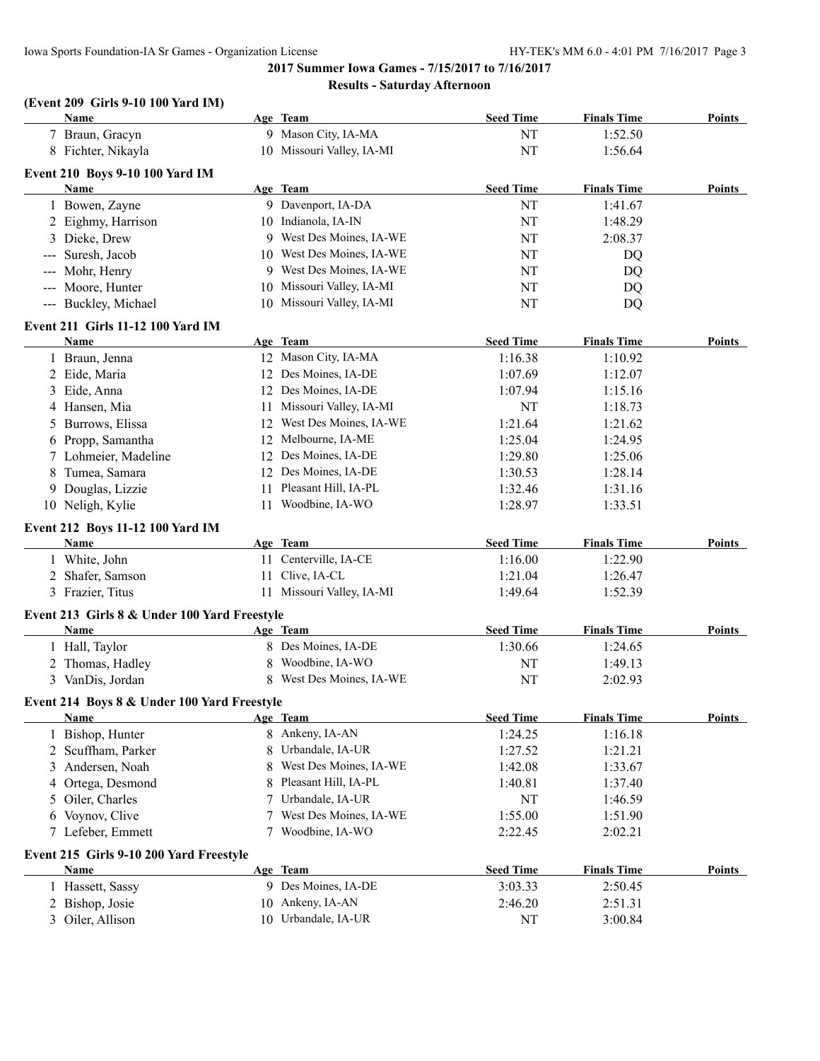**2017 Summer Iowa Games - 7/15/2017 to 7/16/2017**

**Results - Saturday Afternoon**

### (Event 209 Girls 9-10 100 Yard IM)

| | Name | Age | Team | Seed Time | Finals Time | Points |
|---|---|---|---|---|---|---|
| 7 | Braun, Gracyn | 9 | Mason City, IA-MA | NT | 1:52.50 | |
| 8 | Fichter, Nikayla | 10 | Missouri Valley, IA-MI | NT | 1:56.64 | |

### Event 210 Boys 9-10 100 Yard IM

| | Name | Age | Team | Seed Time | Finals Time | Points |
|---|---|---|---|---|---|---|
| 1 | Bowen, Zayne | 9 | Davenport, IA-DA | NT | 1:41.67 | |
| 2 | Eighmy, Harrison | 10 | Indianola, IA-IN | NT | 1:48.29 | |
| 3 | Dieke, Drew | 9 | West Des Moines, IA-WE | NT | 2:08.37 | |
| --- | Suresh, Jacob | 10 | West Des Moines, IA-WE | NT | DQ | |
| --- | Mohr, Henry | 9 | West Des Moines, IA-WE | NT | DQ | |
| --- | Moore, Hunter | 10 | Missouri Valley, IA-MI | NT | DQ | |
| --- | Buckley, Michael | 10 | Missouri Valley, IA-MI | NT | DQ | |

### Event 211 Girls 11-12 100 Yard IM

| | Name | Age | Team | Seed Time | Finals Time | Points |
|---|---|---|---|---|---|---|
| 1 | Braun, Jenna | 12 | Mason City, IA-MA | 1:16.38 | 1:10.92 | |
| 2 | Eide, Maria | 12 | Des Moines, IA-DE | 1:07.69 | 1:12.07 | |
| 3 | Eide, Anna | 12 | Des Moines, IA-DE | 1:07.94 | 1:15.16 | |
| 4 | Hansen, Mia | 11 | Missouri Valley, IA-MI | NT | 1:18.73 | |
| 5 | Burrows, Elissa | 12 | West Des Moines, IA-WE | 1:21.64 | 1:21.62 | |
| 6 | Propp, Samantha | 12 | Melbourne, IA-ME | 1:25.04 | 1:24.95 | |
| 7 | Lohmeier, Madeline | 12 | Des Moines, IA-DE | 1:29.80 | 1:25.06 | |
| 8 | Tumea, Samara | 12 | Des Moines, IA-DE | 1:30.53 | 1:28.14 | |
| 9 | Douglas, Lizzie | 11 | Pleasant Hill, IA-PL | 1:32.46 | 1:31.16 | |
| 10 | Neligh, Kylie | 11 | Woodbine, IA-WO | 1:28.97 | 1:33.51 | |

### Event 212 Boys 11-12 100 Yard IM

| | Name | Age | Team | Seed Time | Finals Time | Points |
|---|---|---|---|---|---|---|
| 1 | White, John | 11 | Centerville, IA-CE | 1:16.00 | 1:22.90 | |
| 2 | Shafer, Samson | 11 | Clive, IA-CL | 1:21.04 | 1:26.47 | |
| 3 | Frazier, Titus | 11 | Missouri Valley, IA-MI | 1:49.64 | 1:52.39 | |

### Event 213 Girls 8 & Under 100 Yard Freestyle

| | Name | Age | Team | Seed Time | Finals Time | Points |
|---|---|---|---|---|---|---|
| 1 | Hall, Taylor | 8 | Des Moines, IA-DE | 1:30.66 | 1:24.65 | |
| 2 | Thomas, Hadley | 8 | Woodbine, IA-WO | NT | 1:49.13 | |
| 3 | VanDis, Jordan | 8 | West Des Moines, IA-WE | NT | 2:02.93 | |

### Event 214 Boys 8 & Under 100 Yard Freestyle

| | Name | Age | Team | Seed Time | Finals Time | Points |
|---|---|---|---|---|---|---|
| 1 | Bishop, Hunter | 8 | Ankeny, IA-AN | 1:24.25 | 1:16.18 | |
| 2 | Scuffham, Parker | 8 | Urbandale, IA-UR | 1:27.52 | 1:21.21 | |
| 3 | Andersen, Noah | 8 | West Des Moines, IA-WE | 1:42.08 | 1:33.67 | |
| 4 | Ortega, Desmond | 8 | Pleasant Hill, IA-PL | 1:40.81 | 1:37.40 | |
| 5 | Oiler, Charles | 7 | Urbandale, IA-UR | NT | 1:46.59 | |
| 6 | Voynov, Clive | 7 | West Des Moines, IA-WE | 1:55.00 | 1:51.90 | |
| 7 | Lefeber, Emmett | 7 | Woodbine, IA-WO | 2:22.45 | 2:02.21 | |

### Event 215 Girls 9-10 200 Yard Freestyle

| | Name | Age | Team | Seed Time | Finals Time | Points |
|---|---|---|---|---|---|---|
| 1 | Hassett, Sassy | 9 | Des Moines, IA-DE | 3:03.33 | 2:50.45 | |
| 2 | Bishop, Josie | 10 | Ankeny, IA-AN | 2:46.20 | 2:51.31 | |
| 3 | Oiler, Allison | 10 | Urbandale, IA-UR | NT | 3:00.84 | |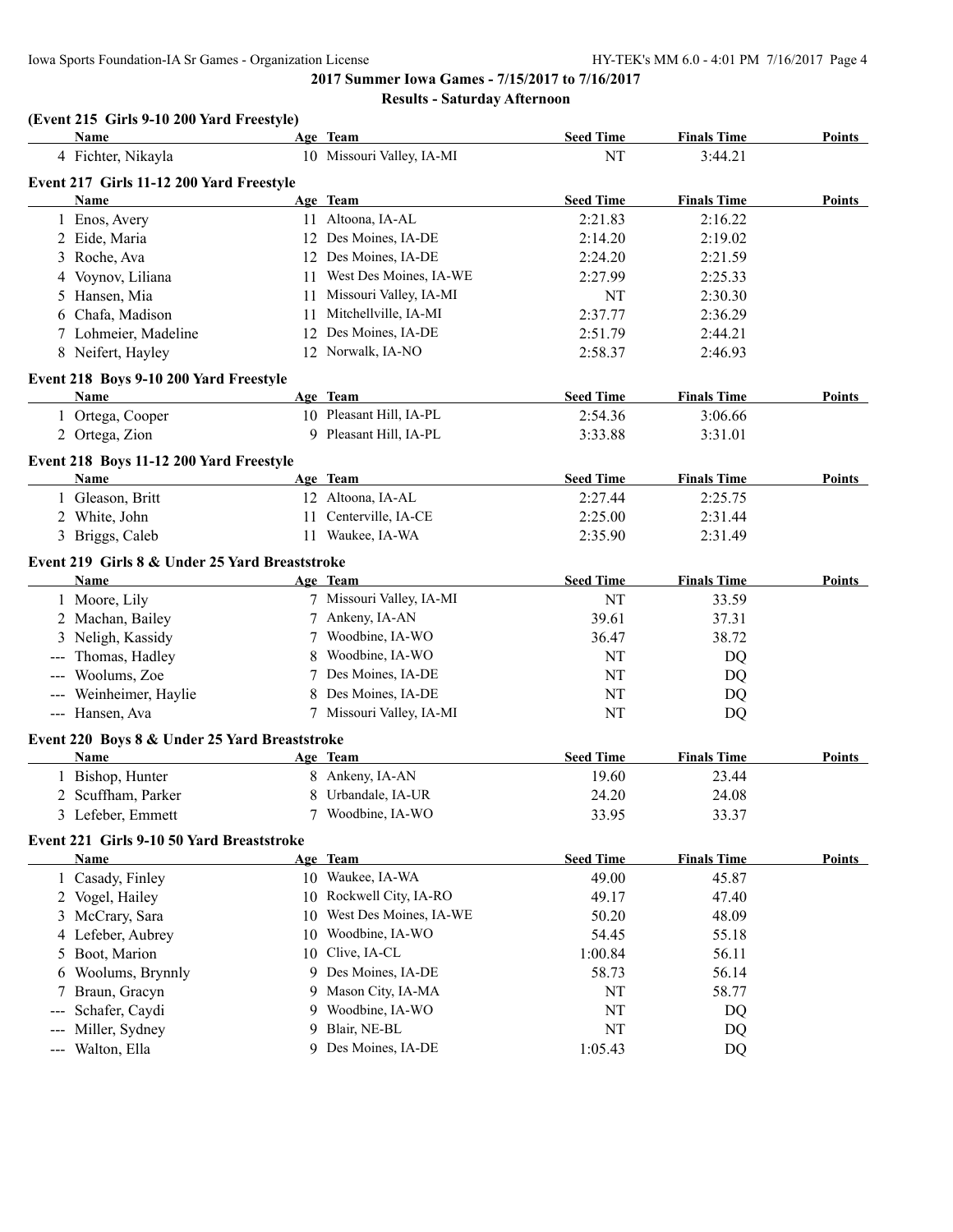2017 Summer Iowa Games - 7/15/2017 to 7/16/2017

Results - Saturday Afternoon

### (Event 215 Girls 9-10 200 Yard Freestyle)

| | Name | Age | Team | Seed Time | Finals Time | Points |
|---|---|---|---|---|---|---|
| 4 | Fichter, Nikayla | 10 | Missouri Valley, IA-MI | NT | 3:44.21 | |

### Event 217 Girls 11-12 200 Yard Freestyle

| | Name | Age | Team | Seed Time | Finals Time | Points |
|---|---|---|---|---|---|---|
| 1 | Enos, Avery | 11 | Altoona, IA-AL | 2:21.83 | 2:16.22 | |
| 2 | Eide, Maria | 12 | Des Moines, IA-DE | 2:14.20 | 2:19.02 | |
| 3 | Roche, Ava | 12 | Des Moines, IA-DE | 2:24.20 | 2:21.59 | |
| 4 | Voynov, Liliana | 11 | West Des Moines, IA-WE | 2:27.99 | 2:25.33 | |
| 5 | Hansen, Mia | 11 | Missouri Valley, IA-MI | NT | 2:30.30 | |
| 6 | Chafa, Madison | 11 | Mitchellville, IA-MI | 2:37.77 | 2:36.29 | |
| 7 | Lohmeier, Madeline | 12 | Des Moines, IA-DE | 2:51.79 | 2:44.21 | |
| 8 | Neifert, Hayley | 12 | Norwalk, IA-NO | 2:58.37 | 2:46.93 | |

### Event 218 Boys 9-10 200 Yard Freestyle

| | Name | Age | Team | Seed Time | Finals Time | Points |
|---|---|---|---|---|---|---|
| 1 | Ortega, Cooper | 10 | Pleasant Hill, IA-PL | 2:54.36 | 3:06.66 | |
| 2 | Ortega, Zion | 9 | Pleasant Hill, IA-PL | 3:33.88 | 3:31.01 | |

### Event 218 Boys 11-12 200 Yard Freestyle

| | Name | Age | Team | Seed Time | Finals Time | Points |
|---|---|---|---|---|---|---|
| 1 | Gleason, Britt | 12 | Altoona, IA-AL | 2:27.44 | 2:25.75 | |
| 2 | White, John | 11 | Centerville, IA-CE | 2:25.00 | 2:31.44 | |
| 3 | Briggs, Caleb | 11 | Waukee, IA-WA | 2:35.90 | 2:31.49 | |

### Event 219 Girls 8 & Under 25 Yard Breaststroke

| | Name | Age | Team | Seed Time | Finals Time | Points |
|---|---|---|---|---|---|---|
| 1 | Moore, Lily | 7 | Missouri Valley, IA-MI | NT | 33.59 | |
| 2 | Machan, Bailey | 7 | Ankeny, IA-AN | 39.61 | 37.31 | |
| 3 | Neligh, Kassidy | 7 | Woodbine, IA-WO | 36.47 | 38.72 | |
| --- | Thomas, Hadley | 8 | Woodbine, IA-WO | NT | DQ | |
| --- | Woolums, Zoe | 7 | Des Moines, IA-DE | NT | DQ | |
| --- | Weinheimer, Haylie | 8 | Des Moines, IA-DE | NT | DQ | |
| --- | Hansen, Ava | 7 | Missouri Valley, IA-MI | NT | DQ | |

### Event 220 Boys 8 & Under 25 Yard Breaststroke

| | Name | Age | Team | Seed Time | Finals Time | Points |
|---|---|---|---|---|---|---|
| 1 | Bishop, Hunter | 8 | Ankeny, IA-AN | 19.60 | 23.44 | |
| 2 | Scuffham, Parker | 8 | Urbandale, IA-UR | 24.20 | 24.08 | |
| 3 | Lefeber, Emmett | 7 | Woodbine, IA-WO | 33.95 | 33.37 | |

### Event 221 Girls 9-10 50 Yard Breaststroke

| | Name | Age | Team | Seed Time | Finals Time | Points |
|---|---|---|---|---|---|---|
| 1 | Casady, Finley | 10 | Waukee, IA-WA | 49.00 | 45.87 | |
| 2 | Vogel, Hailey | 10 | Rockwell City, IA-RO | 49.17 | 47.40 | |
| 3 | McCrary, Sara | 10 | West Des Moines, IA-WE | 50.20 | 48.09 | |
| 4 | Lefeber, Aubrey | 10 | Woodbine, IA-WO | 54.45 | 55.18 | |
| 5 | Boot, Marion | 10 | Clive, IA-CL | 1:00.84 | 56.11 | |
| 6 | Woolums, Brynnly | 9 | Des Moines, IA-DE | 58.73 | 56.14 | |
| 7 | Braun, Gracyn | 9 | Mason City, IA-MA | NT | 58.77 | |
| --- | Schafer, Caydi | 9 | Woodbine, IA-WO | NT | DQ | |
| --- | Miller, Sydney | 9 | Blair, NE-BL | NT | DQ | |
| --- | Walton, Ella | 9 | Des Moines, IA-DE | 1:05.43 | DQ | |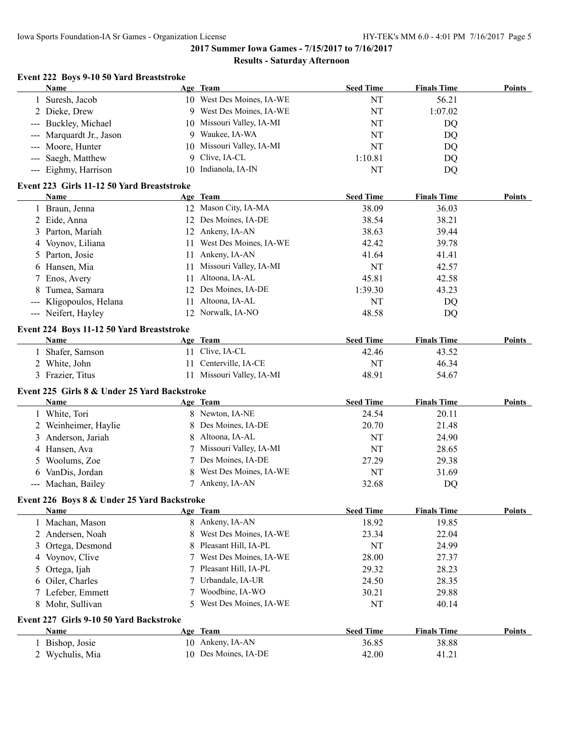## 2017 Summer Iowa Games - 7/15/2017 to 7/16/2017

### Results - Saturday Afternoon

#### Event 222 Boys 9-10 50 Yard Breaststroke

| | Name | Age | Team | Seed Time | Finals Time | Points |
|---|---|---|---|---|---|---|
| 1 | Suresh, Jacob | 10 | West Des Moines, IA-WE | NT | 56.21 | |
| 2 | Dieke, Drew | 9 | West Des Moines, IA-WE | NT | 1:07.02 | |
| --- | Buckley, Michael | 10 | Missouri Valley, IA-MI | NT | DQ | |
| --- | Marquardt Jr., Jason | 9 | Waukee, IA-WA | NT | DQ | |
| --- | Moore, Hunter | 10 | Missouri Valley, IA-MI | NT | DQ | |
| --- | Saegh, Matthew | 9 | Clive, IA-CL | 1:10.81 | DQ | |
| --- | Eighmy, Harrison | 10 | Indianola, IA-IN | NT | DQ | |

#### Event 223 Girls 11-12 50 Yard Breaststroke

| | Name | Age | Team | Seed Time | Finals Time | Points |
|---|---|---|---|---|---|---|
| 1 | Braun, Jenna | 12 | Mason City, IA-MA | 38.09 | 36.03 | |
| 2 | Eide, Anna | 12 | Des Moines, IA-DE | 38.54 | 38.21 | |
| 3 | Parton, Mariah | 12 | Ankeny, IA-AN | 38.63 | 39.44 | |
| 4 | Voynov, Liliana | 11 | West Des Moines, IA-WE | 42.42 | 39.78 | |
| 5 | Parton, Josie | 11 | Ankeny, IA-AN | 41.64 | 41.41 | |
| 6 | Hansen, Mia | 11 | Missouri Valley, IA-MI | NT | 42.57 | |
| 7 | Enos, Avery | 11 | Altoona, IA-AL | 45.81 | 42.58 | |
| 8 | Tumea, Samara | 12 | Des Moines, IA-DE | 1:39.30 | 43.23 | |
| --- | Kligopoulos, Helana | 11 | Altoona, IA-AL | NT | DQ | |
| --- | Neifert, Hayley | 12 | Norwalk, IA-NO | 48.58 | DQ | |

#### Event 224 Boys 11-12 50 Yard Breaststroke

| | Name | Age | Team | Seed Time | Finals Time | Points |
|---|---|---|---|---|---|---|
| 1 | Shafer, Samson | 11 | Clive, IA-CL | 42.46 | 43.52 | |
| 2 | White, John | 11 | Centerville, IA-CE | NT | 46.34 | |
| 3 | Frazier, Titus | 11 | Missouri Valley, IA-MI | 48.91 | 54.67 | |

#### Event 225 Girls 8 & Under 25 Yard Backstroke

| | Name | Age | Team | Seed Time | Finals Time | Points |
|---|---|---|---|---|---|---|
| 1 | White, Tori | 8 | Newton, IA-NE | 24.54 | 20.11 | |
| 2 | Weinheimer, Haylie | 8 | Des Moines, IA-DE | 20.70 | 21.48 | |
| 3 | Anderson, Jariah | 8 | Altoona, IA-AL | NT | 24.90 | |
| 4 | Hansen, Ava | 7 | Missouri Valley, IA-MI | NT | 28.65 | |
| 5 | Woolums, Zoe | 7 | Des Moines, IA-DE | 27.29 | 29.38 | |
| 6 | VanDis, Jordan | 8 | West Des Moines, IA-WE | NT | 31.69 | |
| --- | Machan, Bailey | 7 | Ankeny, IA-AN | 32.68 | DQ | |

#### Event 226 Boys 8 & Under 25 Yard Backstroke

| | Name | Age | Team | Seed Time | Finals Time | Points |
|---|---|---|---|---|---|---|
| 1 | Machan, Mason | 8 | Ankeny, IA-AN | 18.92 | 19.85 | |
| 2 | Andersen, Noah | 8 | West Des Moines, IA-WE | 23.34 | 22.04 | |
| 3 | Ortega, Desmond | 8 | Pleasant Hill, IA-PL | NT | 24.99 | |
| 4 | Voynov, Clive | 7 | West Des Moines, IA-WE | 28.00 | 27.37 | |
| 5 | Ortega, Ijah | 7 | Pleasant Hill, IA-PL | 29.32 | 28.23 | |
| 6 | Oiler, Charles | 7 | Urbandale, IA-UR | 24.50 | 28.35 | |
| 7 | Lefeber, Emmett | 7 | Woodbine, IA-WO | 30.21 | 29.88 | |
| 8 | Mohr, Sullivan | 5 | West Des Moines, IA-WE | NT | 40.14 | |

#### Event 227 Girls 9-10 50 Yard Backstroke

| | Name | Age | Team | Seed Time | Finals Time | Points |
|---|---|---|---|---|---|---|
| 1 | Bishop, Josie | 10 | Ankeny, IA-AN | 36.85 | 38.88 | |
| 2 | Wychulis, Mia | 10 | Des Moines, IA-DE | 42.00 | 41.21 | |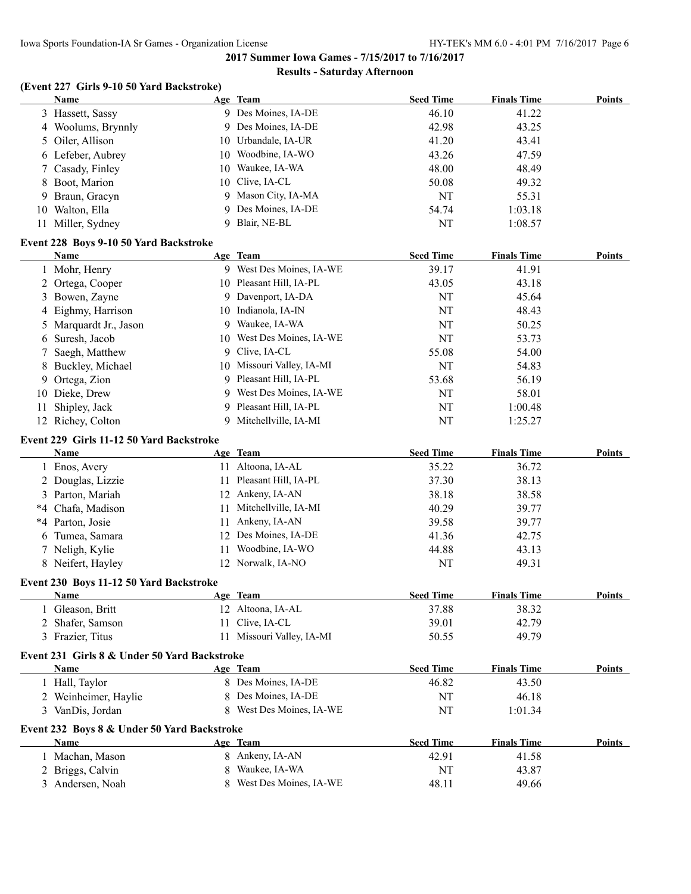## 2017 Summer Iowa Games - 7/15/2017 to 7/16/2017

### Results - Saturday Afternoon

#### (Event 227 Girls 9-10 50 Yard Backstroke)

| | Name | Age | Team | Seed Time | Finals Time | Points |
|---|---|---|---|---|---|---|
| 3 | Hassett, Sassy | 9 | Des Moines, IA-DE | 46.10 | 41.22 | |
| 4 | Woolums, Brynnly | 9 | Des Moines, IA-DE | 42.98 | 43.25 | |
| 5 | Oiler, Allison | 10 | Urbandale, IA-UR | 41.20 | 43.41 | |
| 6 | Lefeber, Aubrey | 10 | Woodbine, IA-WO | 43.26 | 47.59 | |
| 7 | Casady, Finley | 10 | Waukee, IA-WA | 48.00 | 48.49 | |
| 8 | Boot, Marion | 10 | Clive, IA-CL | 50.08 | 49.32 | |
| 9 | Braun, Gracyn | 9 | Mason City, IA-MA | NT | 55.31 | |
| 10 | Walton, Ella | 9 | Des Moines, IA-DE | 54.74 | 1:03.18 | |
| 11 | Miller, Sydney | 9 | Blair, NE-BL | NT | 1:08.57 | |

#### Event 228 Boys 9-10 50 Yard Backstroke

| | Name | Age | Team | Seed Time | Finals Time | Points |
|---|---|---|---|---|---|---|
| 1 | Mohr, Henry | 9 | West Des Moines, IA-WE | 39.17 | 41.91 | |
| 2 | Ortega, Cooper | 10 | Pleasant Hill, IA-PL | 43.05 | 43.18 | |
| 3 | Bowen, Zayne | 9 | Davenport, IA-DA | NT | 45.64 | |
| 4 | Eighmy, Harrison | 10 | Indianola, IA-IN | NT | 48.43 | |
| 5 | Marquardt Jr., Jason | 9 | Waukee, IA-WA | NT | 50.25 | |
| 6 | Suresh, Jacob | 10 | West Des Moines, IA-WE | NT | 53.73 | |
| 7 | Saegh, Matthew | 9 | Clive, IA-CL | 55.08 | 54.00 | |
| 8 | Buckley, Michael | 10 | Missouri Valley, IA-MI | NT | 54.83 | |
| 9 | Ortega, Zion | 9 | Pleasant Hill, IA-PL | 53.68 | 56.19 | |
| 10 | Dieke, Drew | 9 | West Des Moines, IA-WE | NT | 58.01 | |
| 11 | Shipley, Jack | 9 | Pleasant Hill, IA-PL | NT | 1:00.48 | |
| 12 | Richey, Colton | 9 | Mitchellville, IA-MI | NT | 1:25.27 | |

#### Event 229 Girls 11-12 50 Yard Backstroke

| | Name | Age | Team | Seed Time | Finals Time | Points |
|---|---|---|---|---|---|---|
| 1 | Enos, Avery | 11 | Altoona, IA-AL | 35.22 | 36.72 | |
| 2 | Douglas, Lizzie | 11 | Pleasant Hill, IA-PL | 37.30 | 38.13 | |
| 3 | Parton, Mariah | 12 | Ankeny, IA-AN | 38.18 | 38.58 | |
| *4 | Chafa, Madison | 11 | Mitchellville, IA-MI | 40.29 | 39.77 | |
| *4 | Parton, Josie | 11 | Ankeny, IA-AN | 39.58 | 39.77 | |
| 6 | Tumea, Samara | 12 | Des Moines, IA-DE | 41.36 | 42.75 | |
| 7 | Neligh, Kylie | 11 | Woodbine, IA-WO | 44.88 | 43.13 | |
| 8 | Neifert, Hayley | 12 | Norwalk, IA-NO | NT | 49.31 | |

#### Event 230 Boys 11-12 50 Yard Backstroke

| | Name | Age | Team | Seed Time | Finals Time | Points |
|---|---|---|---|---|---|---|
| 1 | Gleason, Britt | 12 | Altoona, IA-AL | 37.88 | 38.32 | |
| 2 | Shafer, Samson | 11 | Clive, IA-CL | 39.01 | 42.79 | |
| 3 | Frazier, Titus | 11 | Missouri Valley, IA-MI | 50.55 | 49.79 | |

#### Event 231 Girls 8 & Under 50 Yard Backstroke

| | Name | Age | Team | Seed Time | Finals Time | Points |
|---|---|---|---|---|---|---|
| 1 | Hall, Taylor | 8 | Des Moines, IA-DE | 46.82 | 43.50 | |
| 2 | Weinheimer, Haylie | 8 | Des Moines, IA-DE | NT | 46.18 | |
| 3 | VanDis, Jordan | 8 | West Des Moines, IA-WE | NT | 1:01.34 | |

#### Event 232 Boys 8 & Under 50 Yard Backstroke

| | Name | Age | Team | Seed Time | Finals Time | Points |
|---|---|---|---|---|---|---|
| 1 | Machan, Mason | 8 | Ankeny, IA-AN | 42.91 | 41.58 | |
| 2 | Briggs, Calvin | 8 | Waukee, IA-WA | NT | 43.87 | |
| 3 | Andersen, Noah | 8 | West Des Moines, IA-WE | 48.11 | 49.66 | |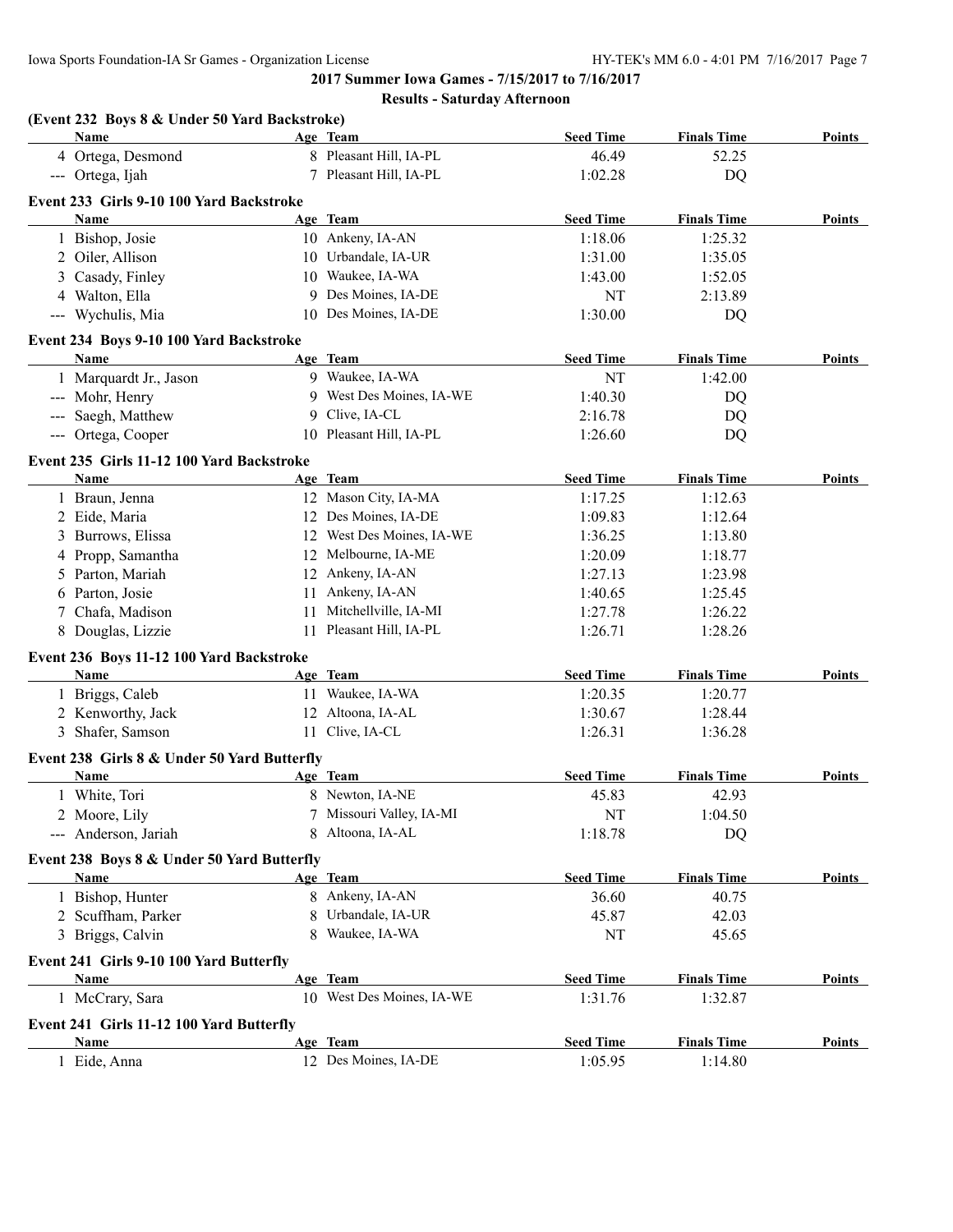**2017 Summer Iowa Games - 7/15/2017 to 7/16/2017**

**Results - Saturday Afternoon**

### (Event 232 Boys 8 & Under 50 Yard Backstroke)

| | Name | Age | Team | Seed Time | Finals Time | Points |
|---|---|---|---|---|---|---|
| 4 | Ortega, Desmond | 8 | Pleasant Hill, IA-PL | 46.49 | 52.25 | |
| --- | Ortega, Ijah | 7 | Pleasant Hill, IA-PL | 1:02.28 | DQ | |

### Event 233 Girls 9-10 100 Yard Backstroke

| | Name | Age | Team | Seed Time | Finals Time | Points |
|---|---|---|---|---|---|---|
| 1 | Bishop, Josie | 10 | Ankeny, IA-AN | 1:18.06 | 1:25.32 | |
| 2 | Oiler, Allison | 10 | Urbandale, IA-UR | 1:31.00 | 1:35.05 | |
| 3 | Casady, Finley | 10 | Waukee, IA-WA | 1:43.00 | 1:52.05 | |
| 4 | Walton, Ella | 9 | Des Moines, IA-DE | NT | 2:13.89 | |
| --- | Wychulis, Mia | 10 | Des Moines, IA-DE | 1:30.00 | DQ | |

### Event 234 Boys 9-10 100 Yard Backstroke

| | Name | Age | Team | Seed Time | Finals Time | Points |
|---|---|---|---|---|---|---|
| 1 | Marquardt Jr., Jason | 9 | Waukee, IA-WA | NT | 1:42.00 | |
| --- | Mohr, Henry | 9 | West Des Moines, IA-WE | 1:40.30 | DQ | |
| --- | Saegh, Matthew | 9 | Clive, IA-CL | 2:16.78 | DQ | |
| --- | Ortega, Cooper | 10 | Pleasant Hill, IA-PL | 1:26.60 | DQ | |

### Event 235 Girls 11-12 100 Yard Backstroke

| | Name | Age | Team | Seed Time | Finals Time | Points |
|---|---|---|---|---|---|---|
| 1 | Braun, Jenna | 12 | Mason City, IA-MA | 1:17.25 | 1:12.63 | |
| 2 | Eide, Maria | 12 | Des Moines, IA-DE | 1:09.83 | 1:12.64 | |
| 3 | Burrows, Elissa | 12 | West Des Moines, IA-WE | 1:36.25 | 1:13.80 | |
| 4 | Propp, Samantha | 12 | Melbourne, IA-ME | 1:20.09 | 1:18.77 | |
| 5 | Parton, Mariah | 12 | Ankeny, IA-AN | 1:27.13 | 1:23.98 | |
| 6 | Parton, Josie | 11 | Ankeny, IA-AN | 1:40.65 | 1:25.45 | |
| 7 | Chafa, Madison | 11 | Mitchellville, IA-MI | 1:27.78 | 1:26.22 | |
| 8 | Douglas, Lizzie | 11 | Pleasant Hill, IA-PL | 1:26.71 | 1:28.26 | |

### Event 236 Boys 11-12 100 Yard Backstroke

| | Name | Age | Team | Seed Time | Finals Time | Points |
|---|---|---|---|---|---|---|
| 1 | Briggs, Caleb | 11 | Waukee, IA-WA | 1:20.35 | 1:20.77 | |
| 2 | Kenworthy, Jack | 12 | Altoona, IA-AL | 1:30.67 | 1:28.44 | |
| 3 | Shafer, Samson | 11 | Clive, IA-CL | 1:26.31 | 1:36.28 | |

### Event 238 Girls 8 & Under 50 Yard Butterfly

| | Name | Age | Team | Seed Time | Finals Time | Points |
|---|---|---|---|---|---|---|
| 1 | White, Tori | 8 | Newton, IA-NE | 45.83 | 42.93 | |
| 2 | Moore, Lily | 7 | Missouri Valley, IA-MI | NT | 1:04.50 | |
| --- | Anderson, Jariah | 8 | Altoona, IA-AL | 1:18.78 | DQ | |

### Event 238 Boys 8 & Under 50 Yard Butterfly

| | Name | Age | Team | Seed Time | Finals Time | Points |
|---|---|---|---|---|---|---|
| 1 | Bishop, Hunter | 8 | Ankeny, IA-AN | 36.60 | 40.75 | |
| 2 | Scuffham, Parker | 8 | Urbandale, IA-UR | 45.87 | 42.03 | |
| 3 | Briggs, Calvin | 8 | Waukee, IA-WA | NT | 45.65 | |

### Event 241 Girls 9-10 100 Yard Butterfly

| | Name | Age | Team | Seed Time | Finals Time | Points |
|---|---|---|---|---|---|---|
| 1 | McCrary, Sara | 10 | West Des Moines, IA-WE | 1:31.76 | 1:32.87 | |

### Event 241 Girls 11-12 100 Yard Butterfly

| | Name | Age | Team | Seed Time | Finals Time | Points |
|---|---|---|---|---|---|---|
| 1 | Eide, Anna | 12 | Des Moines, IA-DE | 1:05.95 | 1:14.80 | |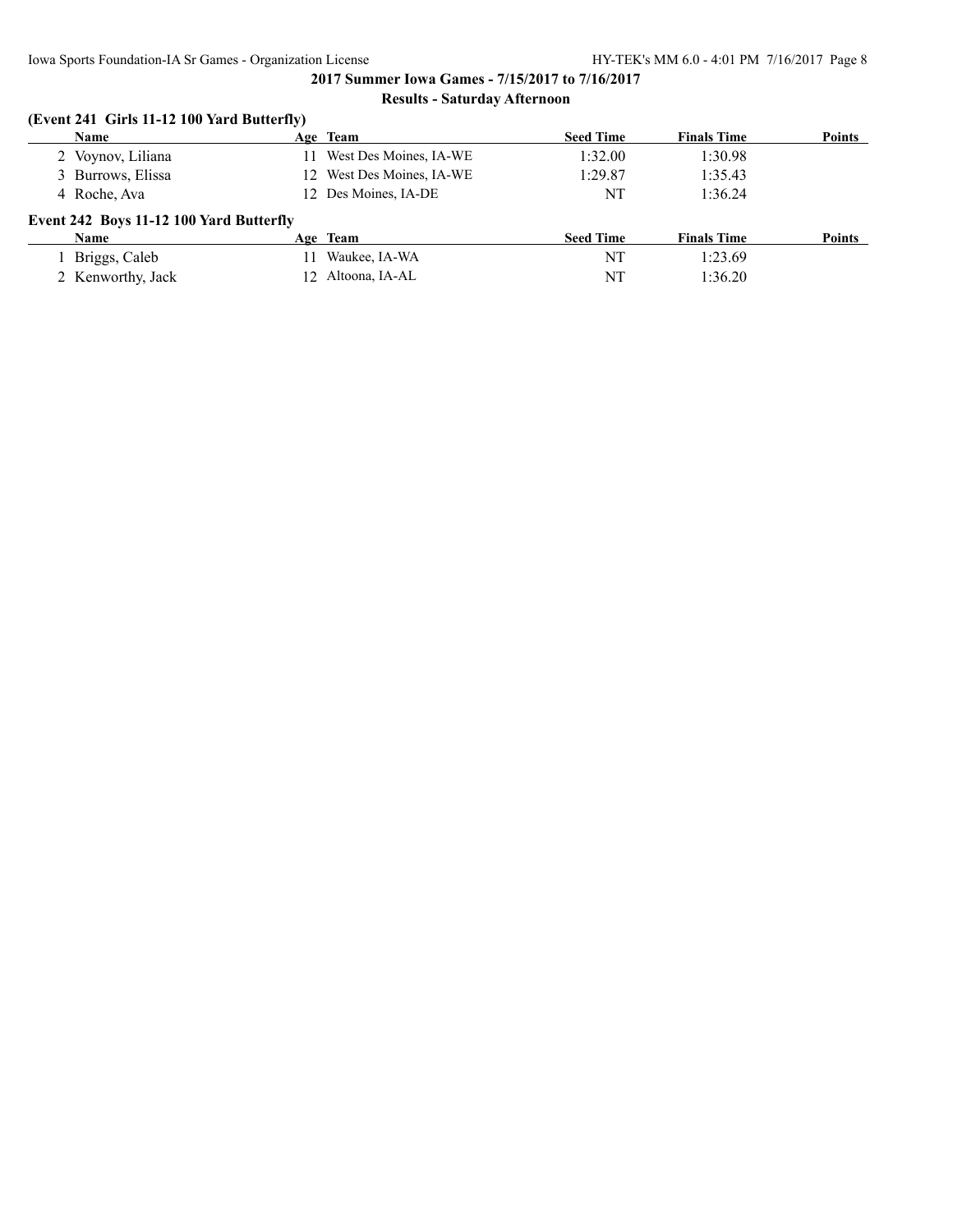## 2017 Summer Iowa Games - 7/15/2017 to 7/16/2017

### Results - Saturday Afternoon

**(Event 241 Girls 11-12 100 Yard Butterfly)**

| | Name | Age | Team | Seed Time | Finals Time | Points |
|---|---|---|---|---|---|---|
| 2 | Voynov, Liliana | 11 | West Des Moines, IA-WE | 1:32.00 | 1:30.98 | |
| 3 | Burrows, Elissa | 12 | West Des Moines, IA-WE | 1:29.87 | 1:35.43 | |
| 4 | Roche, Ava | 12 | Des Moines, IA-DE | NT | 1:36.24 | |

**Event 242 Boys 11-12 100 Yard Butterfly**

| | Name | Age | Team | Seed Time | Finals Time | Points |
|---|---|---|---|---|---|---|
| 1 | Briggs, Caleb | 11 | Waukee, IA-WA | NT | 1:23.69 | |
| 2 | Kenworthy, Jack | 12 | Altoona, IA-AL | NT | 1:36.20 | |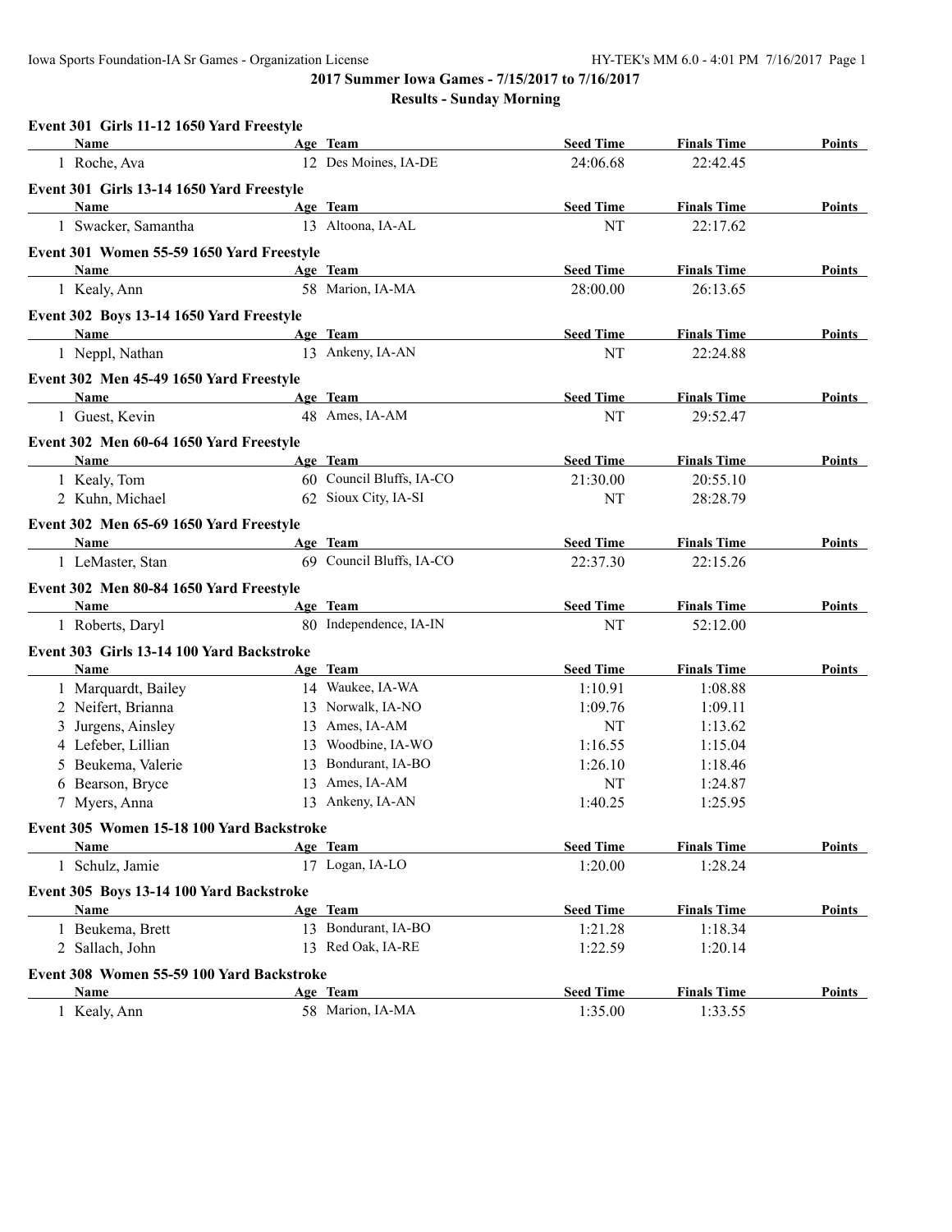**2017 Summer Iowa Games - 7/15/2017 to 7/16/2017**

**Results - Sunday Morning**

### Event 301 Girls 11-12 1650 Yard Freestyle

| | Name | Age | Team | Seed Time | Finals Time | Points |
|---|---|---|---|---|---|---|
| 1 | Roche, Ava | 12 | Des Moines, IA-DE | 24:06.68 | 22:42.45 | |

### Event 301 Girls 13-14 1650 Yard Freestyle

| | Name | Age | Team | Seed Time | Finals Time | Points |
|---|---|---|---|---|---|---|
| 1 | Swacker, Samantha | 13 | Altoona, IA-AL | NT | 22:17.62 | |

### Event 301 Women 55-59 1650 Yard Freestyle

| | Name | Age | Team | Seed Time | Finals Time | Points |
|---|---|---|---|---|---|---|
| 1 | Kealy, Ann | 58 | Marion, IA-MA | 28:00.00 | 26:13.65 | |

### Event 302 Boys 13-14 1650 Yard Freestyle

| | Name | Age | Team | Seed Time | Finals Time | Points |
|---|---|---|---|---|---|---|
| 1 | Neppl, Nathan | 13 | Ankeny, IA-AN | NT | 22:24.88 | |

### Event 302 Men 45-49 1650 Yard Freestyle

| | Name | Age | Team | Seed Time | Finals Time | Points |
|---|---|---|---|---|---|---|
| 1 | Guest, Kevin | 48 | Ames, IA-AM | NT | 29:52.47 | |

### Event 302 Men 60-64 1650 Yard Freestyle

| | Name | Age | Team | Seed Time | Finals Time | Points |
|---|---|---|---|---|---|---|
| 1 | Kealy, Tom | 60 | Council Bluffs, IA-CO | 21:30.00 | 20:55.10 | |
| 2 | Kuhn, Michael | 62 | Sioux City, IA-SI | NT | 28:28.79 | |

### Event 302 Men 65-69 1650 Yard Freestyle

| | Name | Age | Team | Seed Time | Finals Time | Points |
|---|---|---|---|---|---|---|
| 1 | LeMaster, Stan | 69 | Council Bluffs, IA-CO | 22:37.30 | 22:15.26 | |

### Event 302 Men 80-84 1650 Yard Freestyle

| | Name | Age | Team | Seed Time | Finals Time | Points |
|---|---|---|---|---|---|---|
| 1 | Roberts, Daryl | 80 | Independence, IA-IN | NT | 52:12.00 | |

### Event 303 Girls 13-14 100 Yard Backstroke

| | Name | Age | Team | Seed Time | Finals Time | Points |
|---|---|---|---|---|---|---|
| 1 | Marquardt, Bailey | 14 | Waukee, IA-WA | 1:10.91 | 1:08.88 | |
| 2 | Neifert, Brianna | 13 | Norwalk, IA-NO | 1:09.76 | 1:09.11 | |
| 3 | Jurgens, Ainsley | 13 | Ames, IA-AM | NT | 1:13.62 | |
| 4 | Lefeber, Lillian | 13 | Woodbine, IA-WO | 1:16.55 | 1:15.04 | |
| 5 | Beukema, Valerie | 13 | Bondurant, IA-BO | 1:26.10 | 1:18.46 | |
| 6 | Bearson, Bryce | 13 | Ames, IA-AM | NT | 1:24.87 | |
| 7 | Myers, Anna | 13 | Ankeny, IA-AN | 1:40.25 | 1:25.95 | |

### Event 305 Women 15-18 100 Yard Backstroke

| | Name | Age | Team | Seed Time | Finals Time | Points |
|---|---|---|---|---|---|---|
| 1 | Schulz, Jamie | 17 | Logan, IA-LO | 1:20.00 | 1:28.24 | |

### Event 305 Boys 13-14 100 Yard Backstroke

| | Name | Age | Team | Seed Time | Finals Time | Points |
|---|---|---|---|---|---|---|
| 1 | Beukema, Brett | 13 | Bondurant, IA-BO | 1:21.28 | 1:18.34 | |
| 2 | Sallach, John | 13 | Red Oak, IA-RE | 1:22.59 | 1:20.14 | |

### Event 308 Women 55-59 100 Yard Backstroke

| | Name | Age | Team | Seed Time | Finals Time | Points |
|---|---|---|---|---|---|---|
| 1 | Kealy, Ann | 58 | Marion, IA-MA | 1:35.00 | 1:33.55 | |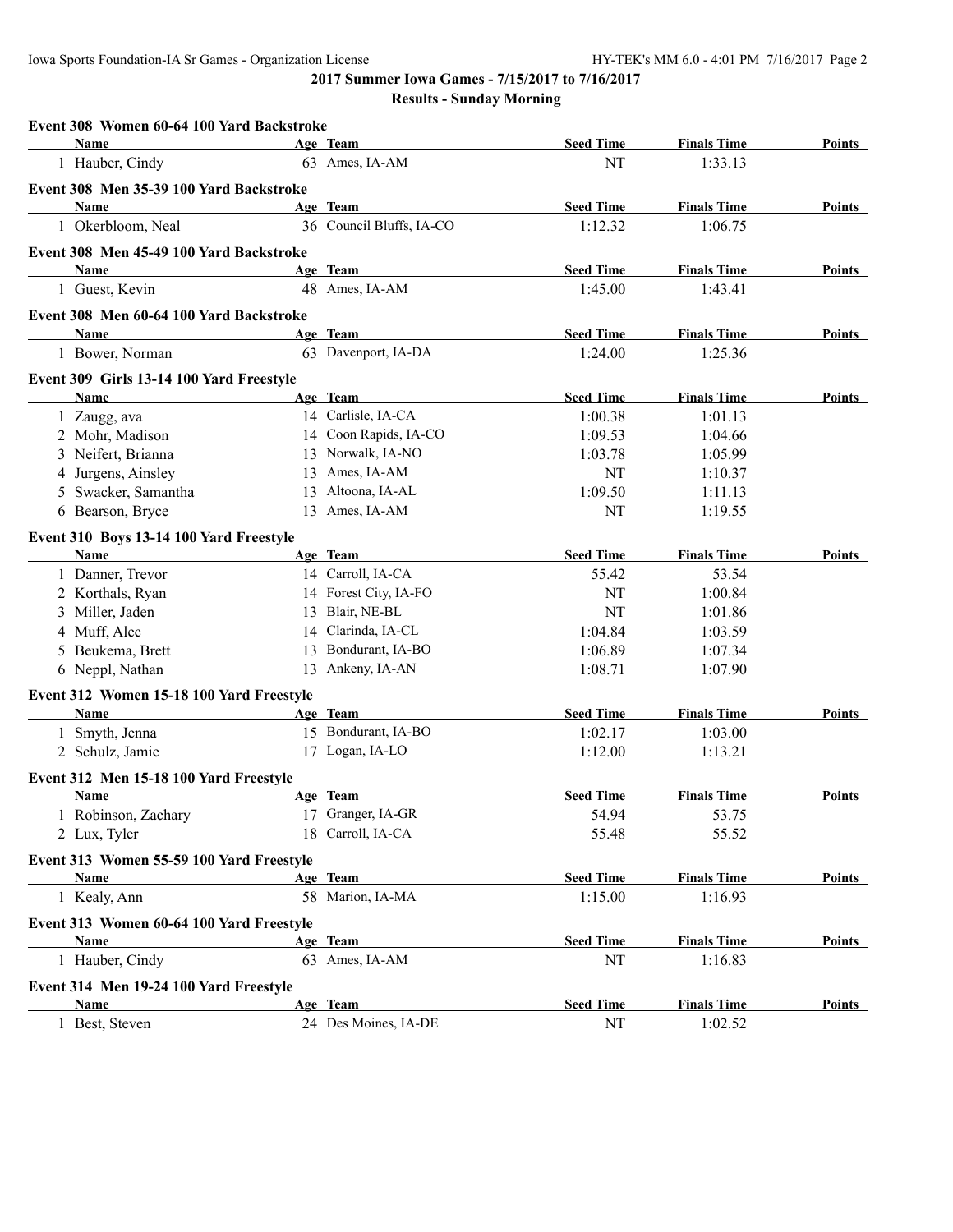## 2017 Summer Iowa Games - 7/15/2017 to 7/16/2017

### Results - Sunday Morning

**Event 308 Women 60-64 100 Yard Backstroke**

| | Name | Age | Team | Seed Time | Finals Time | Points |
|---|---|---|---|---|---|---|
| 1 | Hauber, Cindy | 63 | Ames, IA-AM | NT | 1:33.13 | |

**Event 308 Men 35-39 100 Yard Backstroke**

| | Name | Age | Team | Seed Time | Finals Time | Points |
|---|---|---|---|---|---|---|
| 1 | Okerbloom, Neal | 36 | Council Bluffs, IA-CO | 1:12.32 | 1:06.75 | |

**Event 308 Men 45-49 100 Yard Backstroke**

| | Name | Age | Team | Seed Time | Finals Time | Points |
|---|---|---|---|---|---|---|
| 1 | Guest, Kevin | 48 | Ames, IA-AM | 1:45.00 | 1:43.41 | |

**Event 308 Men 60-64 100 Yard Backstroke**

| | Name | Age | Team | Seed Time | Finals Time | Points |
|---|---|---|---|---|---|---|
| 1 | Bower, Norman | 63 | Davenport, IA-DA | 1:24.00 | 1:25.36 | |

**Event 309 Girls 13-14 100 Yard Freestyle**

| | Name | Age | Team | Seed Time | Finals Time | Points |
|---|---|---|---|---|---|---|
| 1 | Zaugg, ava | 14 | Carlisle, IA-CA | 1:00.38 | 1:01.13 | |
| 2 | Mohr, Madison | 14 | Coon Rapids, IA-CO | 1:09.53 | 1:04.66 | |
| 3 | Neifert, Brianna | 13 | Norwalk, IA-NO | 1:03.78 | 1:05.99 | |
| 4 | Jurgens, Ainsley | 13 | Ames, IA-AM | NT | 1:10.37 | |
| 5 | Swacker, Samantha | 13 | Altoona, IA-AL | 1:09.50 | 1:11.13 | |
| 6 | Bearson, Bryce | 13 | Ames, IA-AM | NT | 1:19.55 | |

**Event 310 Boys 13-14 100 Yard Freestyle**

| | Name | Age | Team | Seed Time | Finals Time | Points |
|---|---|---|---|---|---|---|
| 1 | Danner, Trevor | 14 | Carroll, IA-CA | 55.42 | 53.54 | |
| 2 | Korthals, Ryan | 14 | Forest City, IA-FO | NT | 1:00.84 | |
| 3 | Miller, Jaden | 13 | Blair, NE-BL | NT | 1:01.86 | |
| 4 | Muff, Alec | 14 | Clarinda, IA-CL | 1:04.84 | 1:03.59 | |
| 5 | Beukema, Brett | 13 | Bondurant, IA-BO | 1:06.89 | 1:07.34 | |
| 6 | Neppl, Nathan | 13 | Ankeny, IA-AN | 1:08.71 | 1:07.90 | |

**Event 312 Women 15-18 100 Yard Freestyle**

| | Name | Age | Team | Seed Time | Finals Time | Points |
|---|---|---|---|---|---|---|
| 1 | Smyth, Jenna | 15 | Bondurant, IA-BO | 1:02.17 | 1:03.00 | |
| 2 | Schulz, Jamie | 17 | Logan, IA-LO | 1:12.00 | 1:13.21 | |

**Event 312 Men 15-18 100 Yard Freestyle**

| | Name | Age | Team | Seed Time | Finals Time | Points |
|---|---|---|---|---|---|---|
| 1 | Robinson, Zachary | 17 | Granger, IA-GR | 54.94 | 53.75 | |
| 2 | Lux, Tyler | 18 | Carroll, IA-CA | 55.48 | 55.52 | |

**Event 313 Women 55-59 100 Yard Freestyle**

| | Name | Age | Team | Seed Time | Finals Time | Points |
|---|---|---|---|---|---|---|
| 1 | Kealy, Ann | 58 | Marion, IA-MA | 1:15.00 | 1:16.93 | |

**Event 313 Women 60-64 100 Yard Freestyle**

| | Name | Age | Team | Seed Time | Finals Time | Points |
|---|---|---|---|---|---|---|
| 1 | Hauber, Cindy | 63 | Ames, IA-AM | NT | 1:16.83 | |

**Event 314 Men 19-24 100 Yard Freestyle**

| | Name | Age | Team | Seed Time | Finals Time | Points |
|---|---|---|---|---|---|---|
| 1 | Best, Steven | 24 | Des Moines, IA-DE | NT | 1:02.52 | |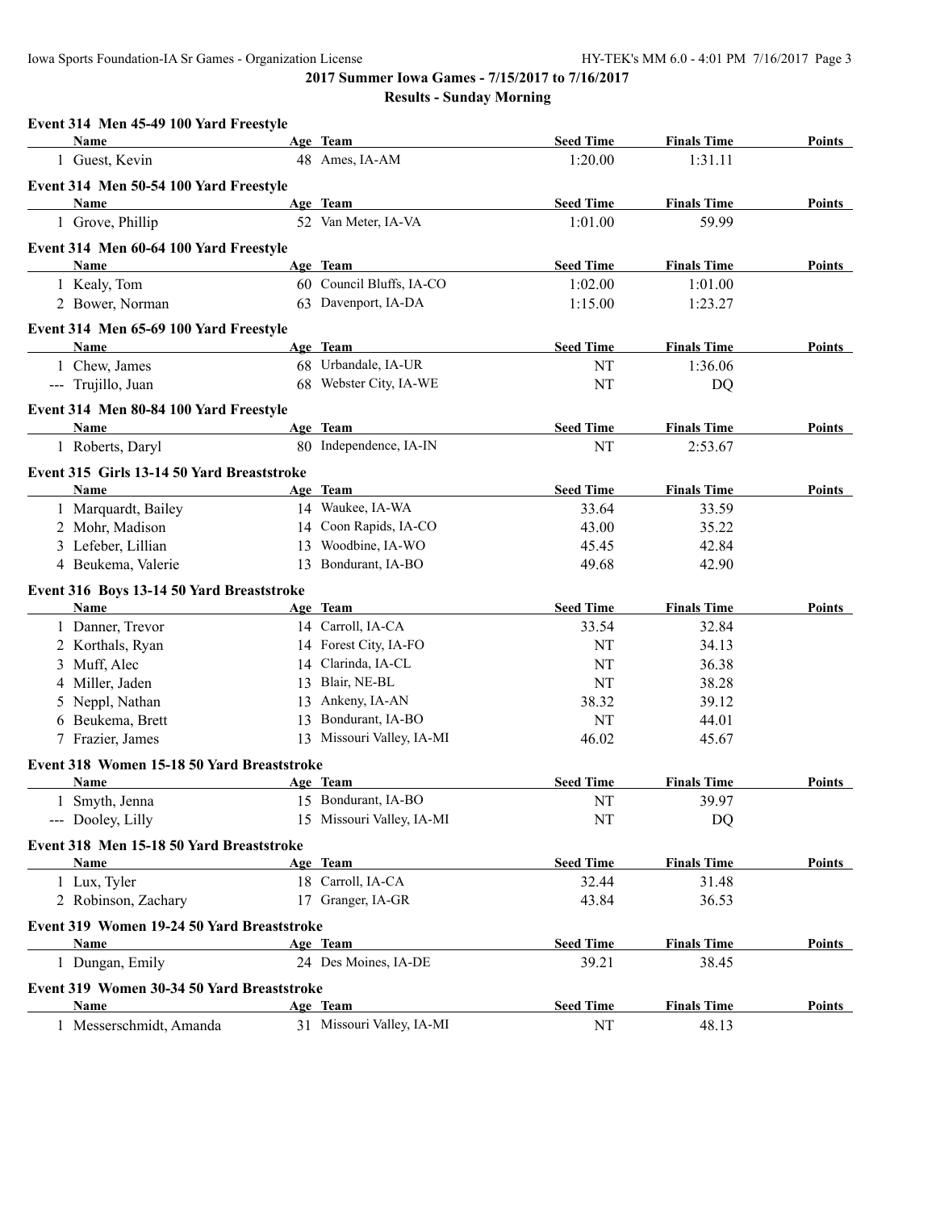**2017 Summer Iowa Games - 7/15/2017 to 7/16/2017**

**Results - Sunday Morning**

### Event 314 Men 45-49 100 Yard Freestyle

| Name | Age | Team | Seed Time | Finals Time | Points |
|---|---|---|---|---|---|
| 1 Guest, Kevin | 48 | Ames, IA-AM | 1:20.00 | 1:31.11 | |

### Event 314 Men 50-54 100 Yard Freestyle

| Name | Age | Team | Seed Time | Finals Time | Points |
|---|---|---|---|---|---|
| 1 Grove, Phillip | 52 | Van Meter, IA-VA | 1:01.00 | 59.99 | |

### Event 314 Men 60-64 100 Yard Freestyle

| Name | Age | Team | Seed Time | Finals Time | Points |
|---|---|---|---|---|---|
| 1 Kealy, Tom | 60 | Council Bluffs, IA-CO | 1:02.00 | 1:01.00 | |
| 2 Bower, Norman | 63 | Davenport, IA-DA | 1:15.00 | 1:23.27 | |

### Event 314 Men 65-69 100 Yard Freestyle

| Name | Age | Team | Seed Time | Finals Time | Points |
|---|---|---|---|---|---|
| 1 Chew, James | 68 | Urbandale, IA-UR | NT | 1:36.06 | |
| --- Trujillo, Juan | 68 | Webster City, IA-WE | NT | DQ | |

### Event 314 Men 80-84 100 Yard Freestyle

| Name | Age | Team | Seed Time | Finals Time | Points |
|---|---|---|---|---|---|
| 1 Roberts, Daryl | 80 | Independence, IA-IN | NT | 2:53.67 | |

### Event 315 Girls 13-14 50 Yard Breaststroke

| Name | Age | Team | Seed Time | Finals Time | Points |
|---|---|---|---|---|---|
| 1 Marquardt, Bailey | 14 | Waukee, IA-WA | 33.64 | 33.59 | |
| 2 Mohr, Madison | 14 | Coon Rapids, IA-CO | 43.00 | 35.22 | |
| 3 Lefeber, Lillian | 13 | Woodbine, IA-WO | 45.45 | 42.84 | |
| 4 Beukema, Valerie | 13 | Bondurant, IA-BO | 49.68 | 42.90 | |

### Event 316 Boys 13-14 50 Yard Breaststroke

| Name | Age | Team | Seed Time | Finals Time | Points |
|---|---|---|---|---|---|
| 1 Danner, Trevor | 14 | Carroll, IA-CA | 33.54 | 32.84 | |
| 2 Korthals, Ryan | 14 | Forest City, IA-FO | NT | 34.13 | |
| 3 Muff, Alec | 14 | Clarinda, IA-CL | NT | 36.38 | |
| 4 Miller, Jaden | 13 | Blair, NE-BL | NT | 38.28 | |
| 5 Neppl, Nathan | 13 | Ankeny, IA-AN | 38.32 | 39.12 | |
| 6 Beukema, Brett | 13 | Bondurant, IA-BO | NT | 44.01 | |
| 7 Frazier, James | 13 | Missouri Valley, IA-MI | 46.02 | 45.67 | |

### Event 318 Women 15-18 50 Yard Breaststroke

| Name | Age | Team | Seed Time | Finals Time | Points |
|---|---|---|---|---|---|
| 1 Smyth, Jenna | 15 | Bondurant, IA-BO | NT | 39.97 | |
| --- Dooley, Lilly | 15 | Missouri Valley, IA-MI | NT | DQ | |

### Event 318 Men 15-18 50 Yard Breaststroke

| Name | Age | Team | Seed Time | Finals Time | Points |
|---|---|---|---|---|---|
| 1 Lux, Tyler | 18 | Carroll, IA-CA | 32.44 | 31.48 | |
| 2 Robinson, Zachary | 17 | Granger, IA-GR | 43.84 | 36.53 | |

### Event 319 Women 19-24 50 Yard Breaststroke

| Name | Age | Team | Seed Time | Finals Time | Points |
|---|---|---|---|---|---|
| 1 Dungan, Emily | 24 | Des Moines, IA-DE | 39.21 | 38.45 | |

### Event 319 Women 30-34 50 Yard Breaststroke

| Name | Age | Team | Seed Time | Finals Time | Points |
|---|---|---|---|---|---|
| 1 Messerschmidt, Amanda | 31 | Missouri Valley, IA-MI | NT | 48.13 | |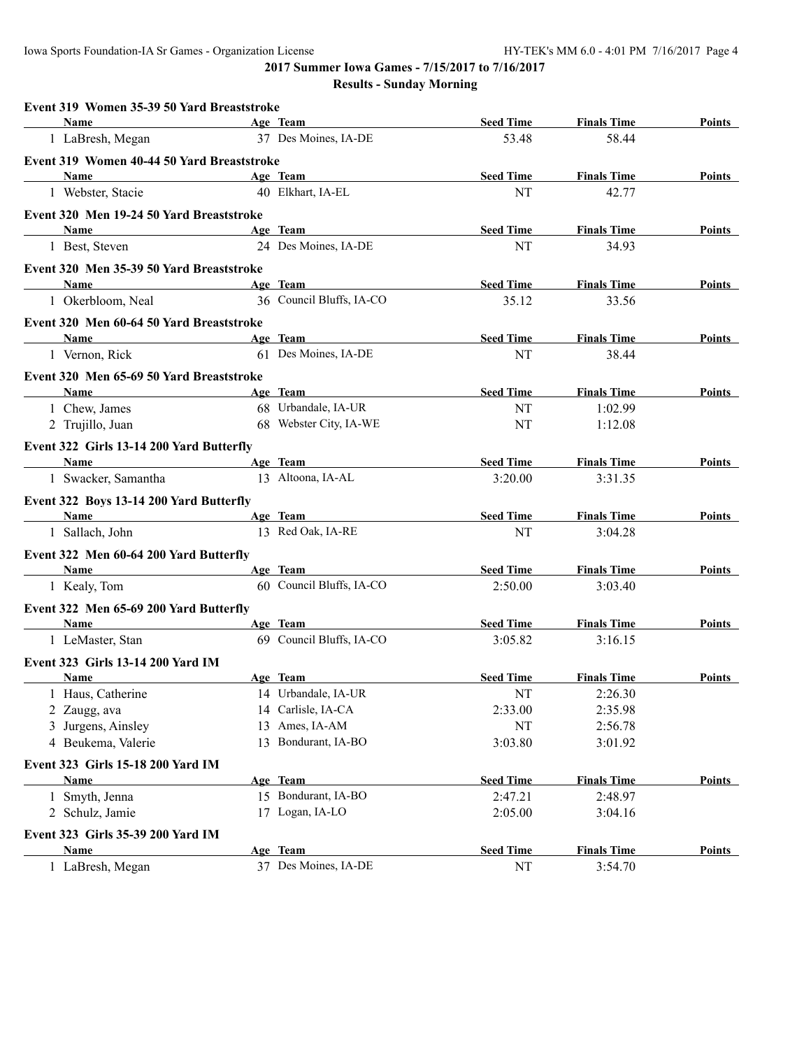**2017 Summer Iowa Games - 7/15/2017 to 7/16/2017**

**Results - Sunday Morning**

### Event 319 Women 35-39 50 Yard Breaststroke

| Name | Age | Team | Seed Time | Finals Time | Points |
|---|---|---|---|---|---|
| 1 LaBresh, Megan | 37 | Des Moines, IA-DE | 53.48 | 58.44 | |

### Event 319 Women 40-44 50 Yard Breaststroke

| Name | Age | Team | Seed Time | Finals Time | Points |
|---|---|---|---|---|---|
| 1 Webster, Stacie | 40 | Elkhart, IA-EL | NT | 42.77 | |

### Event 320 Men 19-24 50 Yard Breaststroke

| Name | Age | Team | Seed Time | Finals Time | Points |
|---|---|---|---|---|---|
| 1 Best, Steven | 24 | Des Moines, IA-DE | NT | 34.93 | |

### Event 320 Men 35-39 50 Yard Breaststroke

| Name | Age | Team | Seed Time | Finals Time | Points |
|---|---|---|---|---|---|
| 1 Okerbloom, Neal | 36 | Council Bluffs, IA-CO | 35.12 | 33.56 | |

### Event 320 Men 60-64 50 Yard Breaststroke

| Name | Age | Team | Seed Time | Finals Time | Points |
|---|---|---|---|---|---|
| 1 Vernon, Rick | 61 | Des Moines, IA-DE | NT | 38.44 | |

### Event 320 Men 65-69 50 Yard Breaststroke

| Name | Age | Team | Seed Time | Finals Time | Points |
|---|---|---|---|---|---|
| 1 Chew, James | 68 | Urbandale, IA-UR | NT | 1:02.99 | |
| 2 Trujillo, Juan | 68 | Webster City, IA-WE | NT | 1:12.08 | |

### Event 322 Girls 13-14 200 Yard Butterfly

| Name | Age | Team | Seed Time | Finals Time | Points |
|---|---|---|---|---|---|
| 1 Swacker, Samantha | 13 | Altoona, IA-AL | 3:20.00 | 3:31.35 | |

### Event 322 Boys 13-14 200 Yard Butterfly

| Name | Age | Team | Seed Time | Finals Time | Points |
|---|---|---|---|---|---|
| 1 Sallach, John | 13 | Red Oak, IA-RE | NT | 3:04.28 | |

### Event 322 Men 60-64 200 Yard Butterfly

| Name | Age | Team | Seed Time | Finals Time | Points |
|---|---|---|---|---|---|
| 1 Kealy, Tom | 60 | Council Bluffs, IA-CO | 2:50.00 | 3:03.40 | |

### Event 322 Men 65-69 200 Yard Butterfly

| Name | Age | Team | Seed Time | Finals Time | Points |
|---|---|---|---|---|---|
| 1 LeMaster, Stan | 69 | Council Bluffs, IA-CO | 3:05.82 | 3:16.15 | |

### Event 323 Girls 13-14 200 Yard IM

| Name | Age | Team | Seed Time | Finals Time | Points |
|---|---|---|---|---|---|
| 1 Haus, Catherine | 14 | Urbandale, IA-UR | NT | 2:26.30 | |
| 2 Zaugg, ava | 14 | Carlisle, IA-CA | 2:33.00 | 2:35.98 | |
| 3 Jurgens, Ainsley | 13 | Ames, IA-AM | NT | 2:56.78 | |
| 4 Beukema, Valerie | 13 | Bondurant, IA-BO | 3:03.80 | 3:01.92 | |

### Event 323 Girls 15-18 200 Yard IM

| Name | Age | Team | Seed Time | Finals Time | Points |
|---|---|---|---|---|---|
| 1 Smyth, Jenna | 15 | Bondurant, IA-BO | 2:47.21 | 2:48.97 | |
| 2 Schulz, Jamie | 17 | Logan, IA-LO | 2:05.00 | 3:04.16 | |

### Event 323 Girls 35-39 200 Yard IM

| Name | Age | Team | Seed Time | Finals Time | Points |
|---|---|---|---|---|---|
| 1 LaBresh, Megan | 37 | Des Moines, IA-DE | NT | 3:54.70 | |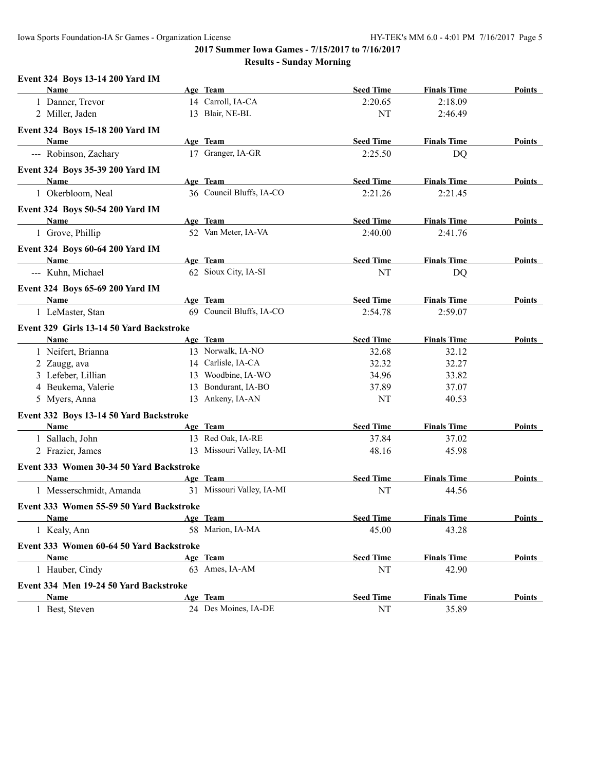## 2017 Summer Iowa Games - 7/15/2017 to 7/16/2017

### Results - Sunday Morning

**Event 324 Boys 13-14 200 Yard IM**

| | Name | Age | Team | Seed Time | Finals Time | Points |
|---|---|---|---|---|---|---|
| 1 | Danner, Trevor | 14 | Carroll, IA-CA | 2:20.65 | 2:18.09 | |
| 2 | Miller, Jaden | 13 | Blair, NE-BL | NT | 2:46.49 | |

**Event 324 Boys 15-18 200 Yard IM**

| | Name | Age | Team | Seed Time | Finals Time | Points |
|---|---|---|---|---|---|---|
| --- | Robinson, Zachary | 17 | Granger, IA-GR | 2:25.50 | DQ | |

**Event 324 Boys 35-39 200 Yard IM**

| | Name | Age | Team | Seed Time | Finals Time | Points |
|---|---|---|---|---|---|---|
| 1 | Okerbloom, Neal | 36 | Council Bluffs, IA-CO | 2:21.26 | 2:21.45 | |

**Event 324 Boys 50-54 200 Yard IM**

| | Name | Age | Team | Seed Time | Finals Time | Points |
|---|---|---|---|---|---|---|
| 1 | Grove, Phillip | 52 | Van Meter, IA-VA | 2:40.00 | 2:41.76 | |

**Event 324 Boys 60-64 200 Yard IM**

| | Name | Age | Team | Seed Time | Finals Time | Points |
|---|---|---|---|---|---|---|
| --- | Kuhn, Michael | 62 | Sioux City, IA-SI | NT | DQ | |

**Event 324 Boys 65-69 200 Yard IM**

| | Name | Age | Team | Seed Time | Finals Time | Points |
|---|---|---|---|---|---|---|
| 1 | LeMaster, Stan | 69 | Council Bluffs, IA-CO | 2:54.78 | 2:59.07 | |

**Event 329 Girls 13-14 50 Yard Backstroke**

| | Name | Age | Team | Seed Time | Finals Time | Points |
|---|---|---|---|---|---|---|
| 1 | Neifert, Brianna | 13 | Norwalk, IA-NO | 32.68 | 32.12 | |
| 2 | Zaugg, ava | 14 | Carlisle, IA-CA | 32.32 | 32.27 | |
| 3 | Lefeber, Lillian | 13 | Woodbine, IA-WO | 34.96 | 33.82 | |
| 4 | Beukema, Valerie | 13 | Bondurant, IA-BO | 37.89 | 37.07 | |
| 5 | Myers, Anna | 13 | Ankeny, IA-AN | NT | 40.53 | |

**Event 332 Boys 13-14 50 Yard Backstroke**

| | Name | Age | Team | Seed Time | Finals Time | Points |
|---|---|---|---|---|---|---|
| 1 | Sallach, John | 13 | Red Oak, IA-RE | 37.84 | 37.02 | |
| 2 | Frazier, James | 13 | Missouri Valley, IA-MI | 48.16 | 45.98 | |

**Event 333 Women 30-34 50 Yard Backstroke**

| | Name | Age | Team | Seed Time | Finals Time | Points |
|---|---|---|---|---|---|---|
| 1 | Messerschmidt, Amanda | 31 | Missouri Valley, IA-MI | NT | 44.56 | |

**Event 333 Women 55-59 50 Yard Backstroke**

| | Name | Age | Team | Seed Time | Finals Time | Points |
|---|---|---|---|---|---|---|
| 1 | Kealy, Ann | 58 | Marion, IA-MA | 45.00 | 43.28 | |

**Event 333 Women 60-64 50 Yard Backstroke**

| | Name | Age | Team | Seed Time | Finals Time | Points |
|---|---|---|---|---|---|---|
| 1 | Hauber, Cindy | 63 | Ames, IA-AM | NT | 42.90 | |

**Event 334 Men 19-24 50 Yard Backstroke**

| | Name | Age | Team | Seed Time | Finals Time | Points |
|---|---|---|---|---|---|---|
| 1 | Best, Steven | 24 | Des Moines, IA-DE | NT | 35.89 | |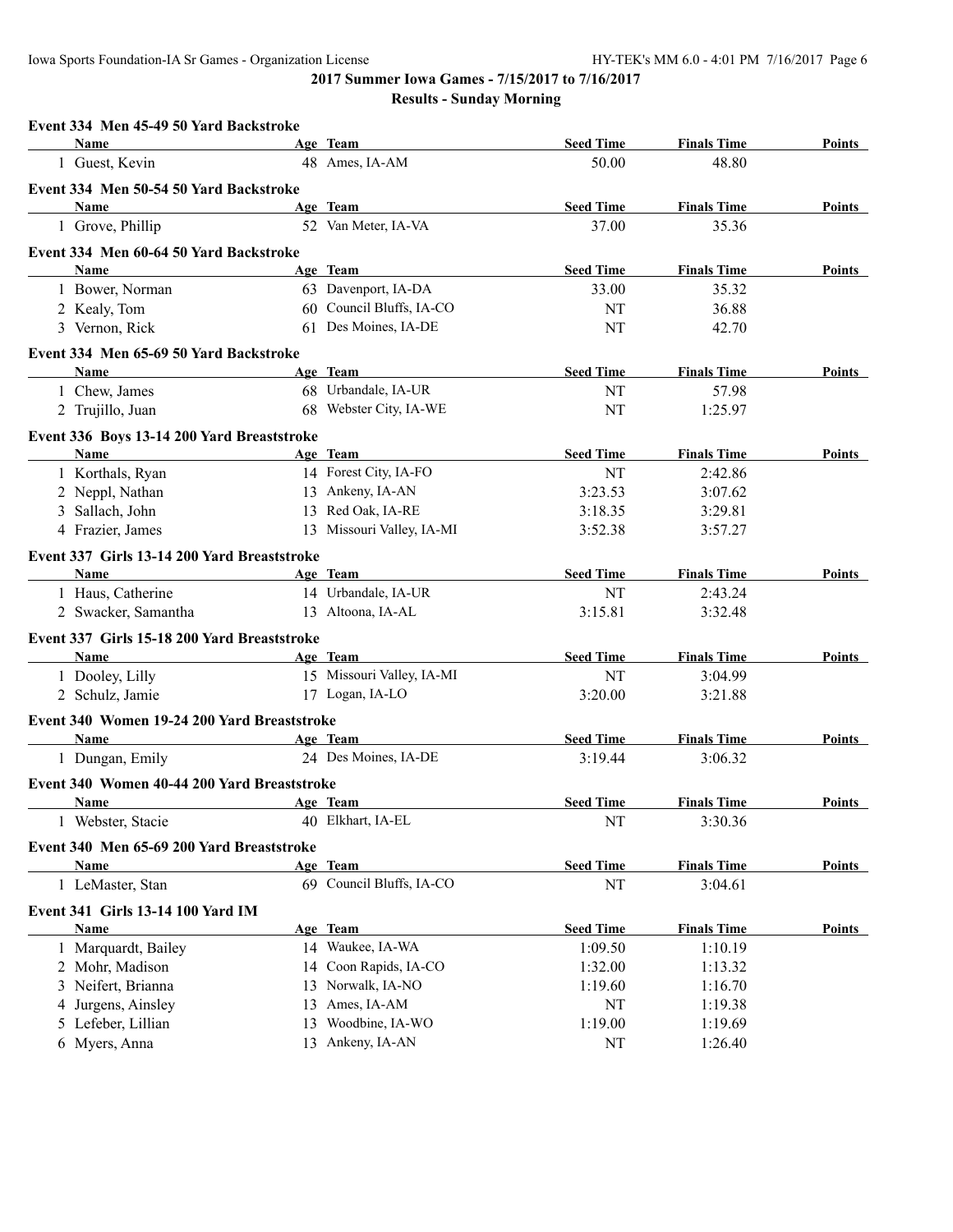**2017 Summer Iowa Games - 7/15/2017 to 7/16/2017**

**Results - Sunday Morning**

### Event 334 Men 45-49 50 Yard Backstroke

| | Name | Age | Team | Seed Time | Finals Time | Points |
|---|---|---|---|---|---|---|
| 1 | Guest, Kevin | 48 | Ames, IA-AM | 50.00 | 48.80 | |

### Event 334 Men 50-54 50 Yard Backstroke

| | Name | Age | Team | Seed Time | Finals Time | Points |
|---|---|---|---|---|---|---|
| 1 | Grove, Phillip | 52 | Van Meter, IA-VA | 37.00 | 35.36 | |

### Event 334 Men 60-64 50 Yard Backstroke

| | Name | Age | Team | Seed Time | Finals Time | Points |
|---|---|---|---|---|---|---|
| 1 | Bower, Norman | 63 | Davenport, IA-DA | 33.00 | 35.32 | |
| 2 | Kealy, Tom | 60 | Council Bluffs, IA-CO | NT | 36.88 | |
| 3 | Vernon, Rick | 61 | Des Moines, IA-DE | NT | 42.70 | |

### Event 334 Men 65-69 50 Yard Backstroke

| | Name | Age | Team | Seed Time | Finals Time | Points |
|---|---|---|---|---|---|---|
| 1 | Chew, James | 68 | Urbandale, IA-UR | NT | 57.98 | |
| 2 | Trujillo, Juan | 68 | Webster City, IA-WE | NT | 1:25.97 | |

### Event 336 Boys 13-14 200 Yard Breaststroke

| | Name | Age | Team | Seed Time | Finals Time | Points |
|---|---|---|---|---|---|---|
| 1 | Korthals, Ryan | 14 | Forest City, IA-FO | NT | 2:42.86 | |
| 2 | Neppl, Nathan | 13 | Ankeny, IA-AN | 3:23.53 | 3:07.62 | |
| 3 | Sallach, John | 13 | Red Oak, IA-RE | 3:18.35 | 3:29.81 | |
| 4 | Frazier, James | 13 | Missouri Valley, IA-MI | 3:52.38 | 3:57.27 | |

### Event 337 Girls 13-14 200 Yard Breaststroke

| | Name | Age | Team | Seed Time | Finals Time | Points |
|---|---|---|---|---|---|---|
| 1 | Haus, Catherine | 14 | Urbandale, IA-UR | NT | 2:43.24 | |
| 2 | Swacker, Samantha | 13 | Altoona, IA-AL | 3:15.81 | 3:32.48 | |

### Event 337 Girls 15-18 200 Yard Breaststroke

| | Name | Age | Team | Seed Time | Finals Time | Points |
|---|---|---|---|---|---|---|
| 1 | Dooley, Lilly | 15 | Missouri Valley, IA-MI | NT | 3:04.99 | |
| 2 | Schulz, Jamie | 17 | Logan, IA-LO | 3:20.00 | 3:21.88 | |

### Event 340 Women 19-24 200 Yard Breaststroke

| | Name | Age | Team | Seed Time | Finals Time | Points |
|---|---|---|---|---|---|---|
| 1 | Dungan, Emily | 24 | Des Moines, IA-DE | 3:19.44 | 3:06.32 | |

### Event 340 Women 40-44 200 Yard Breaststroke

| | Name | Age | Team | Seed Time | Finals Time | Points |
|---|---|---|---|---|---|---|
| 1 | Webster, Stacie | 40 | Elkhart, IA-EL | NT | 3:30.36 | |

### Event 340 Men 65-69 200 Yard Breaststroke

| | Name | Age | Team | Seed Time | Finals Time | Points |
|---|---|---|---|---|---|---|
| 1 | LeMaster, Stan | 69 | Council Bluffs, IA-CO | NT | 3:04.61 | |

### Event 341 Girls 13-14 100 Yard IM

| | Name | Age | Team | Seed Time | Finals Time | Points |
|---|---|---|---|---|---|---|
| 1 | Marquardt, Bailey | 14 | Waukee, IA-WA | 1:09.50 | 1:10.19 | |
| 2 | Mohr, Madison | 14 | Coon Rapids, IA-CO | 1:32.00 | 1:13.32 | |
| 3 | Neifert, Brianna | 13 | Norwalk, IA-NO | 1:19.60 | 1:16.70 | |
| 4 | Jurgens, Ainsley | 13 | Ames, IA-AM | NT | 1:19.38 | |
| 5 | Lefeber, Lillian | 13 | Woodbine, IA-WO | 1:19.00 | 1:19.69 | |
| 6 | Myers, Anna | 13 | Ankeny, IA-AN | NT | 1:26.40 | |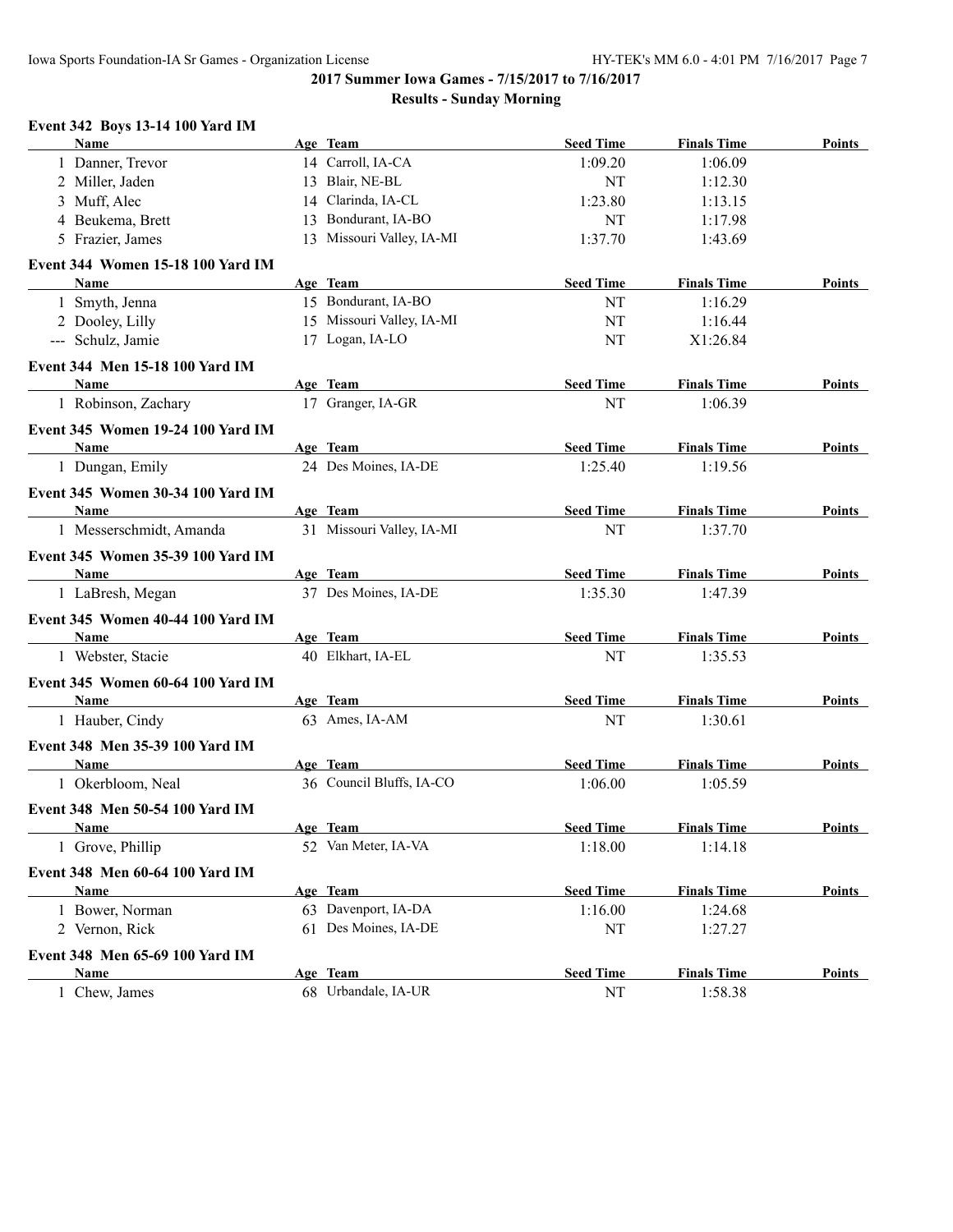## 2017 Summer Iowa Games - 7/15/2017 to 7/16/2017

### Results - Sunday Morning

**Event 342 Boys 13-14 100 Yard IM**

| | Name | Age | Team | Seed Time | Finals Time | Points |
|---|---|---|---|---|---|---|
| 1 | Danner, Trevor | 14 | Carroll, IA-CA | 1:09.20 | 1:06.09 | |
| 2 | Miller, Jaden | 13 | Blair, NE-BL | NT | 1:12.30 | |
| 3 | Muff, Alec | 14 | Clarinda, IA-CL | 1:23.80 | 1:13.15 | |
| 4 | Beukema, Brett | 13 | Bondurant, IA-BO | NT | 1:17.98 | |
| 5 | Frazier, James | 13 | Missouri Valley, IA-MI | 1:37.70 | 1:43.69 | |

**Event 344 Women 15-18 100 Yard IM**

| | Name | Age | Team | Seed Time | Finals Time | Points |
|---|---|---|---|---|---|---|
| 1 | Smyth, Jenna | 15 | Bondurant, IA-BO | NT | 1:16.29 | |
| 2 | Dooley, Lilly | 15 | Missouri Valley, IA-MI | NT | 1:16.44 | |
| --- | Schulz, Jamie | 17 | Logan, IA-LO | NT | X1:26.84 | |

**Event 344 Men 15-18 100 Yard IM**

| | Name | Age | Team | Seed Time | Finals Time | Points |
|---|---|---|---|---|---|---|
| 1 | Robinson, Zachary | 17 | Granger, IA-GR | NT | 1:06.39 | |

**Event 345 Women 19-24 100 Yard IM**

| | Name | Age | Team | Seed Time | Finals Time | Points |
|---|---|---|---|---|---|---|
| 1 | Dungan, Emily | 24 | Des Moines, IA-DE | 1:25.40 | 1:19.56 | |

**Event 345 Women 30-34 100 Yard IM**

| | Name | Age | Team | Seed Time | Finals Time | Points |
|---|---|---|---|---|---|---|
| 1 | Messerschmidt, Amanda | 31 | Missouri Valley, IA-MI | NT | 1:37.70 | |

**Event 345 Women 35-39 100 Yard IM**

| | Name | Age | Team | Seed Time | Finals Time | Points |
|---|---|---|---|---|---|---|
| 1 | LaBresh, Megan | 37 | Des Moines, IA-DE | 1:35.30 | 1:47.39 | |

**Event 345 Women 40-44 100 Yard IM**

| | Name | Age | Team | Seed Time | Finals Time | Points |
|---|---|---|---|---|---|---|
| 1 | Webster, Stacie | 40 | Elkhart, IA-EL | NT | 1:35.53 | |

**Event 345 Women 60-64 100 Yard IM**

| | Name | Age | Team | Seed Time | Finals Time | Points |
|---|---|---|---|---|---|---|
| 1 | Hauber, Cindy | 63 | Ames, IA-AM | NT | 1:30.61 | |

**Event 348 Men 35-39 100 Yard IM**

| | Name | Age | Team | Seed Time | Finals Time | Points |
|---|---|---|---|---|---|---|
| 1 | Okerbloom, Neal | 36 | Council Bluffs, IA-CO | 1:06.00 | 1:05.59 | |

**Event 348 Men 50-54 100 Yard IM**

| | Name | Age | Team | Seed Time | Finals Time | Points |
|---|---|---|---|---|---|---|
| 1 | Grove, Phillip | 52 | Van Meter, IA-VA | 1:18.00 | 1:14.18 | |

**Event 348 Men 60-64 100 Yard IM**

| | Name | Age | Team | Seed Time | Finals Time | Points |
|---|---|---|---|---|---|---|
| 1 | Bower, Norman | 63 | Davenport, IA-DA | 1:16.00 | 1:24.68 | |
| 2 | Vernon, Rick | 61 | Des Moines, IA-DE | NT | 1:27.27 | |

**Event 348 Men 65-69 100 Yard IM**

| | Name | Age | Team | Seed Time | Finals Time | Points |
|---|---|---|---|---|---|---|
| 1 | Chew, James | 68 | Urbandale, IA-UR | NT | 1:58.38 | |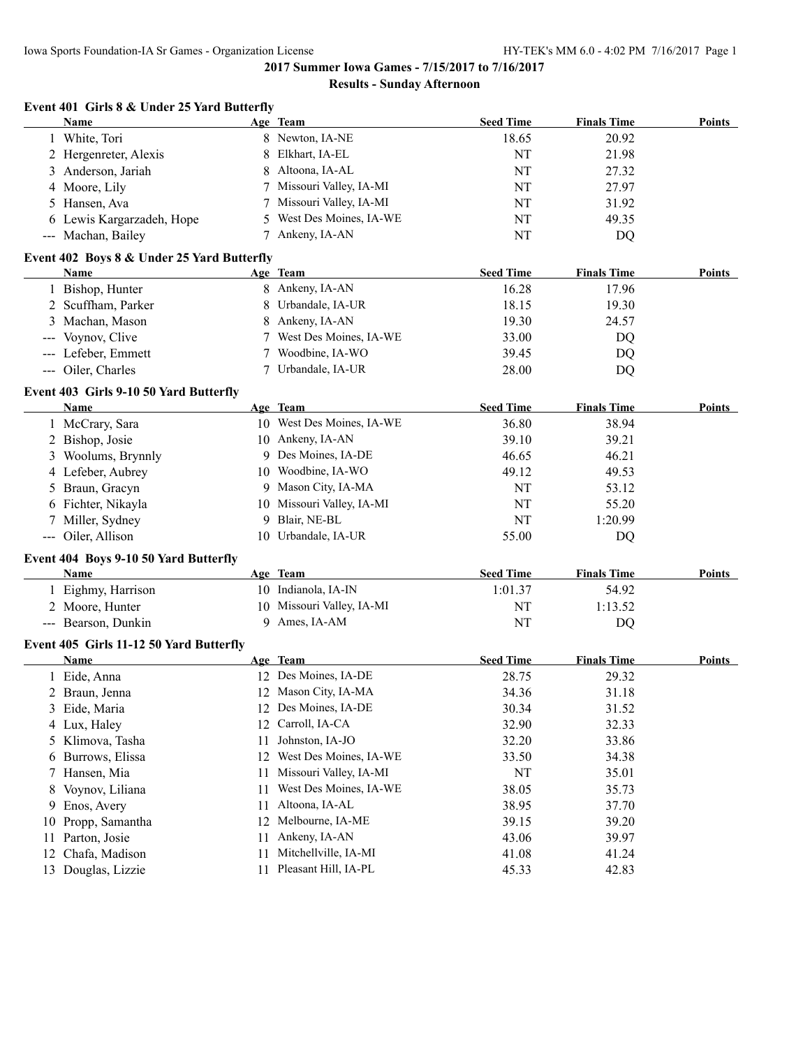**2017 Summer Iowa Games - 7/15/2017 to 7/16/2017**

**Results - Sunday Afternoon**

### Event 401 Girls 8 & Under 25 Yard Butterfly

| | Name | Age | Team | Seed Time | Finals Time | Points |
|---|---|---|---|---|---|---|
| 1 | White, Tori | 8 | Newton, IA-NE | 18.65 | 20.92 | |
| 2 | Hergenreter, Alexis | 8 | Elkhart, IA-EL | NT | 21.98 | |
| 3 | Anderson, Jariah | 8 | Altoona, IA-AL | NT | 27.32 | |
| 4 | Moore, Lily | 7 | Missouri Valley, IA-MI | NT | 27.97 | |
| 5 | Hansen, Ava | 7 | Missouri Valley, IA-MI | NT | 31.92 | |
| 6 | Lewis Kargarzadeh, Hope | 5 | West Des Moines, IA-WE | NT | 49.35 | |
| --- | Machan, Bailey | 7 | Ankeny, IA-AN | NT | DQ | |

### Event 402 Boys 8 & Under 25 Yard Butterfly

| | Name | Age | Team | Seed Time | Finals Time | Points |
|---|---|---|---|---|---|---|
| 1 | Bishop, Hunter | 8 | Ankeny, IA-AN | 16.28 | 17.96 | |
| 2 | Scuffham, Parker | 8 | Urbandale, IA-UR | 18.15 | 19.30 | |
| 3 | Machan, Mason | 8 | Ankeny, IA-AN | 19.30 | 24.57 | |
| --- | Voynov, Clive | 7 | West Des Moines, IA-WE | 33.00 | DQ | |
| --- | Lefeber, Emmett | 7 | Woodbine, IA-WO | 39.45 | DQ | |
| --- | Oiler, Charles | 7 | Urbandale, IA-UR | 28.00 | DQ | |

### Event 403 Girls 9-10 50 Yard Butterfly

| | Name | Age | Team | Seed Time | Finals Time | Points |
|---|---|---|---|---|---|---|
| 1 | McCrary, Sara | 10 | West Des Moines, IA-WE | 36.80 | 38.94 | |
| 2 | Bishop, Josie | 10 | Ankeny, IA-AN | 39.10 | 39.21 | |
| 3 | Woolums, Brynnly | 9 | Des Moines, IA-DE | 46.65 | 46.21 | |
| 4 | Lefeber, Aubrey | 10 | Woodbine, IA-WO | 49.12 | 49.53 | |
| 5 | Braun, Gracyn | 9 | Mason City, IA-MA | NT | 53.12 | |
| 6 | Fichter, Nikayla | 10 | Missouri Valley, IA-MI | NT | 55.20 | |
| 7 | Miller, Sydney | 9 | Blair, NE-BL | NT | 1:20.99 | |
| --- | Oiler, Allison | 10 | Urbandale, IA-UR | 55.00 | DQ | |

### Event 404 Boys 9-10 50 Yard Butterfly

| | Name | Age | Team | Seed Time | Finals Time | Points |
|---|---|---|---|---|---|---|
| 1 | Eighmy, Harrison | 10 | Indianola, IA-IN | 1:01.37 | 54.92 | |
| 2 | Moore, Hunter | 10 | Missouri Valley, IA-MI | NT | 1:13.52 | |
| --- | Bearson, Dunkin | 9 | Ames, IA-AM | NT | DQ | |

### Event 405 Girls 11-12 50 Yard Butterfly

| | Name | Age | Team | Seed Time | Finals Time | Points |
|---|---|---|---|---|---|---|
| 1 | Eide, Anna | 12 | Des Moines, IA-DE | 28.75 | 29.32 | |
| 2 | Braun, Jenna | 12 | Mason City, IA-MA | 34.36 | 31.18 | |
| 3 | Eide, Maria | 12 | Des Moines, IA-DE | 30.34 | 31.52 | |
| 4 | Lux, Haley | 12 | Carroll, IA-CA | 32.90 | 32.33 | |
| 5 | Klimova, Tasha | 11 | Johnston, IA-JO | 32.20 | 33.86 | |
| 6 | Burrows, Elissa | 12 | West Des Moines, IA-WE | 33.50 | 34.38 | |
| 7 | Hansen, Mia | 11 | Missouri Valley, IA-MI | NT | 35.01 | |
| 8 | Voynov, Liliana | 11 | West Des Moines, IA-WE | 38.05 | 35.73 | |
| 9 | Enos, Avery | 11 | Altoona, IA-AL | 38.95 | 37.70 | |
| 10 | Propp, Samantha | 12 | Melbourne, IA-ME | 39.15 | 39.20 | |
| 11 | Parton, Josie | 11 | Ankeny, IA-AN | 43.06 | 39.97 | |
| 12 | Chafa, Madison | 11 | Mitchellville, IA-MI | 41.08 | 41.24 | |
| 13 | Douglas, Lizzie | 11 | Pleasant Hill, IA-PL | 45.33 | 42.83 | |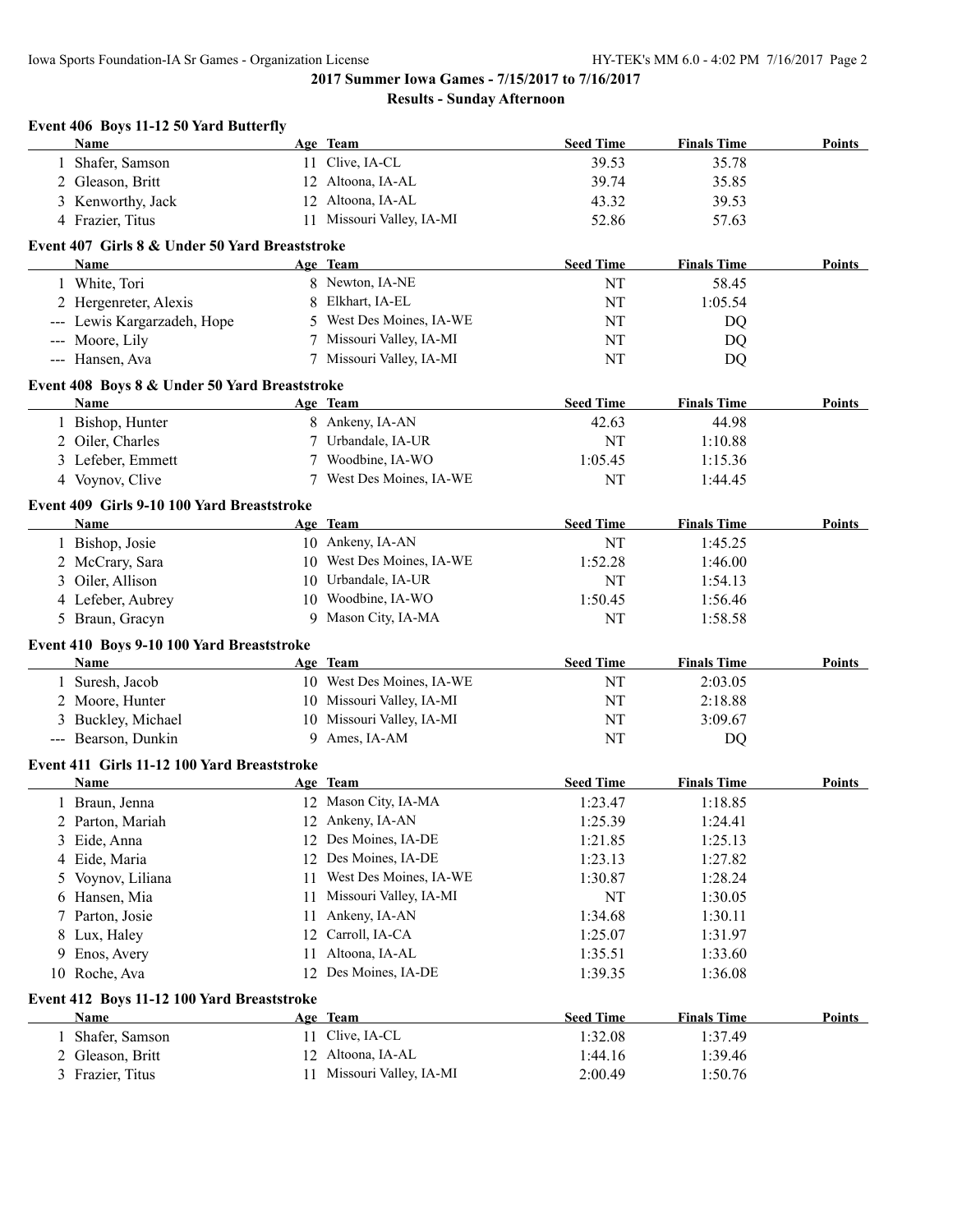**2017 Summer Iowa Games - 7/15/2017 to 7/16/2017**

**Results - Sunday Afternoon**

### Event 406 Boys 11-12 50 Yard Butterfly

| | Name | Age | Team | Seed Time | Finals Time | Points |
|---|---|---|---|---|---|---|
| 1 | Shafer, Samson | 11 | Clive, IA-CL | 39.53 | 35.78 | |
| 2 | Gleason, Britt | 12 | Altoona, IA-AL | 39.74 | 35.85 | |
| 3 | Kenworthy, Jack | 12 | Altoona, IA-AL | 43.32 | 39.53 | |
| 4 | Frazier, Titus | 11 | Missouri Valley, IA-MI | 52.86 | 57.63 | |

### Event 407 Girls 8 & Under 50 Yard Breaststroke

| | Name | Age | Team | Seed Time | Finals Time | Points |
|---|---|---|---|---|---|---|
| 1 | White, Tori | 8 | Newton, IA-NE | NT | 58.45 | |
| 2 | Hergenreter, Alexis | 8 | Elkhart, IA-EL | NT | 1:05.54 | |
| --- | Lewis Kargarzadeh, Hope | 5 | West Des Moines, IA-WE | NT | DQ | |
| --- | Moore, Lily | 7 | Missouri Valley, IA-MI | NT | DQ | |
| --- | Hansen, Ava | 7 | Missouri Valley, IA-MI | NT | DQ | |

### Event 408 Boys 8 & Under 50 Yard Breaststroke

| | Name | Age | Team | Seed Time | Finals Time | Points |
|---|---|---|---|---|---|---|
| 1 | Bishop, Hunter | 8 | Ankeny, IA-AN | 42.63 | 44.98 | |
| 2 | Oiler, Charles | 7 | Urbandale, IA-UR | NT | 1:10.88 | |
| 3 | Lefeber, Emmett | 7 | Woodbine, IA-WO | 1:05.45 | 1:15.36 | |
| 4 | Voynov, Clive | 7 | West Des Moines, IA-WE | NT | 1:44.45 | |

### Event 409 Girls 9-10 100 Yard Breaststroke

| | Name | Age | Team | Seed Time | Finals Time | Points |
|---|---|---|---|---|---|---|
| 1 | Bishop, Josie | 10 | Ankeny, IA-AN | NT | 1:45.25 | |
| 2 | McCrary, Sara | 10 | West Des Moines, IA-WE | 1:52.28 | 1:46.00 | |
| 3 | Oiler, Allison | 10 | Urbandale, IA-UR | NT | 1:54.13 | |
| 4 | Lefeber, Aubrey | 10 | Woodbine, IA-WO | 1:50.45 | 1:56.46 | |
| 5 | Braun, Gracyn | 9 | Mason City, IA-MA | NT | 1:58.58 | |

### Event 410 Boys 9-10 100 Yard Breaststroke

| | Name | Age | Team | Seed Time | Finals Time | Points |
|---|---|---|---|---|---|---|
| 1 | Suresh, Jacob | 10 | West Des Moines, IA-WE | NT | 2:03.05 | |
| 2 | Moore, Hunter | 10 | Missouri Valley, IA-MI | NT | 2:18.88 | |
| 3 | Buckley, Michael | 10 | Missouri Valley, IA-MI | NT | 3:09.67 | |
| --- | Bearson, Dunkin | 9 | Ames, IA-AM | NT | DQ | |

### Event 411 Girls 11-12 100 Yard Breaststroke

| | Name | Age | Team | Seed Time | Finals Time | Points |
|---|---|---|---|---|---|---|
| 1 | Braun, Jenna | 12 | Mason City, IA-MA | 1:23.47 | 1:18.85 | |
| 2 | Parton, Mariah | 12 | Ankeny, IA-AN | 1:25.39 | 1:24.41 | |
| 3 | Eide, Anna | 12 | Des Moines, IA-DE | 1:21.85 | 1:25.13 | |
| 4 | Eide, Maria | 12 | Des Moines, IA-DE | 1:23.13 | 1:27.82 | |
| 5 | Voynov, Liliana | 11 | West Des Moines, IA-WE | 1:30.87 | 1:28.24 | |
| 6 | Hansen, Mia | 11 | Missouri Valley, IA-MI | NT | 1:30.05 | |
| 7 | Parton, Josie | 11 | Ankeny, IA-AN | 1:34.68 | 1:30.11 | |
| 8 | Lux, Haley | 12 | Carroll, IA-CA | 1:25.07 | 1:31.97 | |
| 9 | Enos, Avery | 11 | Altoona, IA-AL | 1:35.51 | 1:33.60 | |
| 10 | Roche, Ava | 12 | Des Moines, IA-DE | 1:39.35 | 1:36.08 | |

### Event 412 Boys 11-12 100 Yard Breaststroke

| | Name | Age | Team | Seed Time | Finals Time | Points |
|---|---|---|---|---|---|---|
| 1 | Shafer, Samson | 11 | Clive, IA-CL | 1:32.08 | 1:37.49 | |
| 2 | Gleason, Britt | 12 | Altoona, IA-AL | 1:44.16 | 1:39.46 | |
| 3 | Frazier, Titus | 11 | Missouri Valley, IA-MI | 2:00.49 | 1:50.76 | |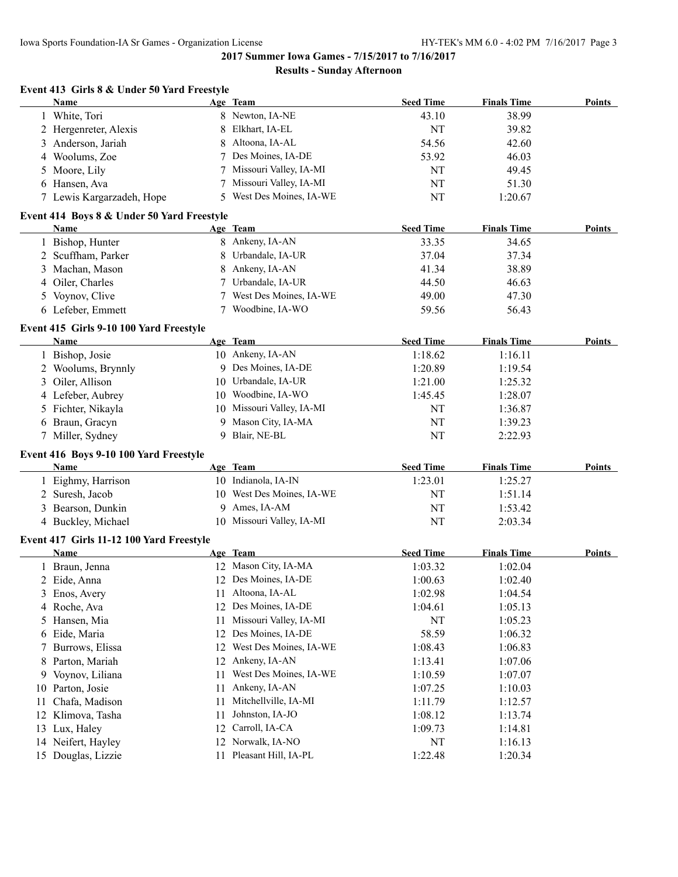## 2017 Summer Iowa Games - 7/15/2017 to 7/16/2017

### Results - Sunday Afternoon

#### Event 413 Girls 8 & Under 50 Yard Freestyle

| | Name | Age | Team | Seed Time | Finals Time | Points |
|---|---|---|---|---|---|---|
| 1 | White, Tori | 8 | Newton, IA-NE | 43.10 | 38.99 | |
| 2 | Hergenreter, Alexis | 8 | Elkhart, IA-EL | NT | 39.82 | |
| 3 | Anderson, Jariah | 8 | Altoona, IA-AL | 54.56 | 42.60 | |
| 4 | Woolums, Zoe | 7 | Des Moines, IA-DE | 53.92 | 46.03 | |
| 5 | Moore, Lily | 7 | Missouri Valley, IA-MI | NT | 49.45 | |
| 6 | Hansen, Ava | 7 | Missouri Valley, IA-MI | NT | 51.30 | |
| 7 | Lewis Kargarzadeh, Hope | 5 | West Des Moines, IA-WE | NT | 1:20.67 | |

#### Event 414 Boys 8 & Under 50 Yard Freestyle

| | Name | Age | Team | Seed Time | Finals Time | Points |
|---|---|---|---|---|---|---|
| 1 | Bishop, Hunter | 8 | Ankeny, IA-AN | 33.35 | 34.65 | |
| 2 | Scuffham, Parker | 8 | Urbandale, IA-UR | 37.04 | 37.34 | |
| 3 | Machan, Mason | 8 | Ankeny, IA-AN | 41.34 | 38.89 | |
| 4 | Oiler, Charles | 7 | Urbandale, IA-UR | 44.50 | 46.63 | |
| 5 | Voynov, Clive | 7 | West Des Moines, IA-WE | 49.00 | 47.30 | |
| 6 | Lefeber, Emmett | 7 | Woodbine, IA-WO | 59.56 | 56.43 | |

#### Event 415 Girls 9-10 100 Yard Freestyle

| | Name | Age | Team | Seed Time | Finals Time | Points |
|---|---|---|---|---|---|---|
| 1 | Bishop, Josie | 10 | Ankeny, IA-AN | 1:18.62 | 1:16.11 | |
| 2 | Woolums, Brynnly | 9 | Des Moines, IA-DE | 1:20.89 | 1:19.54 | |
| 3 | Oiler, Allison | 10 | Urbandale, IA-UR | 1:21.00 | 1:25.32 | |
| 4 | Lefeber, Aubrey | 10 | Woodbine, IA-WO | 1:45.45 | 1:28.07 | |
| 5 | Fichter, Nikayla | 10 | Missouri Valley, IA-MI | NT | 1:36.87 | |
| 6 | Braun, Gracyn | 9 | Mason City, IA-MA | NT | 1:39.23 | |
| 7 | Miller, Sydney | 9 | Blair, NE-BL | NT | 2:22.93 | |

#### Event 416 Boys 9-10 100 Yard Freestyle

| | Name | Age | Team | Seed Time | Finals Time | Points |
|---|---|---|---|---|---|---|
| 1 | Eighmy, Harrison | 10 | Indianola, IA-IN | 1:23.01 | 1:25.27 | |
| 2 | Suresh, Jacob | 10 | West Des Moines, IA-WE | NT | 1:51.14 | |
| 3 | Bearson, Dunkin | 9 | Ames, IA-AM | NT | 1:53.42 | |
| 4 | Buckley, Michael | 10 | Missouri Valley, IA-MI | NT | 2:03.34 | |

#### Event 417 Girls 11-12 100 Yard Freestyle

| | Name | Age | Team | Seed Time | Finals Time | Points |
|---|---|---|---|---|---|---|
| 1 | Braun, Jenna | 12 | Mason City, IA-MA | 1:03.32 | 1:02.04 | |
| 2 | Eide, Anna | 12 | Des Moines, IA-DE | 1:00.63 | 1:02.40 | |
| 3 | Enos, Avery | 11 | Altoona, IA-AL | 1:02.98 | 1:04.54 | |
| 4 | Roche, Ava | 12 | Des Moines, IA-DE | 1:04.61 | 1:05.13 | |
| 5 | Hansen, Mia | 11 | Missouri Valley, IA-MI | NT | 1:05.23 | |
| 6 | Eide, Maria | 12 | Des Moines, IA-DE | 58.59 | 1:06.32 | |
| 7 | Burrows, Elissa | 12 | West Des Moines, IA-WE | 1:08.43 | 1:06.83 | |
| 8 | Parton, Mariah | 12 | Ankeny, IA-AN | 1:13.41 | 1:07.06 | |
| 9 | Voynov, Liliana | 11 | West Des Moines, IA-WE | 1:10.59 | 1:07.07 | |
| 10 | Parton, Josie | 11 | Ankeny, IA-AN | 1:07.25 | 1:10.03 | |
| 11 | Chafa, Madison | 11 | Mitchellville, IA-MI | 1:11.79 | 1:12.57 | |
| 12 | Klimova, Tasha | 11 | Johnston, IA-JO | 1:08.12 | 1:13.74 | |
| 13 | Lux, Haley | 12 | Carroll, IA-CA | 1:09.73 | 1:14.81 | |
| 14 | Neifert, Hayley | 12 | Norwalk, IA-NO | NT | 1:16.13 | |
| 15 | Douglas, Lizzie | 11 | Pleasant Hill, IA-PL | 1:22.48 | 1:20.34 | |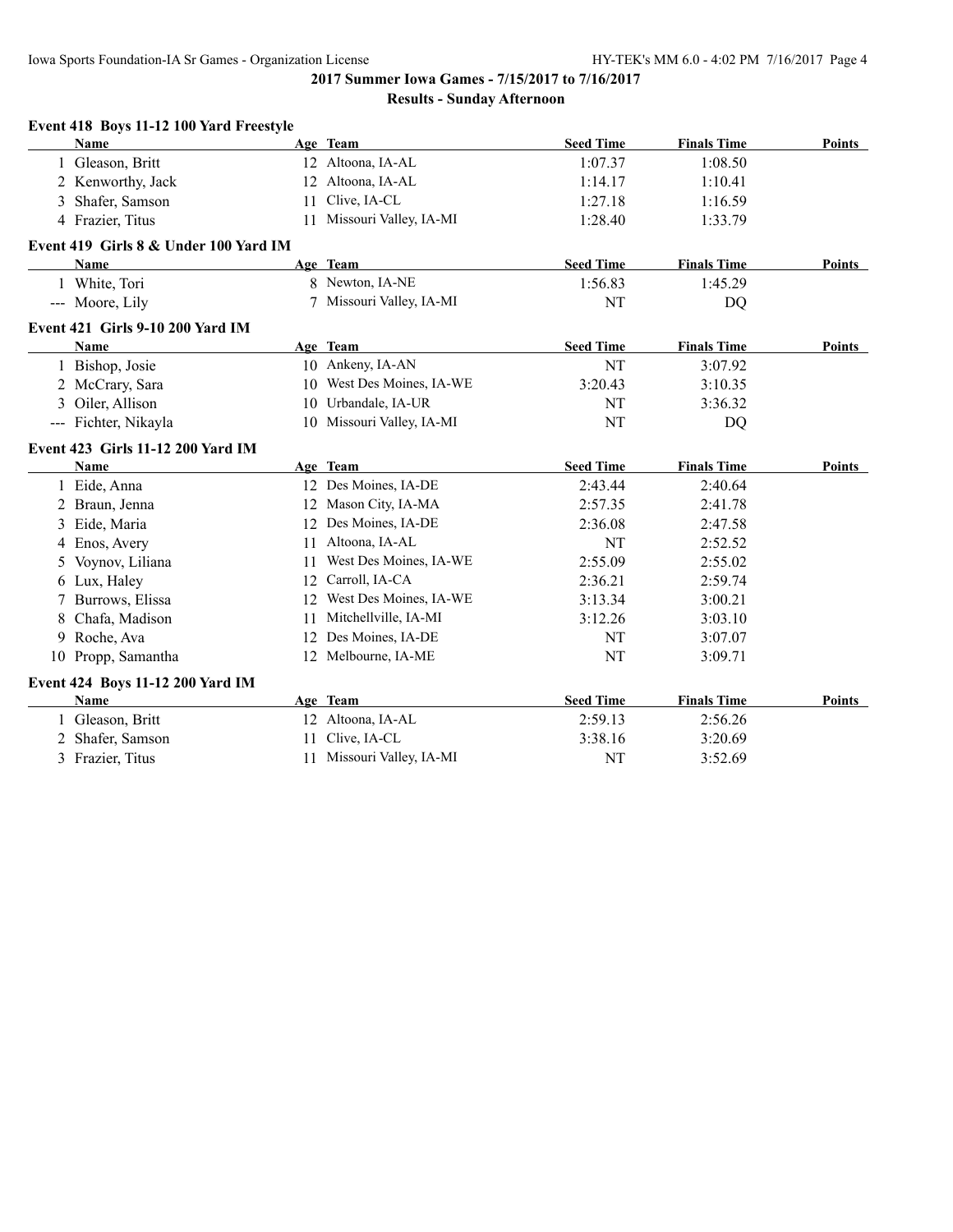**2017 Summer Iowa Games - 7/15/2017 to 7/16/2017**

**Results - Sunday Afternoon**

### Event 418 Boys 11-12 100 Yard Freestyle

| | Name | Age | Team | Seed Time | Finals Time | Points |
|---|---|---|---|---|---|---|
| 1 | Gleason, Britt | 12 | Altoona, IA-AL | 1:07.37 | 1:08.50 | |
| 2 | Kenworthy, Jack | 12 | Altoona, IA-AL | 1:14.17 | 1:10.41 | |
| 3 | Shafer, Samson | 11 | Clive, IA-CL | 1:27.18 | 1:16.59 | |
| 4 | Frazier, Titus | 11 | Missouri Valley, IA-MI | 1:28.40 | 1:33.79 | |

### Event 419 Girls 8 & Under 100 Yard IM

| | Name | Age | Team | Seed Time | Finals Time | Points |
|---|---|---|---|---|---|---|
| 1 | White, Tori | 8 | Newton, IA-NE | 1:56.83 | 1:45.29 | |
| --- | Moore, Lily | 7 | Missouri Valley, IA-MI | NT | DQ | |

### Event 421 Girls 9-10 200 Yard IM

| | Name | Age | Team | Seed Time | Finals Time | Points |
|---|---|---|---|---|---|---|
| 1 | Bishop, Josie | 10 | Ankeny, IA-AN | NT | 3:07.92 | |
| 2 | McCrary, Sara | 10 | West Des Moines, IA-WE | 3:20.43 | 3:10.35 | |
| 3 | Oiler, Allison | 10 | Urbandale, IA-UR | NT | 3:36.32 | |
| --- | Fichter, Nikayla | 10 | Missouri Valley, IA-MI | NT | DQ | |

### Event 423 Girls 11-12 200 Yard IM

| | Name | Age | Team | Seed Time | Finals Time | Points |
|---|---|---|---|---|---|---|
| 1 | Eide, Anna | 12 | Des Moines, IA-DE | 2:43.44 | 2:40.64 | |
| 2 | Braun, Jenna | 12 | Mason City, IA-MA | 2:57.35 | 2:41.78 | |
| 3 | Eide, Maria | 12 | Des Moines, IA-DE | 2:36.08 | 2:47.58 | |
| 4 | Enos, Avery | 11 | Altoona, IA-AL | NT | 2:52.52 | |
| 5 | Voynov, Liliana | 11 | West Des Moines, IA-WE | 2:55.09 | 2:55.02 | |
| 6 | Lux, Haley | 12 | Carroll, IA-CA | 2:36.21 | 2:59.74 | |
| 7 | Burrows, Elissa | 12 | West Des Moines, IA-WE | 3:13.34 | 3:00.21 | |
| 8 | Chafa, Madison | 11 | Mitchellville, IA-MI | 3:12.26 | 3:03.10 | |
| 9 | Roche, Ava | 12 | Des Moines, IA-DE | NT | 3:07.07 | |
| 10 | Propp, Samantha | 12 | Melbourne, IA-ME | NT | 3:09.71 | |

### Event 424 Boys 11-12 200 Yard IM

| | Name | Age | Team | Seed Time | Finals Time | Points |
|---|---|---|---|---|---|---|
| 1 | Gleason, Britt | 12 | Altoona, IA-AL | 2:59.13 | 2:56.26 | |
| 2 | Shafer, Samson | 11 | Clive, IA-CL | 3:38.16 | 3:20.69 | |
| 3 | Frazier, Titus | 11 | Missouri Valley, IA-MI | NT | 3:52.69 | |